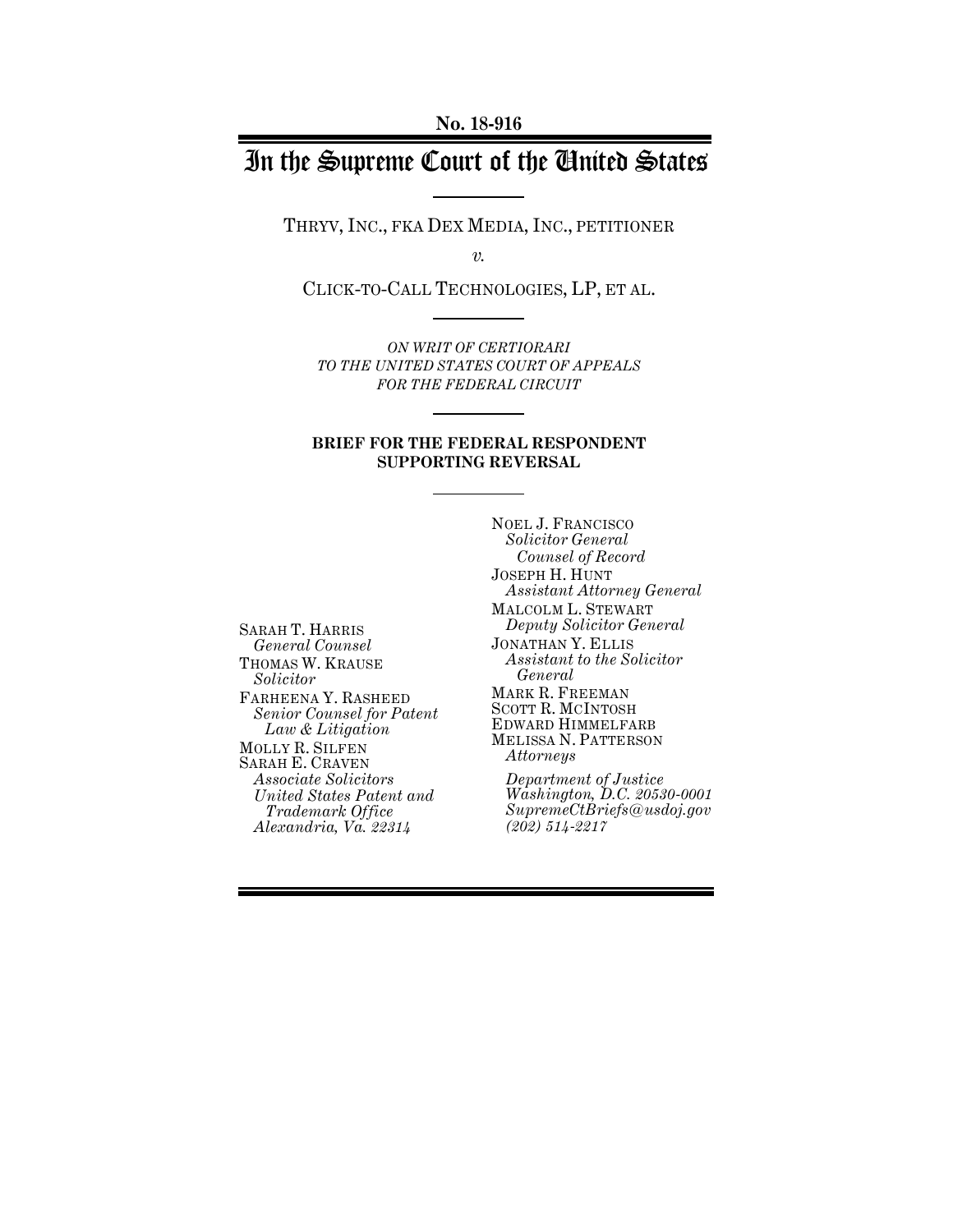**No. 18-916**

# In the Supreme Court of the United States

THRYV, INC., FKA DEX MEDIA, INC., PETITIONER

*v.*

CLICK-TO-CALL TECHNOLOGIES, LP, ET AL.

*ON WRIT OF CERTIORARI TO THE UNITED STATES COURT OF APPEALS FOR THE FEDERAL CIRCUIT*

**BRIEF FOR THE FEDERAL RESPONDENT SUPPORTING REVERSAL**

SARAH T. HARRIS
*General Counsel*
THOMAS W. KRAUSE
*Solicitor*
FARHEENA Y. RASHEED
*Senior Counsel for Patent Law & Litigation*
MOLLY R. SILFEN
SARAH E. CRAVEN
*Associate Solicitors*
*United States Patent and Trademark Office*
*Alexandria, Va. 22314*

NOEL J. FRANCISCO
*Solicitor General*
*Counsel of Record*
JOSEPH H. HUNT
*Assistant Attorney General*
MALCOLM L. STEWART
*Deputy Solicitor General*
JONATHAN Y. ELLIS
*Assistant to the Solicitor General*
MARK R. FREEMAN
SCOTT R. MCINTOSH
EDWARD HIMMELFARB
MELISSA N. PATTERSON
*Attorneys*

*Department of Justice*
*Washington, D.C. 20530-0001*
*SupremeCtBriefs@usdoj.gov*
*(202) 514-2217*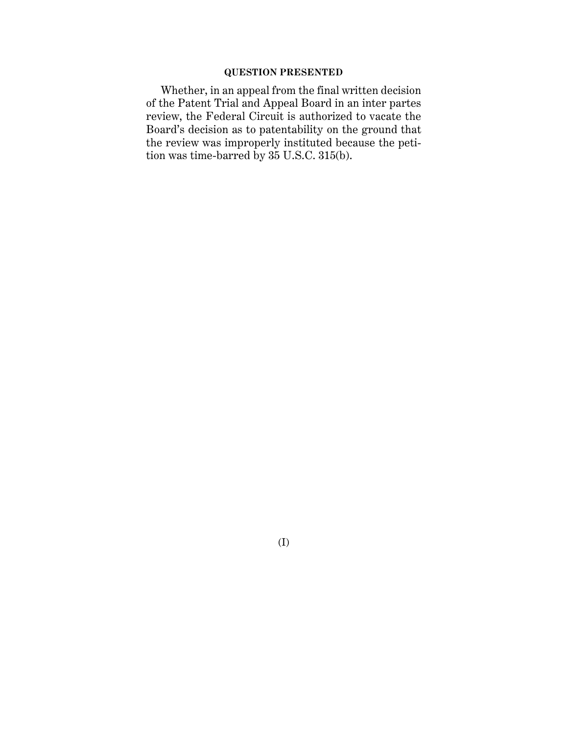## QUESTION PRESENTED

Whether, in an appeal from the final written decision of the Patent Trial and Appeal Board in an inter partes review, the Federal Circuit is authorized to vacate the Board's decision as to patentability on the ground that the review was improperly instituted because the petition was time-barred by 35 U.S.C. 315(b).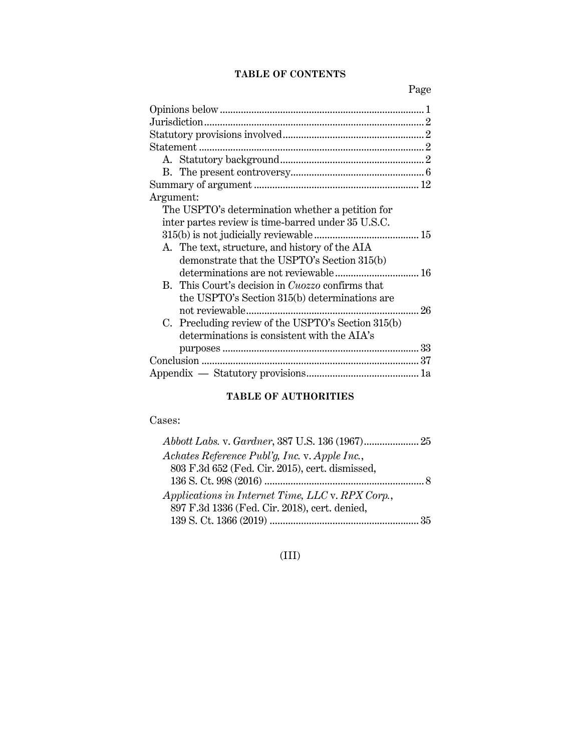## TABLE OF CONTENTS

| | Page |
|---|---|
| Opinions below | 1 |
| Jurisdiction | 2 |
| Statutory provisions involved | 2 |
| Statement | 2 |
| A. Statutory background | 2 |
| B. The present controversy | 6 |
| Summary of argument | 12 |
| Argument: | |
| The USPTO's determination whether a petition for inter partes review is time-barred under 35 U.S.C. 315(b) is not judicially reviewable | 15 |
| A. The text, structure, and history of the AIA demonstrate that the USPTO's Section 315(b) determinations are not reviewable | 16 |
| B. This Court's decision in *Cuozzo* confirms that the USPTO's Section 315(b) determinations are not reviewable | 26 |
| C. Precluding review of the USPTO's Section 315(b) determinations is consistent with the AIA's purposes | 33 |
| Conclusion | 37 |
| Appendix — Statutory provisions | 1a |

## TABLE OF AUTHORITIES

Cases:

| | |
|---|---|
| *Abbott Labs.* v. *Gardner*, 387 U.S. 136 (1967) | 25 |
| *Achates Reference Publ'g, Inc.* v. *Apple Inc.*, 803 F.3d 652 (Fed. Cir. 2015), cert. dismissed, 136 S. Ct. 998 (2016) | 8 |
| *Applications in Internet Time, LLC* v. *RPX Corp.*, 897 F.3d 1336 (Fed. Cir. 2018), cert. denied, 139 S. Ct. 1366 (2019) | 35 |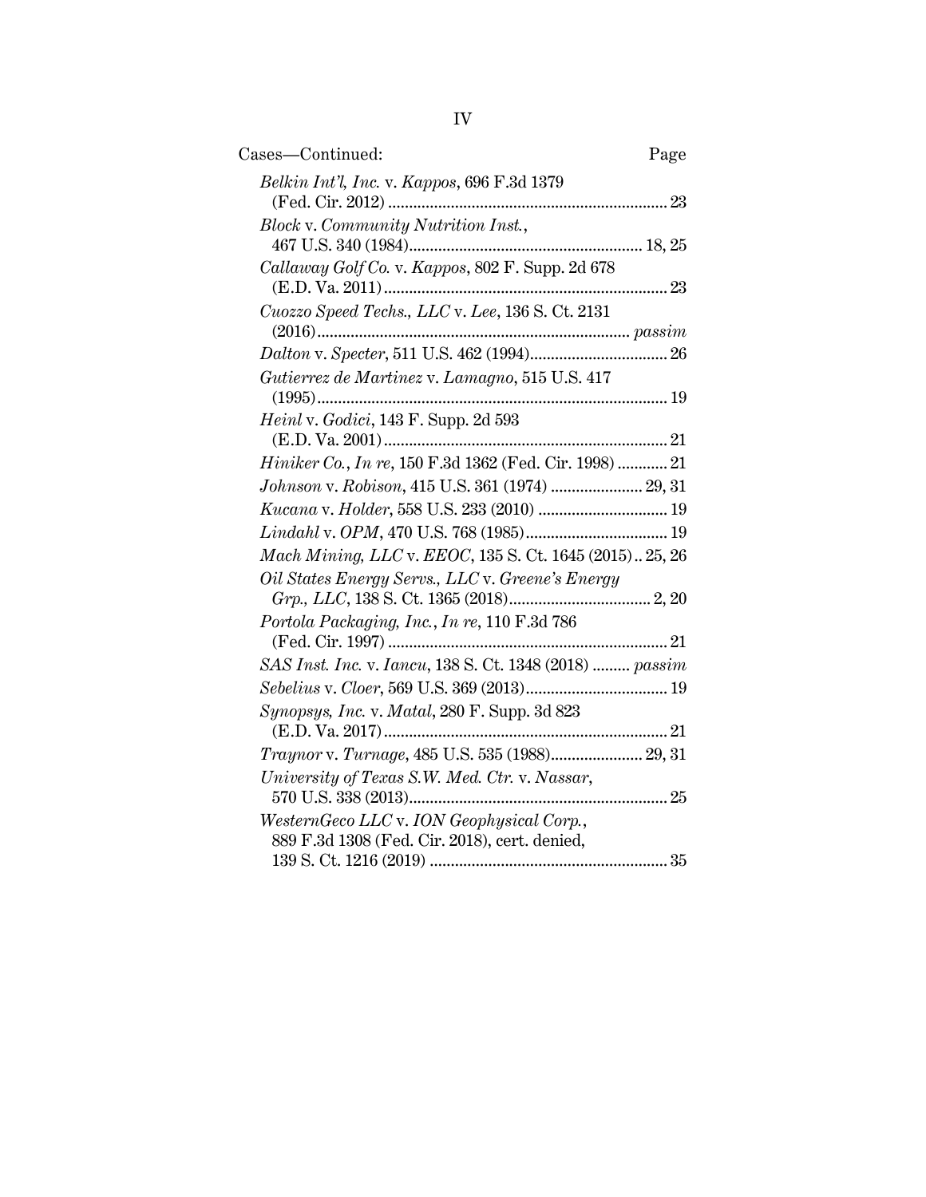| Cases—Continued: | Page |
|---|---|
| *Belkin Int'l, Inc.* v. *Kappos*, 696 F.3d 1379 (Fed. Cir. 2012) | 23 |
| *Block* v. *Community Nutrition Inst.*, 467 U.S. 340 (1984) | 18, 25 |
| *Callaway Golf Co.* v. *Kappos*, 802 F. Supp. 2d 678 (E.D. Va. 2011) | 23 |
| *Cuozzo Speed Techs., LLC* v. *Lee*, 136 S. Ct. 2131 (2016) | *passim* |
| *Dalton* v. *Specter*, 511 U.S. 462 (1994) | 26 |
| *Gutierrez de Martinez* v. *Lamagno*, 515 U.S. 417 (1995) | 19 |
| *Heinl* v. *Godici*, 143 F. Supp. 2d 593 (E.D. Va. 2001) | 21 |
| *Hiniker Co.*, *In re*, 150 F.3d 1362 (Fed. Cir. 1998) | 21 |
| *Johnson* v. *Robison*, 415 U.S. 361 (1974) | 29, 31 |
| *Kucana* v. *Holder*, 558 U.S. 233 (2010) | 19 |
| *Lindahl* v. *OPM*, 470 U.S. 768 (1985) | 19 |
| *Mach Mining, LLC* v. *EEOC*, 135 S. Ct. 1645 (2015) | 25, 26 |
| *Oil States Energy Servs., LLC* v. *Greene's Energy Grp., LLC*, 138 S. Ct. 1365 (2018) | 2, 20 |
| *Portola Packaging, Inc.*, *In re*, 110 F.3d 786 (Fed. Cir. 1997) | 21 |
| *SAS Inst. Inc.* v. *Iancu*, 138 S. Ct. 1348 (2018) | *passim* |
| *Sebelius* v. *Cloer*, 569 U.S. 369 (2013) | 19 |
| *Synopsys, Inc.* v. *Matal*, 280 F. Supp. 3d 823 (E.D. Va. 2017) | 21 |
| *Traynor* v. *Turnage*, 485 U.S. 535 (1988) | 29, 31 |
| *University of Texas S.W. Med. Ctr.* v. *Nassar*, 570 U.S. 338 (2013) | 25 |
| *WesternGeco LLC* v. *ION Geophysical Corp.*, 889 F.3d 1308 (Fed. Cir. 2018), cert. denied, 139 S. Ct. 1216 (2019) | 35 |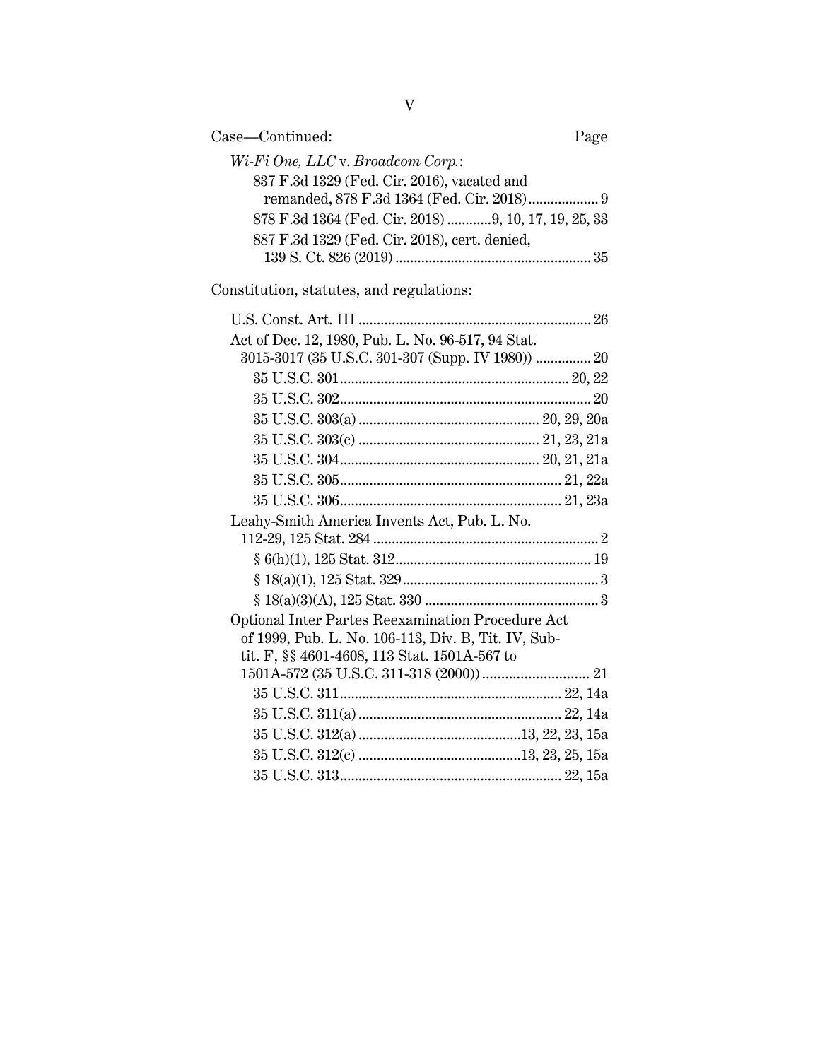Case—Continued: Page

*Wi-Fi One, LLC* v. *Broadcom Corp.*:

837 F.3d 1329 (Fed. Cir. 2016), vacated and remanded, 878 F.3d 1364 (Fed. Cir. 2018) .................. 9

878 F.3d 1364 (Fed. Cir. 2018) ...........9, 10, 17, 19, 25, 33

887 F.3d 1329 (Fed. Cir. 2018), cert. denied, 139 S. Ct. 826 (2019) .................................................... 35

Constitution, statutes, and regulations:

U.S. Const. Art. III ............................................................. 26

Act of Dec. 12, 1980, Pub. L. No. 96-517, 94 Stat. 3015-3017 (35 U.S.C. 301-307 (Supp. IV 1980)) ............... 20

35 U.S.C. 301............................................................ 20, 22

35 U.S.C. 302.................................................................. 20

35 U.S.C. 303(a) ............................................... 20, 29, 20a

35 U.S.C. 303(c) ............................................... 21, 23, 21a

35 U.S.C. 304.................................................... 20, 21, 21a

35 U.S.C. 305........................................................... 21, 22a

35 U.S.C. 306........................................................... 21, 23a

Leahy-Smith America Invents Act, Pub. L. No. 112-29, 125 Stat. 284 ............................................................ 2

§ 6(h)(1), 125 Stat. 312.................................................... 19

§ 18(a)(1), 125 Stat. 329.................................................... 3

§ 18(a)(3)(A), 125 Stat. 330 .............................................. 3

Optional Inter Partes Reexamination Procedure Act of 1999, Pub. L. No. 106-113, Div. B, Tit. IV, Subtit. F, §§ 4601-4608, 113 Stat. 1501A-567 to 1501A-572 (35 U.S.C. 311-318 (2000)) ............................ 21

35 U.S.C. 311........................................................... 22, 14a

35 U.S.C. 311(a) ...................................................... 22, 14a

35 U.S.C. 312(a) ...........................................13, 22, 23, 15a

35 U.S.C. 312(c) ...........................................13, 23, 25, 15a

35 U.S.C. 313........................................................... 22, 15a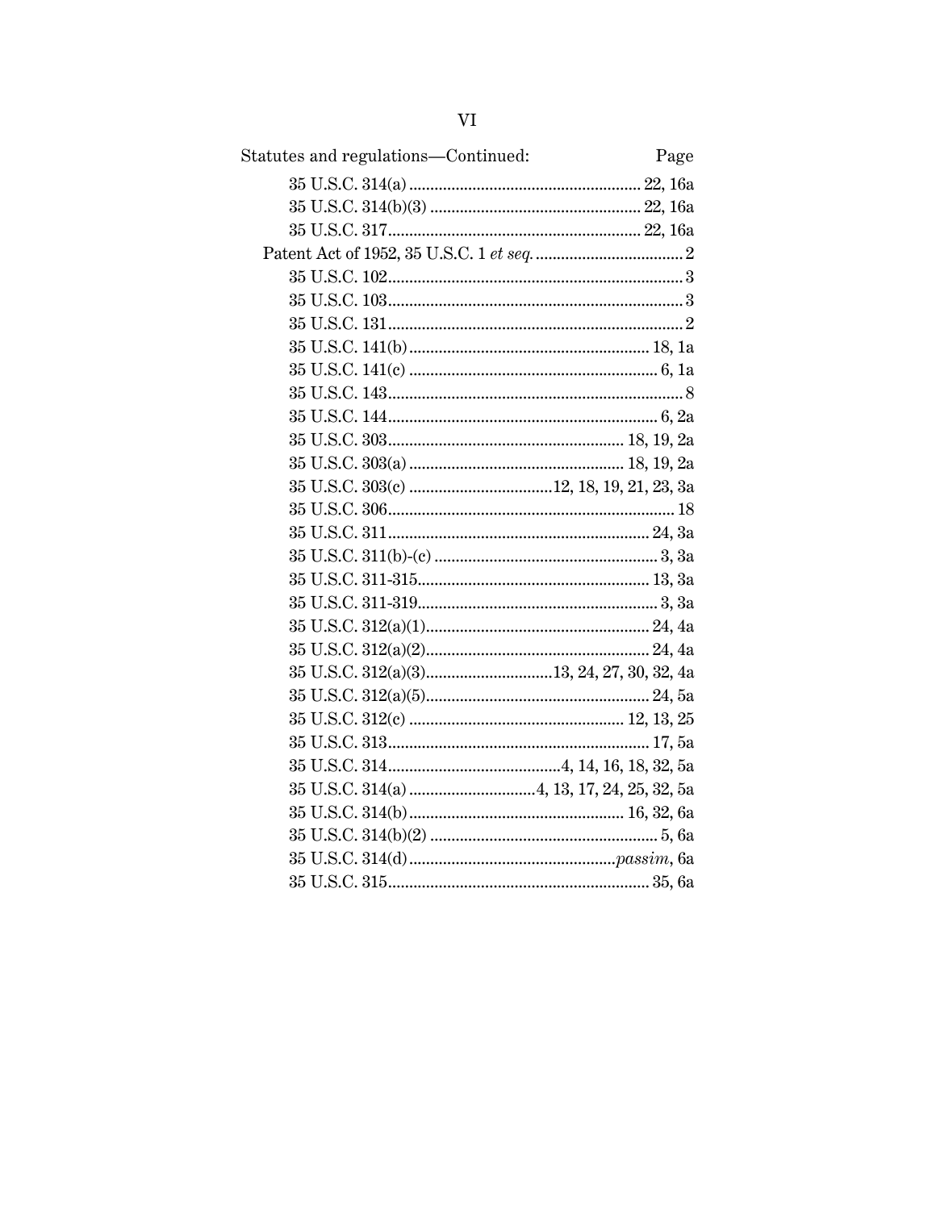Statutes and regulations—Continued: Page

35 U.S.C. 314(a) .......................................................22, 16a
35 U.S.C. 314(b)(3) ..................................................22, 16a
35 U.S.C. 317............................................................22, 16a
Patent Act of 1952, 35 U.S.C. 1 *et seq.* ...................................2
35 U.S.C. 102.......................................................................3
35 U.S.C. 103.......................................................................3
35 U.S.C. 131.......................................................................2
35 U.S.C. 141(b).........................................................18, 1a
35 U.S.C. 141(c) ...........................................................6, 1a
35 U.S.C. 143.......................................................................8
35 U.S.C. 144................................................................6, 2a
35 U.S.C. 303........................................................18, 19, 2a
35 U.S.C. 303(a) ...................................................18, 19, 2a
35 U.S.C. 303(c) ..................................12, 18, 19, 21, 23, 3a
35 U.S.C. 306.....................................................................18
35 U.S.C. 311..............................................................24, 3a
35 U.S.C. 311(b)-(c) .....................................................3, 3a
35 U.S.C. 311-315.......................................................13, 3a
35 U.S.C. 311-319.........................................................3, 3a
35 U.S.C. 312(a)(1).....................................................24, 4a
35 U.S.C. 312(a)(2).....................................................24, 4a
35 U.S.C. 312(a)(3)..............................13, 24, 27, 30, 32, 4a
35 U.S.C. 312(a)(5).....................................................24, 5a
35 U.S.C. 312(c) ...................................................12, 13, 25
35 U.S.C. 313..............................................................17, 5a
35 U.S.C. 314.........................................4, 14, 16, 18, 32, 5a
35 U.S.C. 314(a) ..............................4, 13, 17, 24, 25, 32, 5a
35 U.S.C. 314(b)...................................................16, 32, 6a
35 U.S.C. 314(b)(2) ......................................................5, 6a
35 U.S.C. 314(d).................................................*passim*, 6a
35 U.S.C. 315..............................................................35, 6a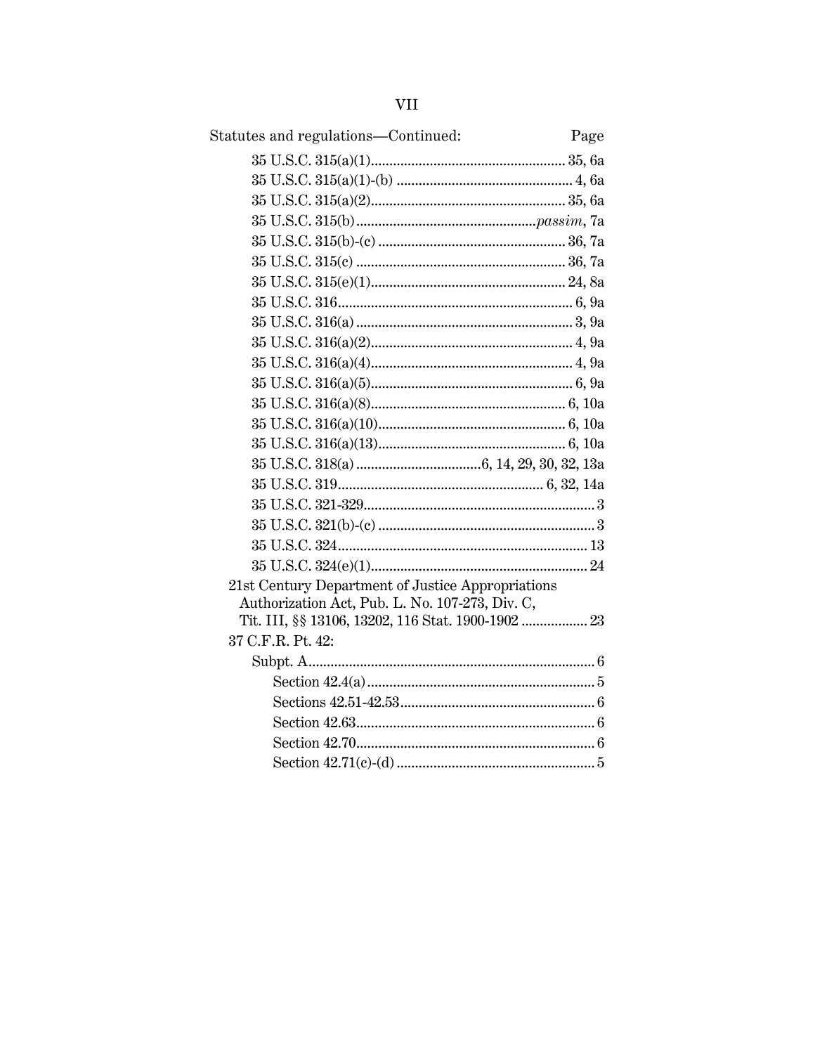Statutes and regulations—Continued: Page

35 U.S.C. 315(a)(1)....................................................... 35, 6a
35 U.S.C. 315(a)(1)-(b) ................................................ 4, 6a
35 U.S.C. 315(a)(2)....................................................... 35, 6a
35 U.S.C. 315(b)................................................*passim*, 7a
35 U.S.C. 315(b)-(c) ................................................... 36, 7a
35 U.S.C. 315(c) ......................................................... 36, 7a
35 U.S.C. 315(e)(1)..................................................... 24, 8a
35 U.S.C. 316................................................................ 6, 9a
35 U.S.C. 316(a) ........................................................... 3, 9a
35 U.S.C. 316(a)(2)....................................................... 4, 9a
35 U.S.C. 316(a)(4)....................................................... 4, 9a
35 U.S.C. 316(a)(5)....................................................... 6, 9a
35 U.S.C. 316(a)(8)..................................................... 6, 10a
35 U.S.C. 316(a)(10)................................................... 6, 10a
35 U.S.C. 316(a)(13)................................................... 6, 10a
35 U.S.C. 318(a) ..................................6, 14, 29, 30, 32, 13a
35 U.S.C. 319........................................................ 6, 32, 14a
35 U.S.C. 321-329............................................................... 3
35 U.S.C. 321(b)-(c) ........................................................... 3
35 U.S.C. 324.................................................................... 13
35 U.S.C. 324(e)(1)........................................................... 24

21st Century Department of Justice Appropriations Authorization Act, Pub. L. No. 107-273, Div. C, Tit. III, §§ 13106, 13202, 116 Stat. 1900-1902 .................. 23

37 C.F.R. Pt. 42:

Subpt. A.............................................................................. 6
Section 42.4(a) .............................................................. 5
Sections 42.51-42.53..................................................... 6
Section 42.63................................................................. 6
Section 42.70................................................................. 6
Section 42.71(c)-(d) ...................................................... 5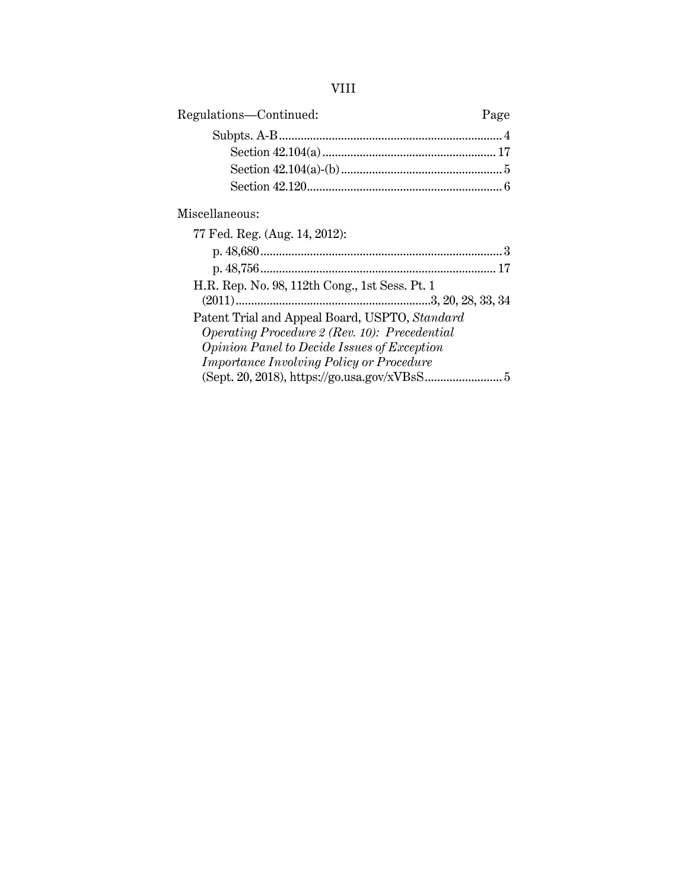Regulations—Continued: Page

Subpts. A-B ........................................................................ 4

Section 42.104(a) ........................................................ 17

Section 42.104(a)-(b) .................................................... 5

Section 42.120 ............................................................... 6

Miscellaneous:

77 Fed. Reg. (Aug. 14, 2012):

p. 48,680 .............................................................................. 3

p. 48,756 ............................................................................ 17

H.R. Rep. No. 98, 112th Cong., 1st Sess. Pt. 1 (2011) ................................................................3, 20, 28, 33, 34

Patent Trial and Appeal Board, USPTO, *Standard Operating Procedure 2 (Rev. 10): Precedential Opinion Panel to Decide Issues of Exception Importance Involving Policy or Procedure* (Sept. 20, 2018), https://go.usa.gov/xVBsS ......................... 5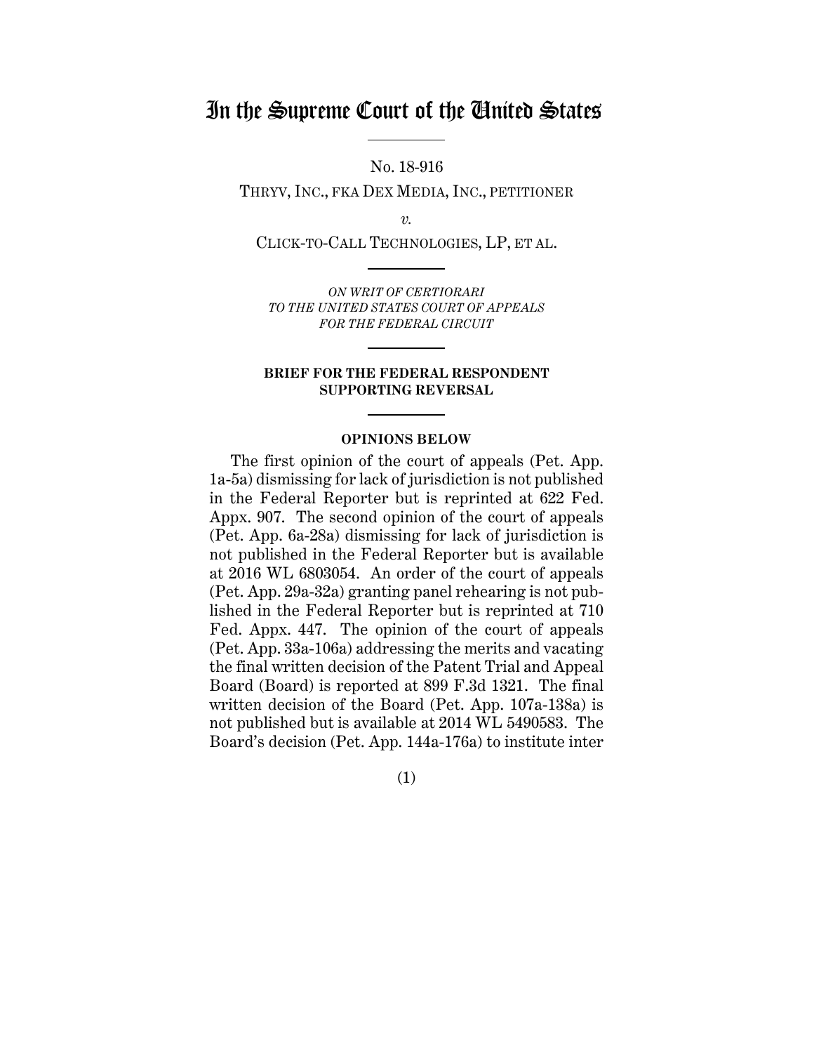# In the Supreme Court of the United States

No. 18-916

THRYV, INC., FKA DEX MEDIA, INC., PETITIONER

*v.*

CLICK-TO-CALL TECHNOLOGIES, LP, ET AL.

*ON WRIT OF CERTIORARI*
*TO THE UNITED STATES COURT OF APPEALS*
*FOR THE FEDERAL CIRCUIT*

**BRIEF FOR THE FEDERAL RESPONDENT SUPPORTING REVERSAL**

**OPINIONS BELOW**

The first opinion of the court of appeals (Pet. App. 1a-5a) dismissing for lack of jurisdiction is not published in the Federal Reporter but is reprinted at 622 Fed. Appx. 907. The second opinion of the court of appeals (Pet. App. 6a-28a) dismissing for lack of jurisdiction is not published in the Federal Reporter but is available at 2016 WL 6803054. An order of the court of appeals (Pet. App. 29a-32a) granting panel rehearing is not published in the Federal Reporter but is reprinted at 710 Fed. Appx. 447. The opinion of the court of appeals (Pet. App. 33a-106a) addressing the merits and vacating the final written decision of the Patent Trial and Appeal Board (Board) is reported at 899 F.3d 1321. The final written decision of the Board (Pet. App. 107a-138a) is not published but is available at 2014 WL 5490583. The Board's decision (Pet. App. 144a-176a) to institute inter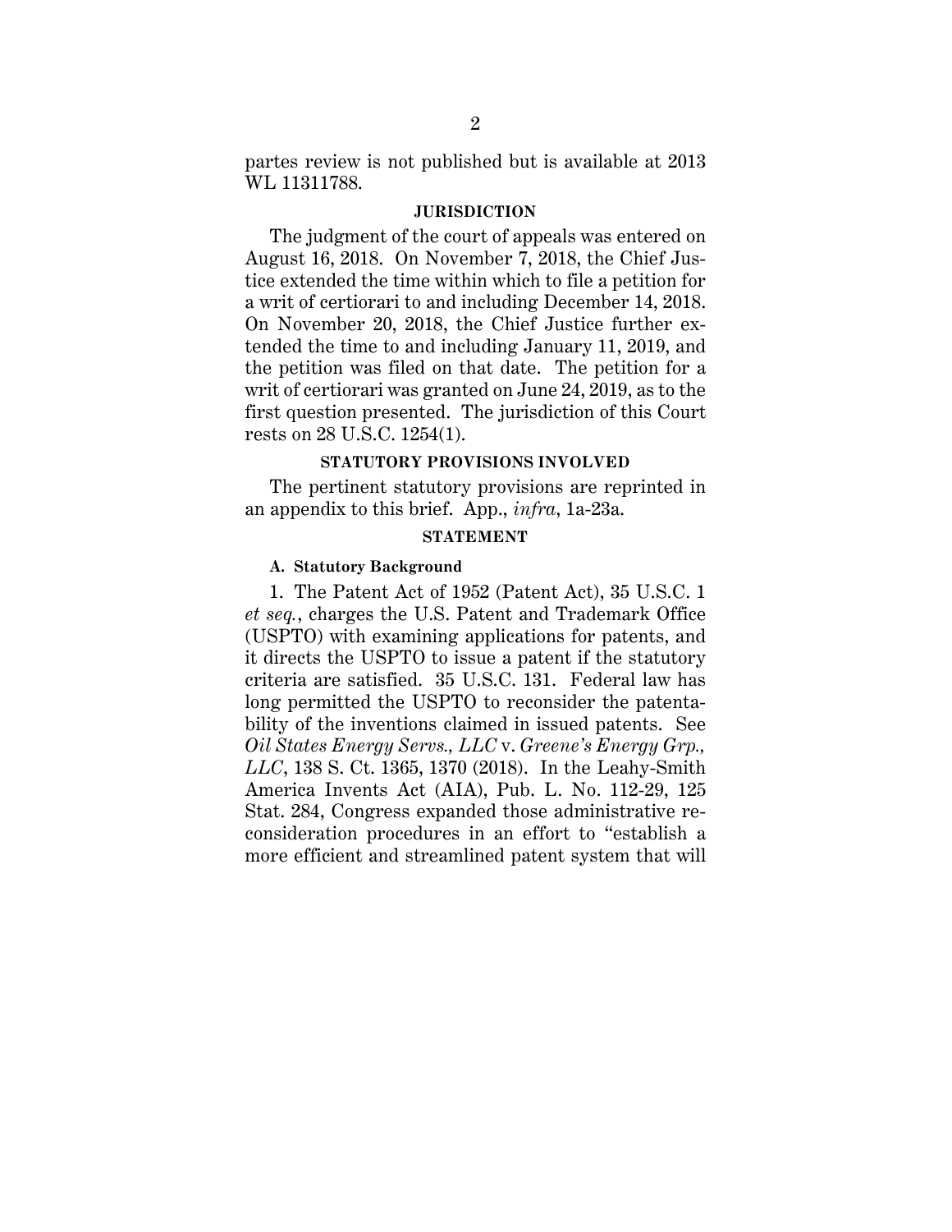partes review is not published but is available at 2013 WL 11311788.

## JURISDICTION

The judgment of the court of appeals was entered on August 16, 2018. On November 7, 2018, the Chief Justice extended the time within which to file a petition for a writ of certiorari to and including December 14, 2018. On November 20, 2018, the Chief Justice further extended the time to and including January 11, 2019, and the petition was filed on that date. The petition for a writ of certiorari was granted on June 24, 2019, as to the first question presented. The jurisdiction of this Court rests on 28 U.S.C. 1254(1).

## STATUTORY PROVISIONS INVOLVED

The pertinent statutory provisions are reprinted in an appendix to this brief. App., *infra*, 1a-23a.

## STATEMENT

### A. Statutory Background

1. The Patent Act of 1952 (Patent Act), 35 U.S.C. 1 *et seq.*, charges the U.S. Patent and Trademark Office (USPTO) with examining applications for patents, and it directs the USPTO to issue a patent if the statutory criteria are satisfied. 35 U.S.C. 131. Federal law has long permitted the USPTO to reconsider the patentability of the inventions claimed in issued patents. See *Oil States Energy Servs., LLC* v. *Greene's Energy Grp., LLC*, 138 S. Ct. 1365, 1370 (2018). In the Leahy-Smith America Invents Act (AIA), Pub. L. No. 112-29, 125 Stat. 284, Congress expanded those administrative reconsideration procedures in an effort to "establish a more efficient and streamlined patent system that will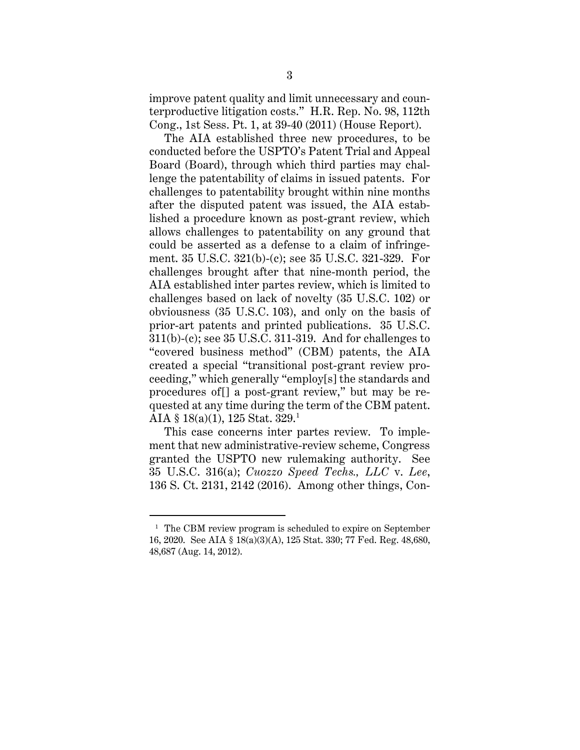improve patent quality and limit unnecessary and counterproductive litigation costs." H.R. Rep. No. 98, 112th Cong., 1st Sess. Pt. 1, at 39-40 (2011) (House Report).

The AIA established three new procedures, to be conducted before the USPTO's Patent Trial and Appeal Board (Board), through which third parties may challenge the patentability of claims in issued patents. For challenges to patentability brought within nine months after the disputed patent was issued, the AIA established a procedure known as post-grant review, which allows challenges to patentability on any ground that could be asserted as a defense to a claim of infringement. 35 U.S.C. 321(b)-(c); see 35 U.S.C. 321-329. For challenges brought after that nine-month period, the AIA established inter partes review, which is limited to challenges based on lack of novelty (35 U.S.C. 102) or obviousness (35 U.S.C. 103), and only on the basis of prior-art patents and printed publications. 35 U.S.C. 311(b)-(c); see 35 U.S.C. 311-319. And for challenges to "covered business method" (CBM) patents, the AIA created a special "transitional post-grant review proceeding," which generally "employ[s] the standards and procedures of[] a post-grant review," but may be requested at any time during the term of the CBM patent. AIA § 18(a)(1), 125 Stat. 329.[1]

This case concerns inter partes review. To implement that new administrative-review scheme, Congress granted the USPTO new rulemaking authority. See 35 U.S.C. 316(a); *Cuozzo Speed Techs., LLC* v. *Lee*, 136 S. Ct. 2131, 2142 (2016). Among other things, Con-

---

[1] The CBM review program is scheduled to expire on September 16, 2020. See AIA § 18(a)(3)(A), 125 Stat. 330; 77 Fed. Reg. 48,680, 48,687 (Aug. 14, 2012).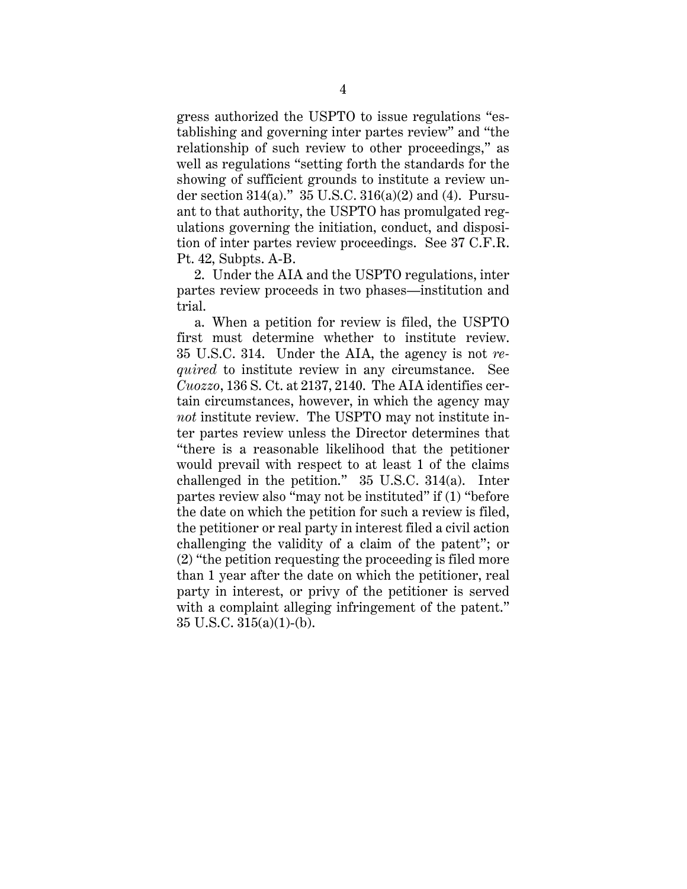gress authorized the USPTO to issue regulations "establishing and governing inter partes review" and "the relationship of such review to other proceedings," as well as regulations "setting forth the standards for the showing of sufficient grounds to institute a review under section 314(a)." 35 U.S.C. 316(a)(2) and (4). Pursuant to that authority, the USPTO has promulgated regulations governing the initiation, conduct, and disposition of inter partes review proceedings. See 37 C.F.R. Pt. 42, Subpts. A-B.

2. Under the AIA and the USPTO regulations, inter partes review proceeds in two phases—institution and trial.

a. When a petition for review is filed, the USPTO first must determine whether to institute review. 35 U.S.C. 314. Under the AIA, the agency is not *required* to institute review in any circumstance. See *Cuozzo*, 136 S. Ct. at 2137, 2140. The AIA identifies certain circumstances, however, in which the agency may *not* institute review. The USPTO may not institute inter partes review unless the Director determines that "there is a reasonable likelihood that the petitioner would prevail with respect to at least 1 of the claims challenged in the petition." 35 U.S.C. 314(a). Inter partes review also "may not be instituted" if (1) "before the date on which the petition for such a review is filed, the petitioner or real party in interest filed a civil action challenging the validity of a claim of the patent"; or (2) "the petition requesting the proceeding is filed more than 1 year after the date on which the petitioner, real party in interest, or privy of the petitioner is served with a complaint alleging infringement of the patent." 35 U.S.C. 315(a)(1)-(b).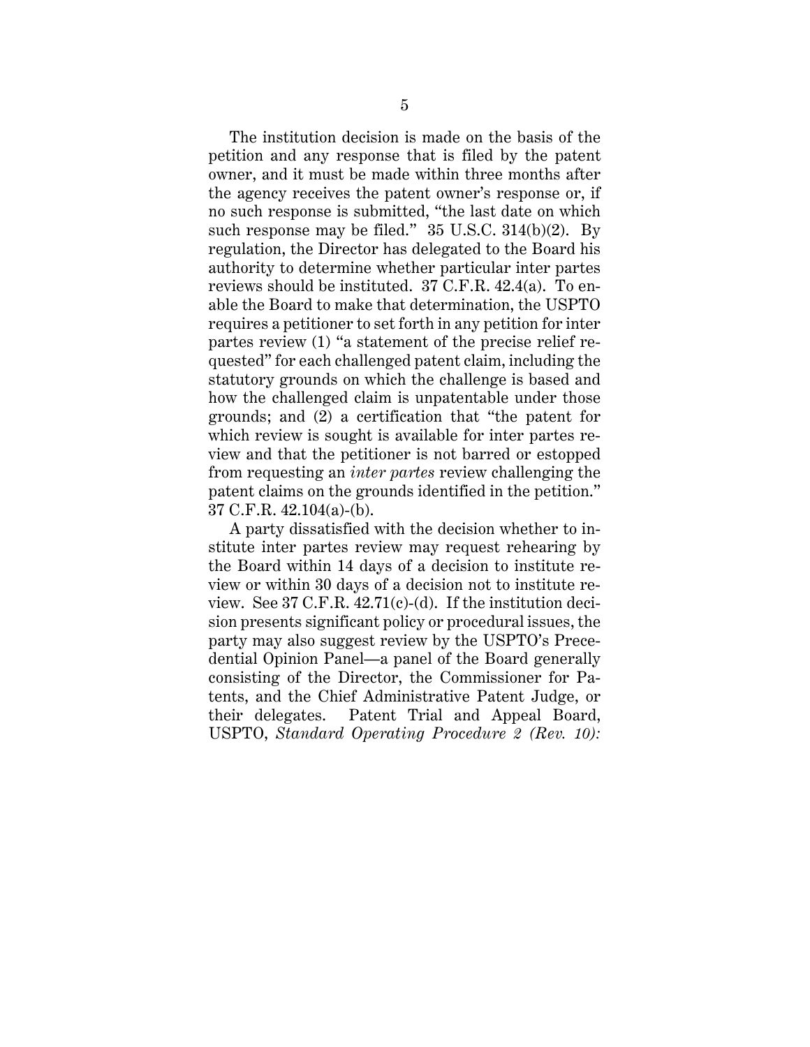The institution decision is made on the basis of the petition and any response that is filed by the patent owner, and it must be made within three months after the agency receives the patent owner's response or, if no such response is submitted, "the last date on which such response may be filed." 35 U.S.C. 314(b)(2). By regulation, the Director has delegated to the Board his authority to determine whether particular inter partes reviews should be instituted. 37 C.F.R. 42.4(a). To enable the Board to make that determination, the USPTO requires a petitioner to set forth in any petition for inter partes review (1) "a statement of the precise relief requested" for each challenged patent claim, including the statutory grounds on which the challenge is based and how the challenged claim is unpatentable under those grounds; and (2) a certification that "the patent for which review is sought is available for inter partes review and that the petitioner is not barred or estopped from requesting an *inter partes* review challenging the patent claims on the grounds identified in the petition." 37 C.F.R. 42.104(a)-(b).

A party dissatisfied with the decision whether to institute inter partes review may request rehearing by the Board within 14 days of a decision to institute review or within 30 days of a decision not to institute review. See 37 C.F.R. 42.71(c)-(d). If the institution decision presents significant policy or procedural issues, the party may also suggest review by the USPTO's Precedential Opinion Panel—a panel of the Board generally consisting of the Director, the Commissioner for Patents, and the Chief Administrative Patent Judge, or their delegates. Patent Trial and Appeal Board, USPTO, *Standard Operating Procedure 2 (Rev. 10):*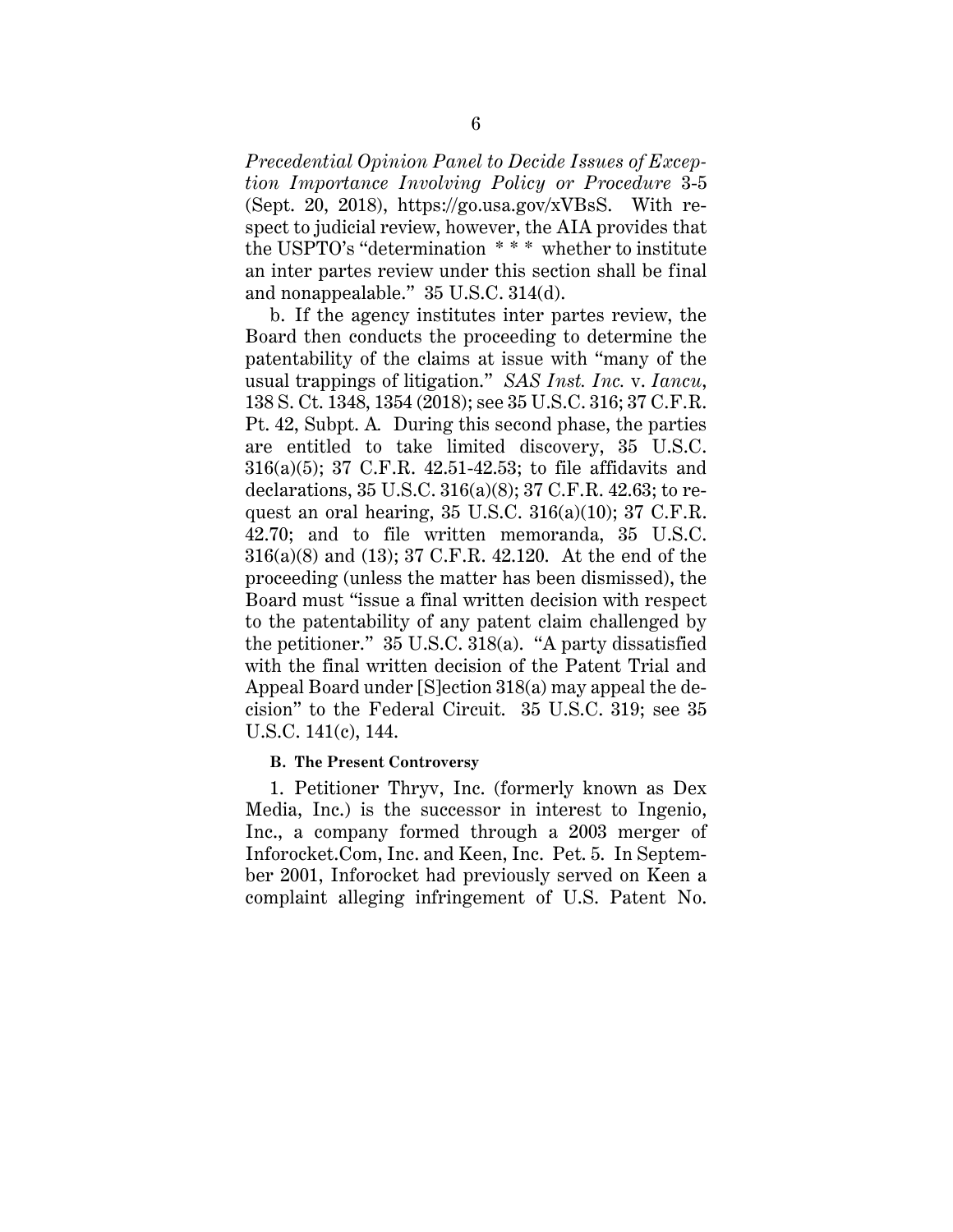*Precedential Opinion Panel to Decide Issues of Exception Importance Involving Policy or Procedure* 3-5 (Sept. 20, 2018), https://go.usa.gov/xVBsS. With respect to judicial review, however, the AIA provides that the USPTO's "determination * * * whether to institute an inter partes review under this section shall be final and nonappealable." 35 U.S.C. 314(d).

b. If the agency institutes inter partes review, the Board then conducts the proceeding to determine the patentability of the claims at issue with "many of the usual trappings of litigation." *SAS Inst. Inc.* v. *Iancu*, 138 S. Ct. 1348, 1354 (2018); see 35 U.S.C. 316; 37 C.F.R. Pt. 42, Subpt. A. During this second phase, the parties are entitled to take limited discovery, 35 U.S.C. 316(a)(5); 37 C.F.R. 42.51-42.53; to file affidavits and declarations, 35 U.S.C. 316(a)(8); 37 C.F.R. 42.63; to request an oral hearing, 35 U.S.C. 316(a)(10); 37 C.F.R. 42.70; and to file written memoranda, 35 U.S.C. 316(a)(8) and (13); 37 C.F.R. 42.120. At the end of the proceeding (unless the matter has been dismissed), the Board must "issue a final written decision with respect to the patentability of any patent claim challenged by the petitioner." 35 U.S.C. 318(a). "A party dissatisfied with the final written decision of the Patent Trial and Appeal Board under [S]ection 318(a) may appeal the decision" to the Federal Circuit. 35 U.S.C. 319; see 35 U.S.C. 141(c), 144.

**B. The Present Controversy**

1. Petitioner Thryv, Inc. (formerly known as Dex Media, Inc.) is the successor in interest to Ingenio, Inc., a company formed through a 2003 merger of Inforocket.Com, Inc. and Keen, Inc. Pet. 5. In September 2001, Inforocket had previously served on Keen a complaint alleging infringement of U.S. Patent No.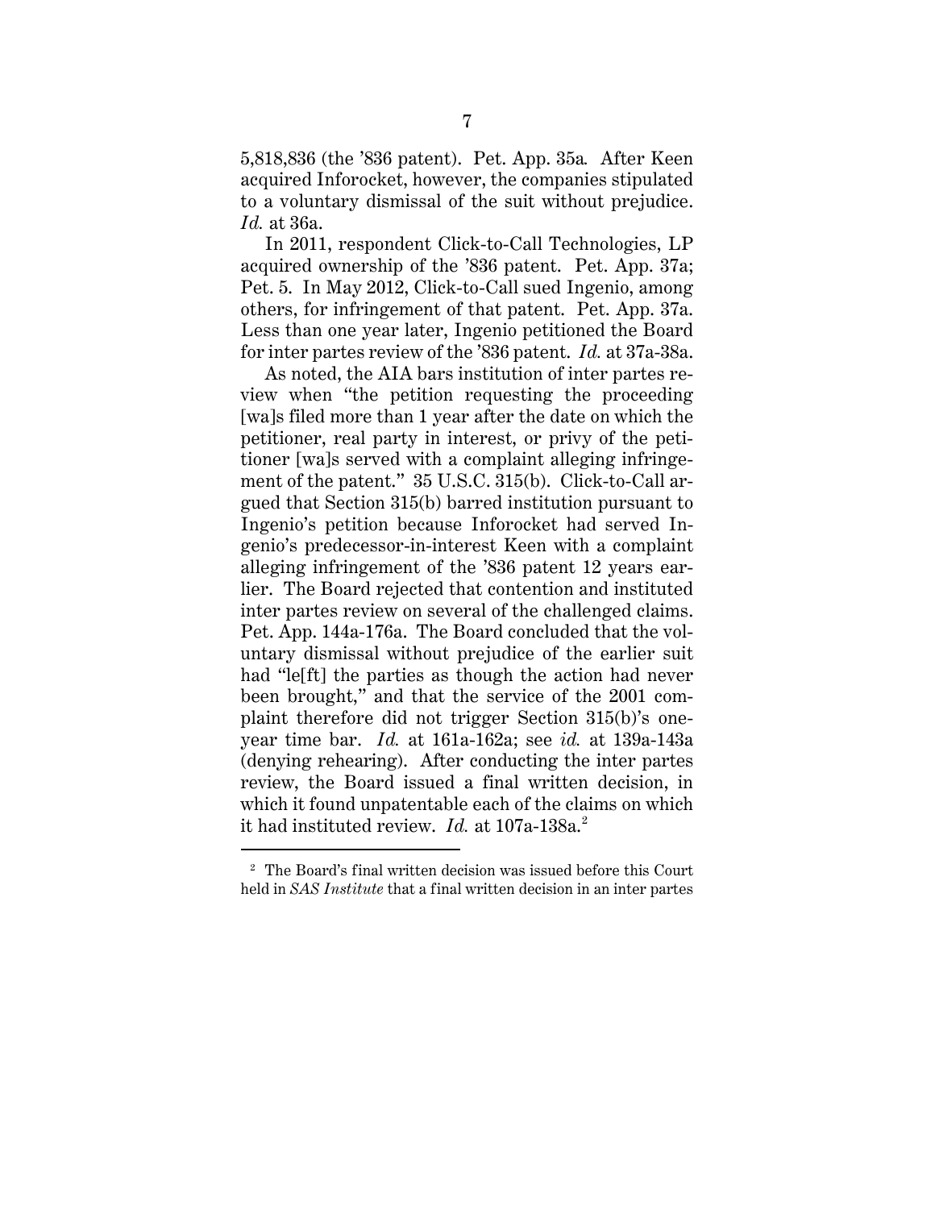5,818,836 (the ’836 patent). Pet. App. 35a. After Keen acquired Inforocket, however, the companies stipulated to a voluntary dismissal of the suit without prejudice. *Id.* at 36a.

In 2011, respondent Click-to-Call Technologies, LP acquired ownership of the ’836 patent. Pet. App. 37a; Pet. 5. In May 2012, Click-to-Call sued Ingenio, among others, for infringement of that patent. Pet. App. 37a. Less than one year later, Ingenio petitioned the Board for inter partes review of the ’836 patent. *Id.* at 37a-38a.

As noted, the AIA bars institution of inter partes review when "the petition requesting the proceeding [wa]s filed more than 1 year after the date on which the petitioner, real party in interest, or privy of the petitioner [wa]s served with a complaint alleging infringement of the patent." 35 U.S.C. 315(b). Click-to-Call argued that Section 315(b) barred institution pursuant to Ingenio's petition because Inforocket had served Ingenio's predecessor-in-interest Keen with a complaint alleging infringement of the ’836 patent 12 years earlier. The Board rejected that contention and instituted inter partes review on several of the challenged claims. Pet. App. 144a-176a. The Board concluded that the voluntary dismissal without prejudice of the earlier suit had "le[ft] the parties as though the action had never been brought," and that the service of the 2001 complaint therefore did not trigger Section 315(b)'s one-year time bar. *Id.* at 161a-162a; see *id.* at 139a-143a (denying rehearing). After conducting the inter partes review, the Board issued a final written decision, in which it found unpatentable each of the claims on which it had instituted review. *Id.* at 107a-138a.[2]

[2] The Board's final written decision was issued before this Court held in *SAS Institute* that a final written decision in an inter partes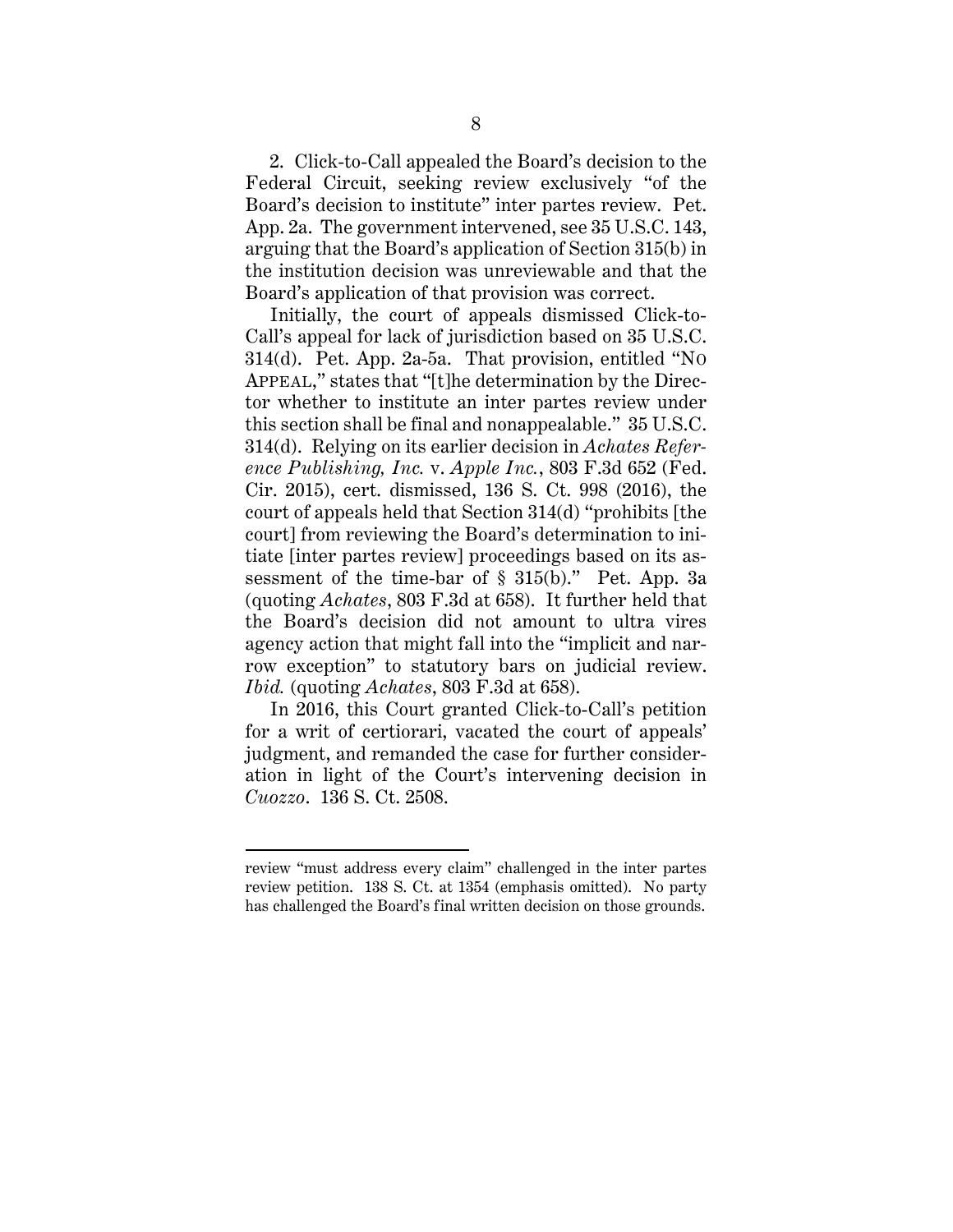2. Click-to-Call appealed the Board's decision to the Federal Circuit, seeking review exclusively "of the Board's decision to institute" inter partes review. Pet. App. 2a. The government intervened, see 35 U.S.C. 143, arguing that the Board's application of Section 315(b) in the institution decision was unreviewable and that the Board's application of that provision was correct.

Initially, the court of appeals dismissed Click-to-Call's appeal for lack of jurisdiction based on 35 U.S.C. 314(d). Pet. App. 2a-5a. That provision, entitled "NO APPEAL," states that "[t]he determination by the Director whether to institute an inter partes review under this section shall be final and nonappealable." 35 U.S.C. 314(d). Relying on its earlier decision in *Achates Reference Publishing, Inc.* v. *Apple Inc.*, 803 F.3d 652 (Fed. Cir. 2015), cert. dismissed, 136 S. Ct. 998 (2016), the court of appeals held that Section 314(d) "prohibits [the court] from reviewing the Board's determination to initiate [inter partes review] proceedings based on its assessment of the time-bar of § 315(b)." Pet. App. 3a (quoting *Achates*, 803 F.3d at 658). It further held that the Board's decision did not amount to ultra vires agency action that might fall into the "implicit and narrow exception" to statutory bars on judicial review. *Ibid.* (quoting *Achates*, 803 F.3d at 658).

In 2016, this Court granted Click-to-Call's petition for a writ of certiorari, vacated the court of appeals' judgment, and remanded the case for further consideration in light of the Court's intervening decision in *Cuozzo*. 136 S. Ct. 2508.

---

review "must address every claim" challenged in the inter partes review petition. 138 S. Ct. at 1354 (emphasis omitted). No party has challenged the Board's final written decision on those grounds.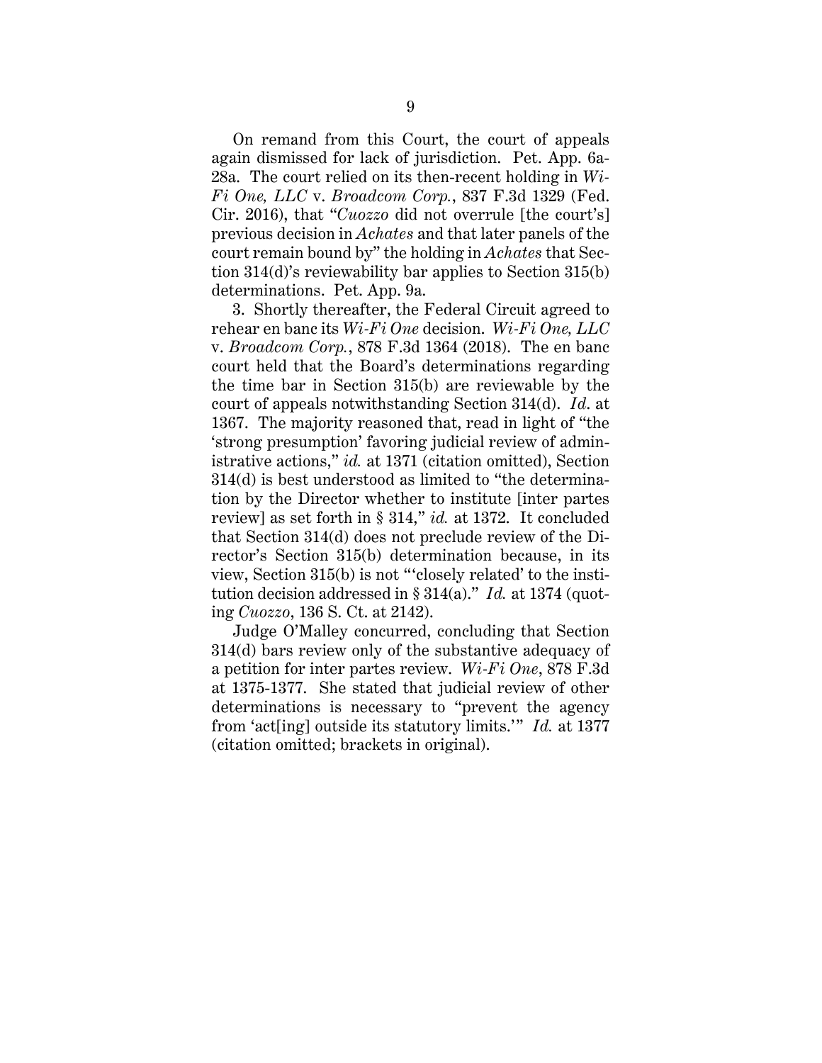On remand from this Court, the court of appeals again dismissed for lack of jurisdiction. Pet. App. 6a-28a. The court relied on its then-recent holding in *Wi-Fi One, LLC* v. *Broadcom Corp.*, 837 F.3d 1329 (Fed. Cir. 2016), that "*Cuozzo* did not overrule [the court's] previous decision in *Achates* and that later panels of the court remain bound by" the holding in *Achates* that Section 314(d)'s reviewability bar applies to Section 315(b) determinations. Pet. App. 9a.

3. Shortly thereafter, the Federal Circuit agreed to rehear en banc its *Wi-Fi One* decision. *Wi-Fi One, LLC* v. *Broadcom Corp.*, 878 F.3d 1364 (2018). The en banc court held that the Board's determinations regarding the time bar in Section 315(b) are reviewable by the court of appeals notwithstanding Section 314(d). *Id.* at 1367. The majority reasoned that, read in light of "the 'strong presumption' favoring judicial review of administrative actions," *id.* at 1371 (citation omitted), Section 314(d) is best understood as limited to "the determination by the Director whether to institute [inter partes review] as set forth in § 314," *id.* at 1372. It concluded that Section 314(d) does not preclude review of the Director's Section 315(b) determination because, in its view, Section 315(b) is not "'closely related' to the institution decision addressed in § 314(a)." *Id.* at 1374 (quoting *Cuozzo*, 136 S. Ct. at 2142).

Judge O'Malley concurred, concluding that Section 314(d) bars review only of the substantive adequacy of a petition for inter partes review. *Wi-Fi One*, 878 F.3d at 1375-1377. She stated that judicial review of other determinations is necessary to "prevent the agency from 'act[ing] outside its statutory limits.'" *Id.* at 1377 (citation omitted; brackets in original).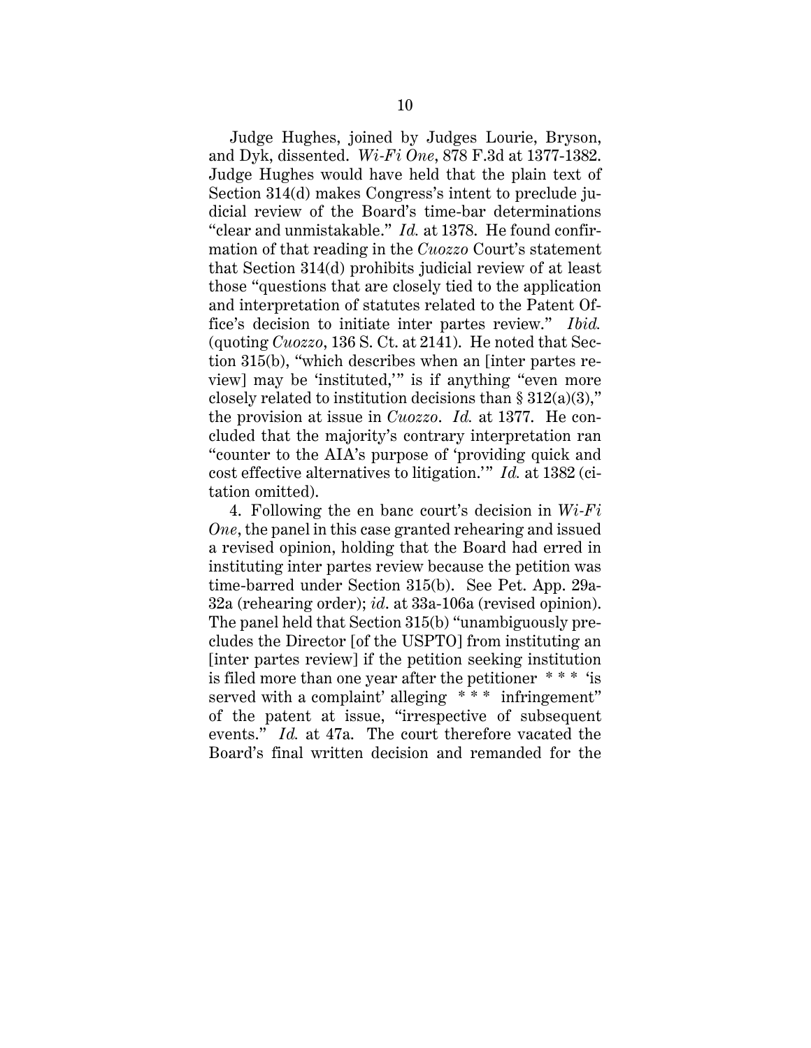Judge Hughes, joined by Judges Lourie, Bryson, and Dyk, dissented. *Wi-Fi One*, 878 F.3d at 1377-1382. Judge Hughes would have held that the plain text of Section 314(d) makes Congress's intent to preclude judicial review of the Board's time-bar determinations "clear and unmistakable." *Id.* at 1378. He found confirmation of that reading in the *Cuozzo* Court's statement that Section 314(d) prohibits judicial review of at least those "questions that are closely tied to the application and interpretation of statutes related to the Patent Office's decision to initiate inter partes review." *Ibid.* (quoting *Cuozzo*, 136 S. Ct. at 2141). He noted that Section 315(b), "which describes when an [inter partes review] may be 'instituted,'" is if anything "even more closely related to institution decisions than § 312(a)(3)," the provision at issue in *Cuozzo*. *Id.* at 1377. He concluded that the majority's contrary interpretation ran "counter to the AIA's purpose of 'providing quick and cost effective alternatives to litigation.'" *Id.* at 1382 (citation omitted).

4. Following the en banc court's decision in *Wi-Fi One*, the panel in this case granted rehearing and issued a revised opinion, holding that the Board had erred in instituting inter partes review because the petition was time-barred under Section 315(b). See Pet. App. 29a-32a (rehearing order); *id*. at 33a-106a (revised opinion). The panel held that Section 315(b) "unambiguously precludes the Director [of the USPTO] from instituting an [inter partes review] if the petition seeking institution is filed more than one year after the petitioner * * * 'is served with a complaint' alleging * * * infringement" of the patent at issue, "irrespective of subsequent events." *Id.* at 47a. The court therefore vacated the Board's final written decision and remanded for the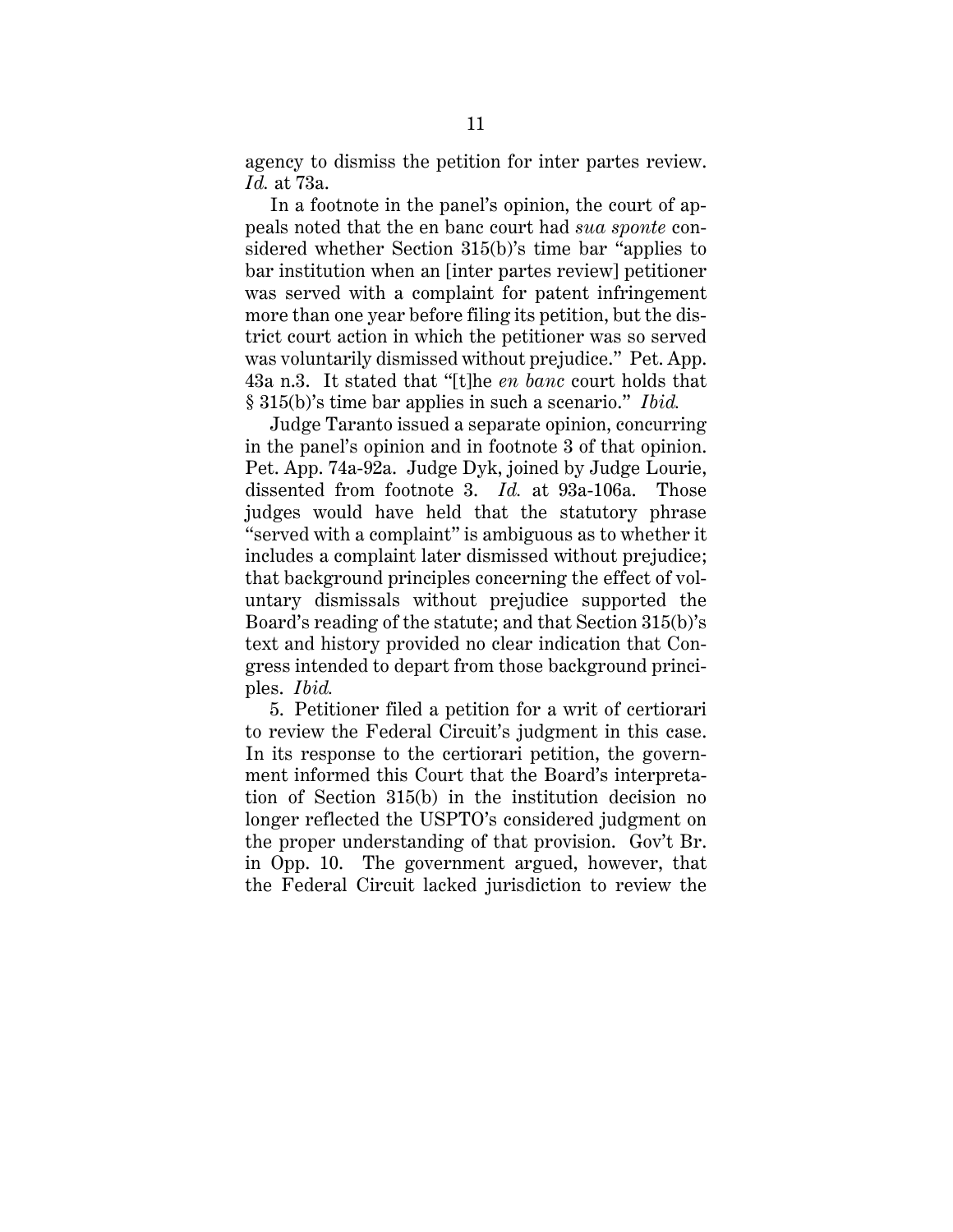agency to dismiss the petition for inter partes review. *Id.* at 73a.

In a footnote in the panel's opinion, the court of appeals noted that the en banc court had *sua sponte* considered whether Section 315(b)'s time bar "applies to bar institution when an [inter partes review] petitioner was served with a complaint for patent infringement more than one year before filing its petition, but the district court action in which the petitioner was so served was voluntarily dismissed without prejudice." Pet. App. 43a n.3. It stated that "[t]he *en banc* court holds that § 315(b)'s time bar applies in such a scenario." *Ibid.*

Judge Taranto issued a separate opinion, concurring in the panel's opinion and in footnote 3 of that opinion. Pet. App. 74a-92a. Judge Dyk, joined by Judge Lourie, dissented from footnote 3. *Id.* at 93a-106a. Those judges would have held that the statutory phrase "served with a complaint" is ambiguous as to whether it includes a complaint later dismissed without prejudice; that background principles concerning the effect of voluntary dismissals without prejudice supported the Board's reading of the statute; and that Section 315(b)'s text and history provided no clear indication that Congress intended to depart from those background principles. *Ibid.*

5. Petitioner filed a petition for a writ of certiorari to review the Federal Circuit's judgment in this case. In its response to the certiorari petition, the government informed this Court that the Board's interpretation of Section 315(b) in the institution decision no longer reflected the USPTO's considered judgment on the proper understanding of that provision. Gov't Br. in Opp. 10. The government argued, however, that the Federal Circuit lacked jurisdiction to review the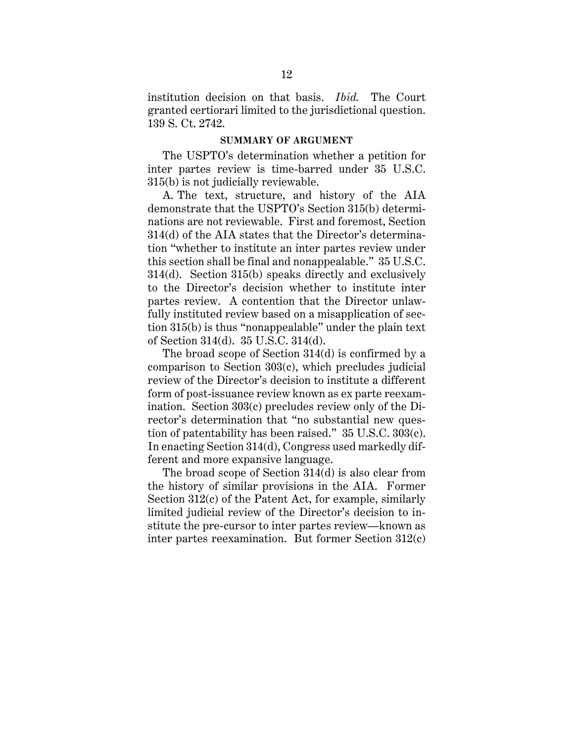institution decision on that basis. *Ibid.* The Court granted certiorari limited to the jurisdictional question. 139 S. Ct. 2742.

## SUMMARY OF ARGUMENT

The USPTO's determination whether a petition for inter partes review is time-barred under 35 U.S.C. 315(b) is not judicially reviewable.

A. The text, structure, and history of the AIA demonstrate that the USPTO's Section 315(b) determinations are not reviewable. First and foremost, Section 314(d) of the AIA states that the Director's determination "whether to institute an inter partes review under this section shall be final and nonappealable." 35 U.S.C. 314(d). Section 315(b) speaks directly and exclusively to the Director's decision whether to institute inter partes review. A contention that the Director unlawfully instituted review based on a misapplication of section 315(b) is thus "nonappealable" under the plain text of Section 314(d). 35 U.S.C. 314(d).

The broad scope of Section 314(d) is confirmed by a comparison to Section 303(c), which precludes judicial review of the Director's decision to institute a different form of post-issuance review known as ex parte reexamination. Section 303(c) precludes review only of the Director's determination that "no substantial new question of patentability has been raised." 35 U.S.C. 303(c). In enacting Section 314(d), Congress used markedly different and more expansive language.

The broad scope of Section 314(d) is also clear from the history of similar provisions in the AIA. Former Section 312(c) of the Patent Act, for example, similarly limited judicial review of the Director's decision to institute the pre-cursor to inter partes review—known as inter partes reexamination. But former Section 312(c)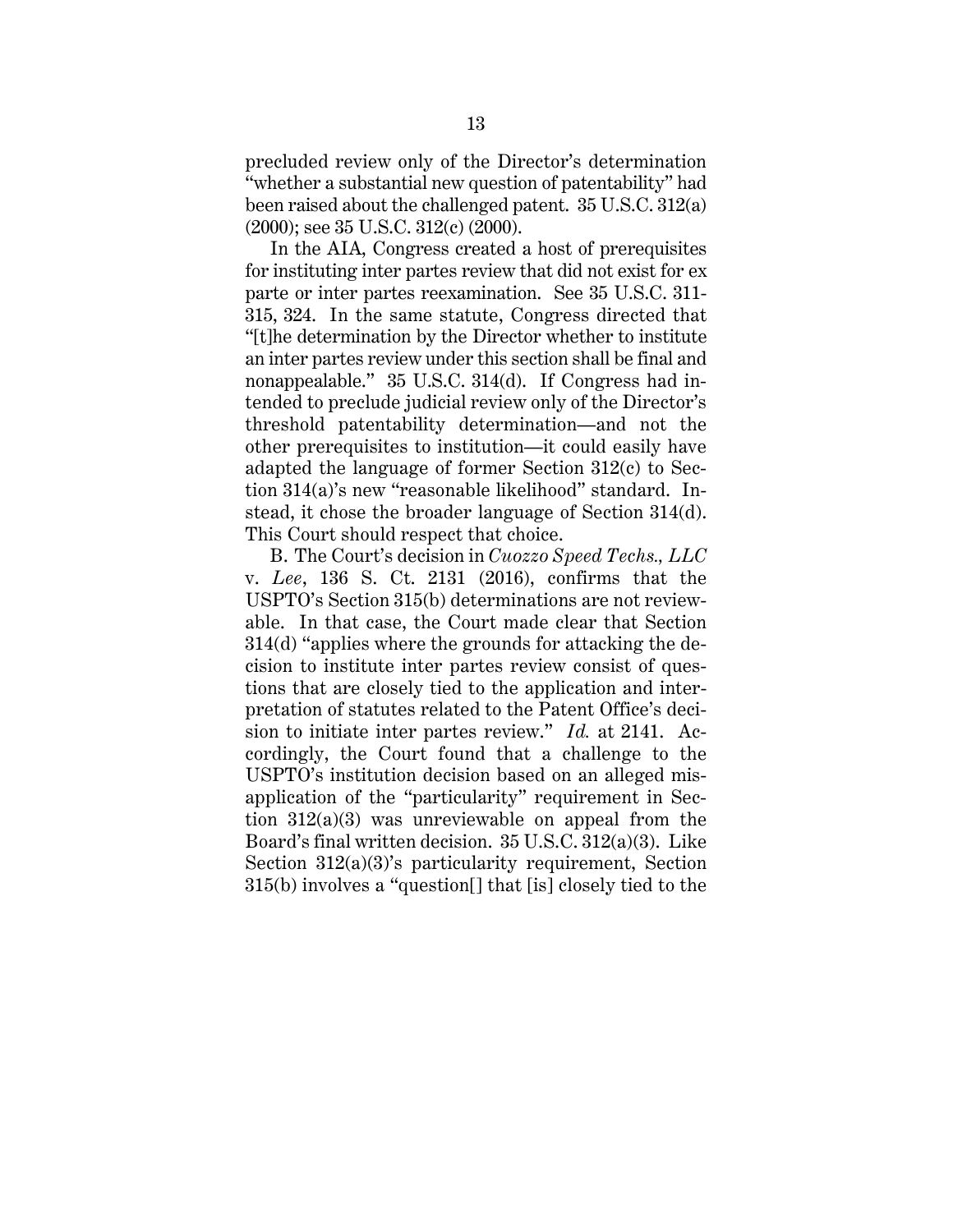precluded review only of the Director's determination "whether a substantial new question of patentability" had been raised about the challenged patent. 35 U.S.C. 312(a) (2000); see 35 U.S.C. 312(c) (2000).

In the AIA, Congress created a host of prerequisites for instituting inter partes review that did not exist for ex parte or inter partes reexamination. See 35 U.S.C. 311-315, 324. In the same statute, Congress directed that "[t]he determination by the Director whether to institute an inter partes review under this section shall be final and nonappealable." 35 U.S.C. 314(d). If Congress had intended to preclude judicial review only of the Director's threshold patentability determination—and not the other prerequisites to institution—it could easily have adapted the language of former Section 312(c) to Section 314(a)'s new "reasonable likelihood" standard. Instead, it chose the broader language of Section 314(d). This Court should respect that choice.

B. The Court's decision in *Cuozzo Speed Techs., LLC* v. *Lee*, 136 S. Ct. 2131 (2016), confirms that the USPTO's Section 315(b) determinations are not reviewable. In that case, the Court made clear that Section 314(d) "applies where the grounds for attacking the decision to institute inter partes review consist of questions that are closely tied to the application and interpretation of statutes related to the Patent Office's decision to initiate inter partes review." *Id.* at 2141. Accordingly, the Court found that a challenge to the USPTO's institution decision based on an alleged misapplication of the "particularity" requirement in Section 312(a)(3) was unreviewable on appeal from the Board's final written decision. 35 U.S.C. 312(a)(3). Like Section 312(a)(3)'s particularity requirement, Section 315(b) involves a "question[] that [is] closely tied to the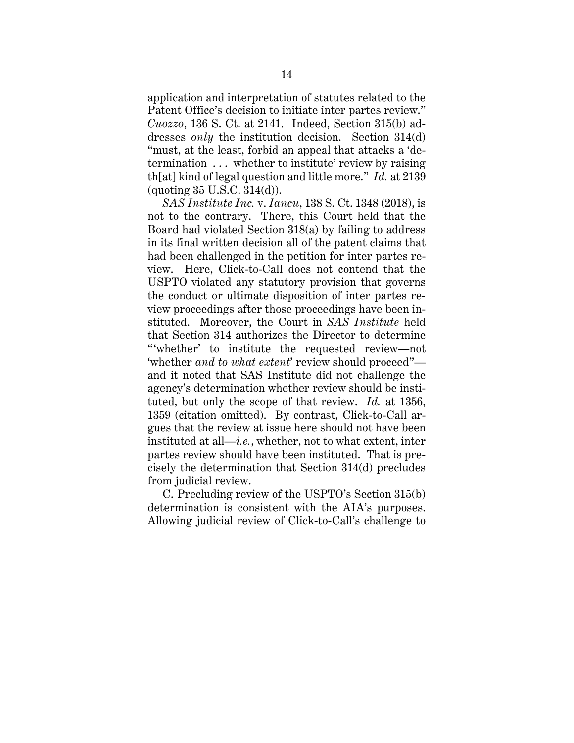application and interpretation of statutes related to the Patent Office's decision to initiate inter partes review." *Cuozzo*, 136 S. Ct. at 2141. Indeed, Section 315(b) addresses *only* the institution decision. Section 314(d) "must, at the least, forbid an appeal that attacks a 'determination . . . whether to institute' review by raising th[at] kind of legal question and little more." *Id.* at 2139 (quoting 35 U.S.C. 314(d)).

*SAS Institute Inc.* v. *Iancu*, 138 S. Ct. 1348 (2018), is not to the contrary. There, this Court held that the Board had violated Section 318(a) by failing to address in its final written decision all of the patent claims that had been challenged in the petition for inter partes review. Here, Click-to-Call does not contend that the USPTO violated any statutory provision that governs the conduct or ultimate disposition of inter partes review proceedings after those proceedings have been instituted. Moreover, the Court in *SAS Institute* held that Section 314 authorizes the Director to determine "'whether' to institute the requested review—not 'whether *and to what extent*' review should proceed"—and it noted that SAS Institute did not challenge the agency's determination whether review should be instituted, but only the scope of that review. *Id.* at 1356, 1359 (citation omitted). By contrast, Click-to-Call argues that the review at issue here should not have been instituted at all—*i.e.*, whether, not to what extent, inter partes review should have been instituted. That is precisely the determination that Section 314(d) precludes from judicial review.

C. Precluding review of the USPTO's Section 315(b) determination is consistent with the AIA's purposes. Allowing judicial review of Click-to-Call's challenge to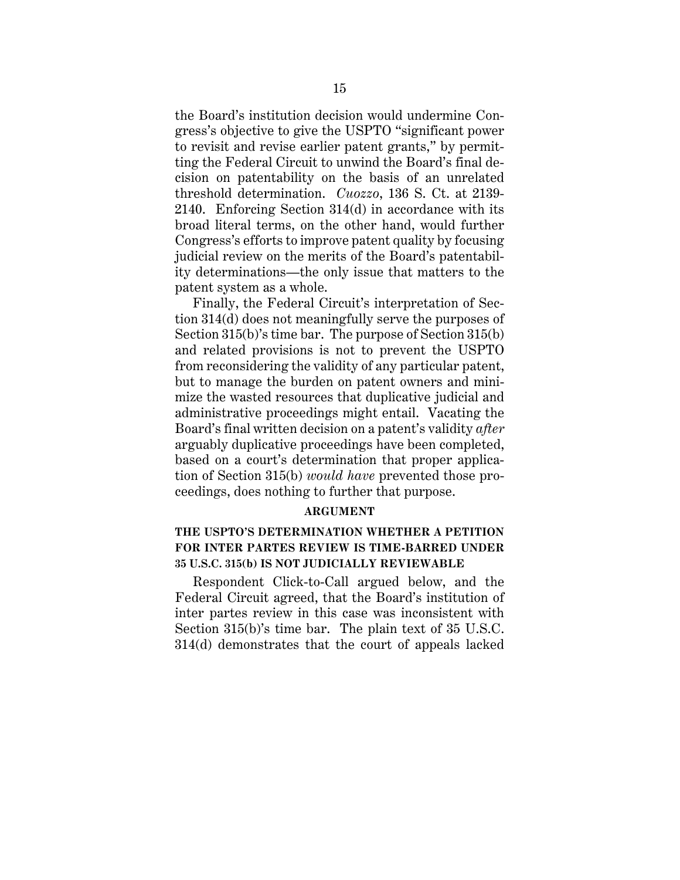the Board's institution decision would undermine Congress's objective to give the USPTO "significant power to revisit and revise earlier patent grants," by permitting the Federal Circuit to unwind the Board's final decision on patentability on the basis of an unrelated threshold determination. *Cuozzo*, 136 S. Ct. at 2139-2140. Enforcing Section 314(d) in accordance with its broad literal terms, on the other hand, would further Congress's efforts to improve patent quality by focusing judicial review on the merits of the Board's patentability determinations—the only issue that matters to the patent system as a whole.

Finally, the Federal Circuit's interpretation of Section 314(d) does not meaningfully serve the purposes of Section 315(b)'s time bar. The purpose of Section 315(b) and related provisions is not to prevent the USPTO from reconsidering the validity of any particular patent, but to manage the burden on patent owners and minimize the wasted resources that duplicative judicial and administrative proceedings might entail. Vacating the Board's final written decision on a patent's validity *after* arguably duplicative proceedings have been completed, based on a court's determination that proper application of Section 315(b) *would have* prevented those proceedings, does nothing to further that purpose.

## ARGUMENT

### THE USPTO'S DETERMINATION WHETHER A PETITION FOR INTER PARTES REVIEW IS TIME-BARRED UNDER 35 U.S.C. 315(b) IS NOT JUDICIALLY REVIEWABLE

Respondent Click-to-Call argued below, and the Federal Circuit agreed, that the Board's institution of inter partes review in this case was inconsistent with Section 315(b)'s time bar. The plain text of 35 U.S.C. 314(d) demonstrates that the court of appeals lacked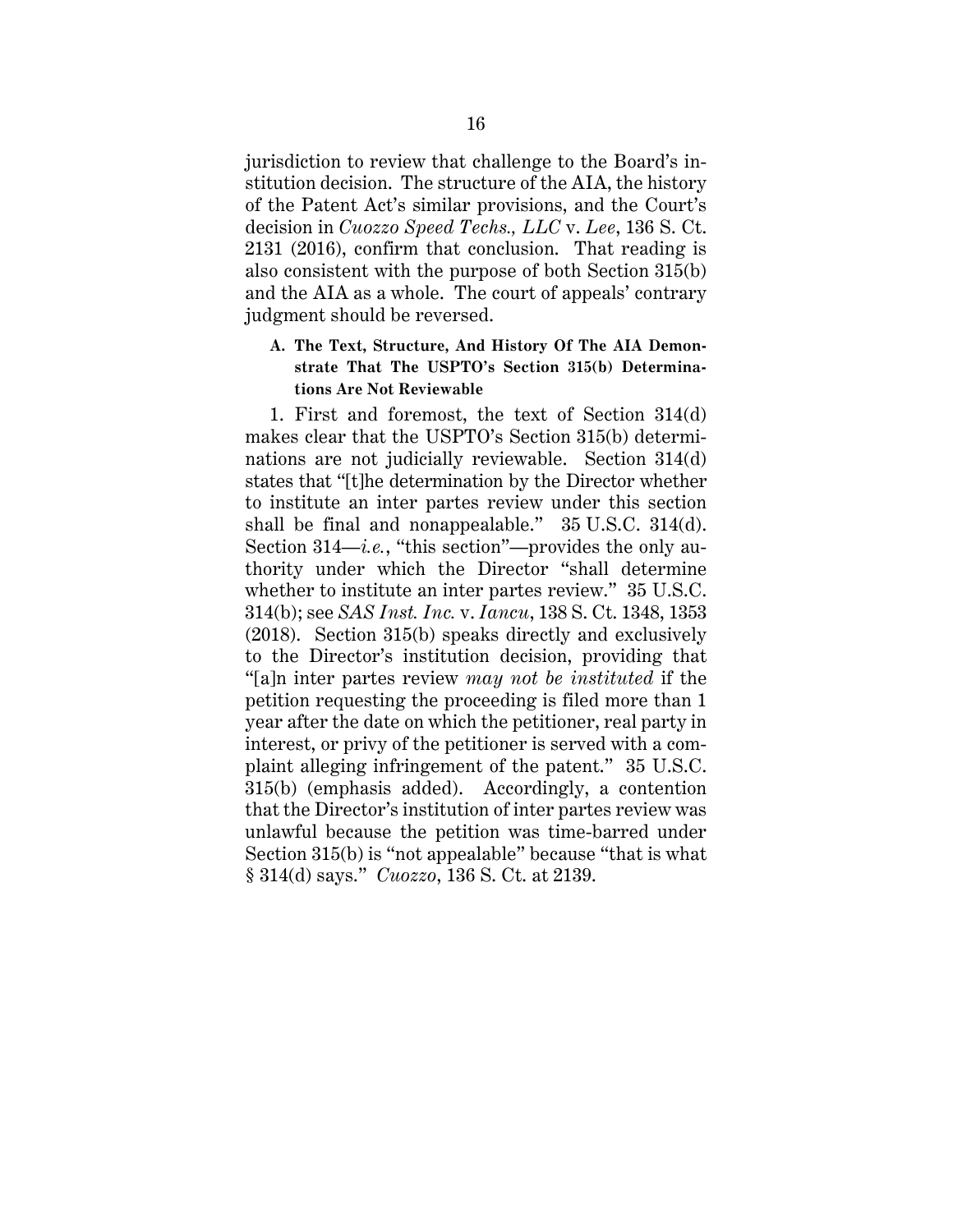jurisdiction to review that challenge to the Board's institution decision. The structure of the AIA, the history of the Patent Act's similar provisions, and the Court's decision in *Cuozzo Speed Techs., LLC* v. *Lee*, 136 S. Ct. 2131 (2016), confirm that conclusion. That reading is also consistent with the purpose of both Section 315(b) and the AIA as a whole. The court of appeals' contrary judgment should be reversed.

### A. The Text, Structure, And History Of The AIA Demonstrate That The USPTO's Section 315(b) Determinations Are Not Reviewable

1. First and foremost, the text of Section 314(d) makes clear that the USPTO's Section 315(b) determinations are not judicially reviewable. Section 314(d) states that "[t]he determination by the Director whether to institute an inter partes review under this section shall be final and nonappealable." 35 U.S.C. 314(d). Section 314—*i.e.*, "this section"—provides the only authority under which the Director "shall determine whether to institute an inter partes review." 35 U.S.C. 314(b); see *SAS Inst. Inc.* v. *Iancu*, 138 S. Ct. 1348, 1353 (2018). Section 315(b) speaks directly and exclusively to the Director's institution decision, providing that "[a]n inter partes review *may not be instituted* if the petition requesting the proceeding is filed more than 1 year after the date on which the petitioner, real party in interest, or privy of the petitioner is served with a complaint alleging infringement of the patent." 35 U.S.C. 315(b) (emphasis added). Accordingly, a contention that the Director's institution of inter partes review was unlawful because the petition was time-barred under Section 315(b) is "not appealable" because "that is what § 314(d) says." *Cuozzo*, 136 S. Ct. at 2139.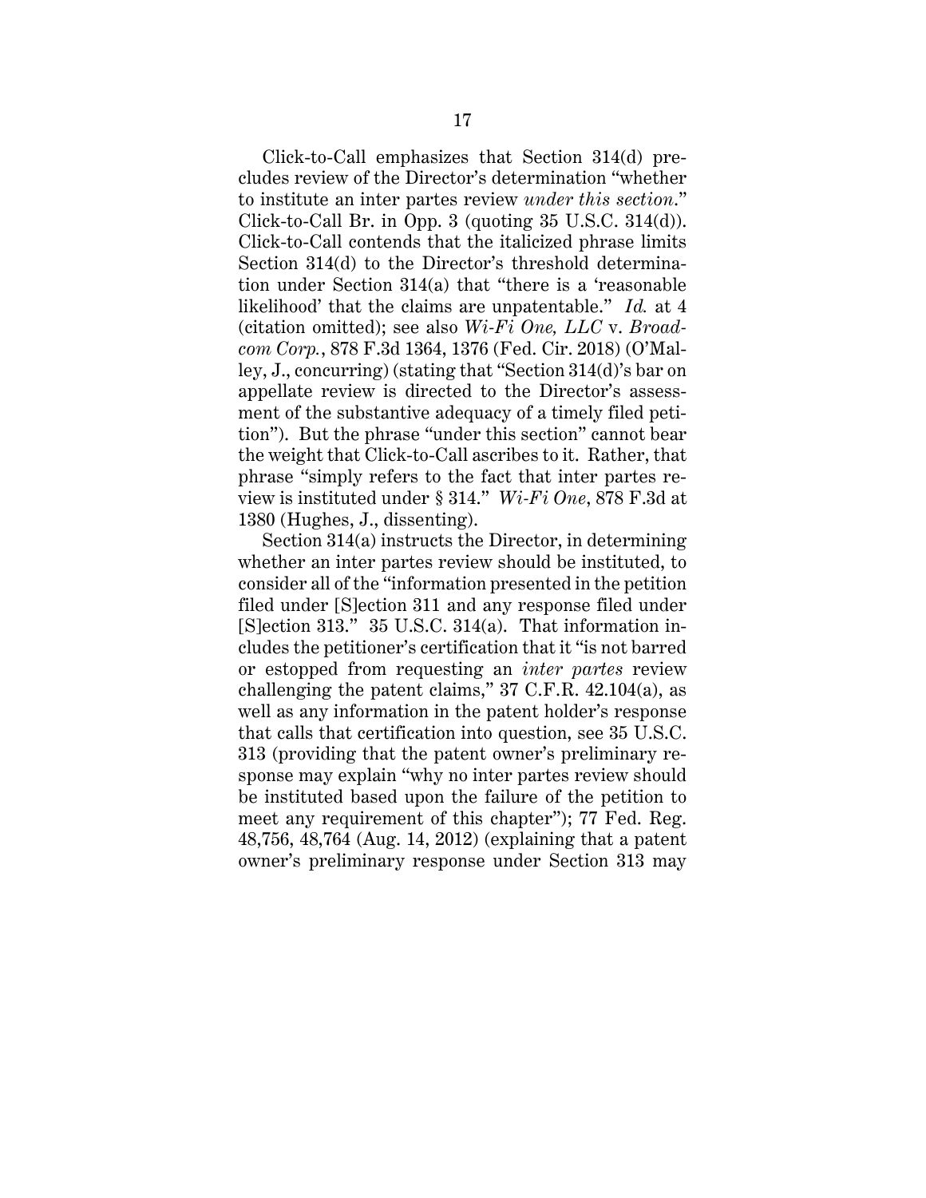Click-to-Call emphasizes that Section 314(d) precludes review of the Director's determination "whether to institute an inter partes review *under this section*." Click-to-Call Br. in Opp. 3 (quoting 35 U.S.C. 314(d)). Click-to-Call contends that the italicized phrase limits Section 314(d) to the Director's threshold determination under Section 314(a) that "there is a 'reasonable likelihood' that the claims are unpatentable." *Id.* at 4 (citation omitted); see also *Wi-Fi One, LLC* v. *Broadcom Corp.*, 878 F.3d 1364, 1376 (Fed. Cir. 2018) (O'Malley, J., concurring) (stating that "Section 314(d)'s bar on appellate review is directed to the Director's assessment of the substantive adequacy of a timely filed petition"). But the phrase "under this section" cannot bear the weight that Click-to-Call ascribes to it. Rather, that phrase "simply refers to the fact that inter partes review is instituted under § 314." *Wi-Fi One*, 878 F.3d at 1380 (Hughes, J., dissenting).

Section 314(a) instructs the Director, in determining whether an inter partes review should be instituted, to consider all of the "information presented in the petition filed under [S]ection 311 and any response filed under [S]ection 313." 35 U.S.C. 314(a). That information includes the petitioner's certification that it "is not barred or estopped from requesting an *inter partes* review challenging the patent claims," 37 C.F.R. 42.104(a), as well as any information in the patent holder's response that calls that certification into question, see 35 U.S.C. 313 (providing that the patent owner's preliminary response may explain "why no inter partes review should be instituted based upon the failure of the petition to meet any requirement of this chapter"); 77 Fed. Reg. 48,756, 48,764 (Aug. 14, 2012) (explaining that a patent owner's preliminary response under Section 313 may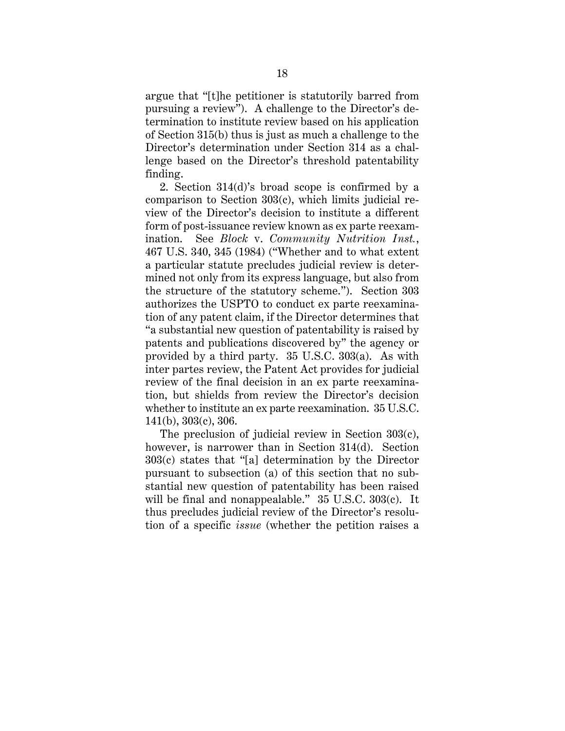argue that "[t]he petitioner is statutorily barred from pursuing a review"). A challenge to the Director's determination to institute review based on his application of Section 315(b) thus is just as much a challenge to the Director's determination under Section 314 as a challenge based on the Director's threshold patentability finding.

2. Section 314(d)'s broad scope is confirmed by a comparison to Section 303(c), which limits judicial review of the Director's decision to institute a different form of post-issuance review known as ex parte reexamination. See *Block* v. *Community Nutrition Inst.*, 467 U.S. 340, 345 (1984) ("Whether and to what extent a particular statute precludes judicial review is determined not only from its express language, but also from the structure of the statutory scheme."). Section 303 authorizes the USPTO to conduct ex parte reexamination of any patent claim, if the Director determines that "a substantial new question of patentability is raised by patents and publications discovered by" the agency or provided by a third party. 35 U.S.C. 303(a). As with inter partes review, the Patent Act provides for judicial review of the final decision in an ex parte reexamination, but shields from review the Director's decision whether to institute an ex parte reexamination. 35 U.S.C. 141(b), 303(c), 306.

The preclusion of judicial review in Section 303(c), however, is narrower than in Section 314(d). Section 303(c) states that "[a] determination by the Director pursuant to subsection (a) of this section that no substantial new question of patentability has been raised will be final and nonappealable." 35 U.S.C. 303(c). It thus precludes judicial review of the Director's resolution of a specific *issue* (whether the petition raises a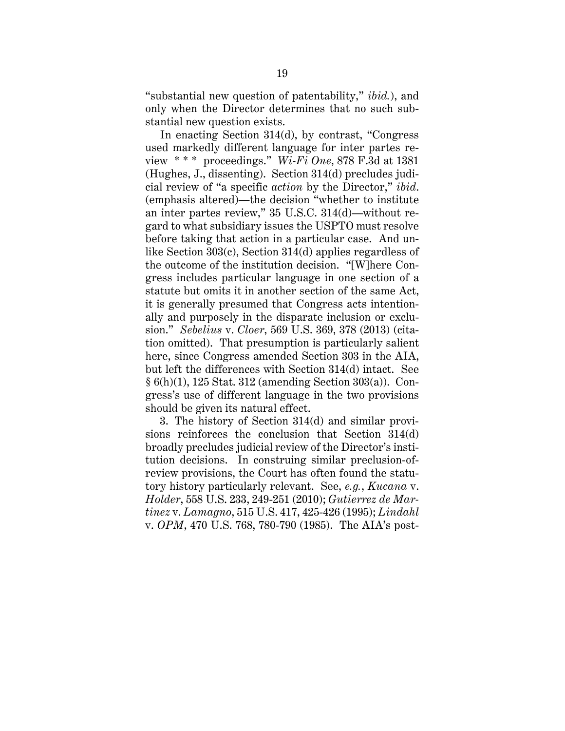"substantial new question of patentability," *ibid.*), and only when the Director determines that no such substantial new question exists.

In enacting Section 314(d), by contrast, "Congress used markedly different language for inter partes review * * * proceedings." *Wi-Fi One*, 878 F.3d at 1381 (Hughes, J., dissenting). Section 314(d) precludes judicial review of "a specific *action* by the Director," *ibid.* (emphasis altered)—the decision "whether to institute an inter partes review," 35 U.S.C. 314(d)—without regard to what subsidiary issues the USPTO must resolve before taking that action in a particular case. And unlike Section 303(c), Section 314(d) applies regardless of the outcome of the institution decision. "[W]here Congress includes particular language in one section of a statute but omits it in another section of the same Act, it is generally presumed that Congress acts intentionally and purposely in the disparate inclusion or exclusion." *Sebelius* v. *Cloer*, 569 U.S. 369, 378 (2013) (citation omitted). That presumption is particularly salient here, since Congress amended Section 303 in the AIA, but left the differences with Section 314(d) intact. See § 6(h)(1), 125 Stat. 312 (amending Section 303(a)). Congress's use of different language in the two provisions should be given its natural effect.

3. The history of Section 314(d) and similar provisions reinforces the conclusion that Section 314(d) broadly precludes judicial review of the Director's institution decisions. In construing similar preclusion-of-review provisions, the Court has often found the statutory history particularly relevant. See, *e.g.*, *Kucana* v. *Holder*, 558 U.S. 233, 249-251 (2010); *Gutierrez de Martinez* v. *Lamagno*, 515 U.S. 417, 425-426 (1995); *Lindahl* v. *OPM*, 470 U.S. 768, 780-790 (1985). The AIA's post-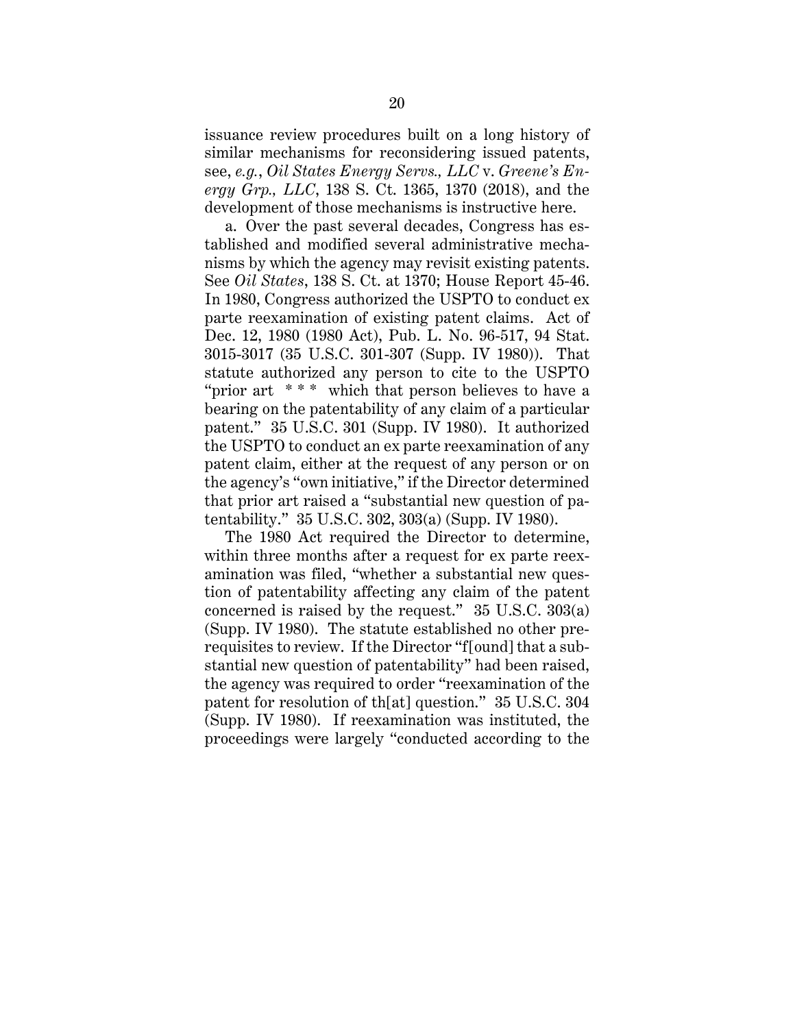issuance review procedures built on a long history of similar mechanisms for reconsidering issued patents, see, *e.g.*, *Oil States Energy Servs., LLC* v. *Greene's Energy Grp., LLC*, 138 S. Ct. 1365, 1370 (2018), and the development of those mechanisms is instructive here.

a. Over the past several decades, Congress has established and modified several administrative mechanisms by which the agency may revisit existing patents. See *Oil States*, 138 S. Ct. at 1370; House Report 45-46. In 1980, Congress authorized the USPTO to conduct ex parte reexamination of existing patent claims. Act of Dec. 12, 1980 (1980 Act), Pub. L. No. 96-517, 94 Stat. 3015-3017 (35 U.S.C. 301-307 (Supp. IV 1980)). That statute authorized any person to cite to the USPTO "prior art * * * which that person believes to have a bearing on the patentability of any claim of a particular patent." 35 U.S.C. 301 (Supp. IV 1980). It authorized the USPTO to conduct an ex parte reexamination of any patent claim, either at the request of any person or on the agency's "own initiative," if the Director determined that prior art raised a "substantial new question of patentability." 35 U.S.C. 302, 303(a) (Supp. IV 1980).

The 1980 Act required the Director to determine, within three months after a request for ex parte reexamination was filed, "whether a substantial new question of patentability affecting any claim of the patent concerned is raised by the request." 35 U.S.C. 303(a) (Supp. IV 1980). The statute established no other prerequisites to review. If the Director "f[ound] that a substantial new question of patentability" had been raised, the agency was required to order "reexamination of the patent for resolution of th[at] question." 35 U.S.C. 304 (Supp. IV 1980). If reexamination was instituted, the proceedings were largely "conducted according to the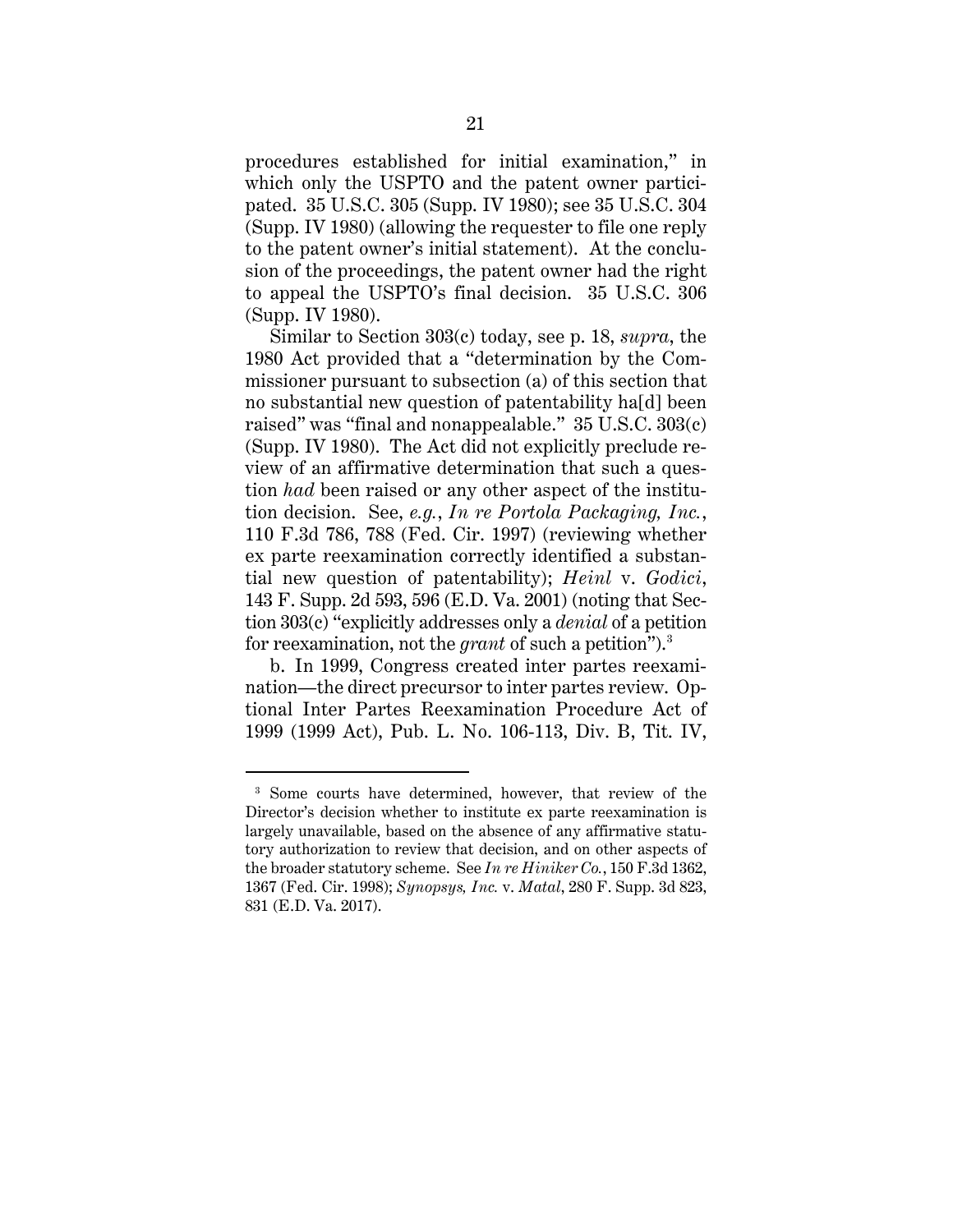procedures established for initial examination," in which only the USPTO and the patent owner participated. 35 U.S.C. 305 (Supp. IV 1980); see 35 U.S.C. 304 (Supp. IV 1980) (allowing the requester to file one reply to the patent owner's initial statement). At the conclusion of the proceedings, the patent owner had the right to appeal the USPTO's final decision. 35 U.S.C. 306 (Supp. IV 1980).

Similar to Section 303(c) today, see p. 18, *supra*, the 1980 Act provided that a "determination by the Commissioner pursuant to subsection (a) of this section that no substantial new question of patentability ha[d] been raised" was "final and nonappealable." 35 U.S.C. 303(c) (Supp. IV 1980). The Act did not explicitly preclude review of an affirmative determination that such a question *had* been raised or any other aspect of the institution decision. See, *e.g.*, *In re Portola Packaging, Inc.*, 110 F.3d 786, 788 (Fed. Cir. 1997) (reviewing whether ex parte reexamination correctly identified a substantial new question of patentability); *Heinl* v. *Godici*, 143 F. Supp. 2d 593, 596 (E.D. Va. 2001) (noting that Section 303(c) "explicitly addresses only a *denial* of a petition for reexamination, not the *grant* of such a petition").[3]

b. In 1999, Congress created inter partes reexamination—the direct precursor to inter partes review. Optional Inter Partes Reexamination Procedure Act of 1999 (1999 Act), Pub. L. No. 106-113, Div. B, Tit. IV,

---

[3] Some courts have determined, however, that review of the Director's decision whether to institute ex parte reexamination is largely unavailable, based on the absence of any affirmative statutory authorization to review that decision, and on other aspects of the broader statutory scheme. See *In re Hiniker Co.*, 150 F.3d 1362, 1367 (Fed. Cir. 1998); *Synopsys, Inc.* v. *Matal*, 280 F. Supp. 3d 823, 831 (E.D. Va. 2017).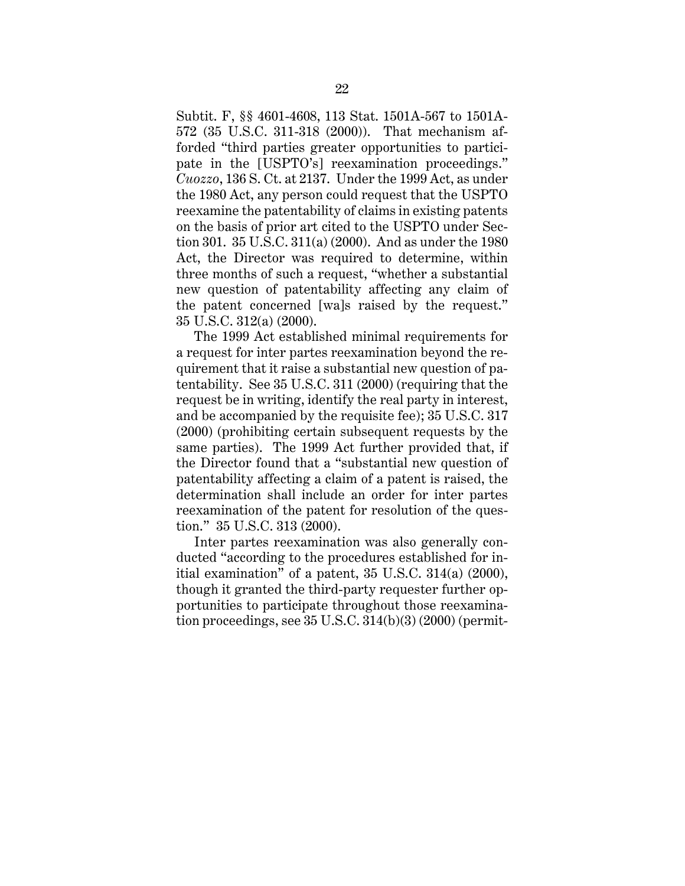Subtit. F, §§ 4601-4608, 113 Stat. 1501A-567 to 1501A-572 (35 U.S.C. 311-318 (2000)). That mechanism afforded "third parties greater opportunities to participate in the [USPTO's] reexamination proceedings." *Cuozzo*, 136 S. Ct. at 2137. Under the 1999 Act, as under the 1980 Act, any person could request that the USPTO reexamine the patentability of claims in existing patents on the basis of prior art cited to the USPTO under Section 301. 35 U.S.C. 311(a) (2000). And as under the 1980 Act, the Director was required to determine, within three months of such a request, "whether a substantial new question of patentability affecting any claim of the patent concerned [wa]s raised by the request." 35 U.S.C. 312(a) (2000).

The 1999 Act established minimal requirements for a request for inter partes reexamination beyond the requirement that it raise a substantial new question of patentability. See 35 U.S.C. 311 (2000) (requiring that the request be in writing, identify the real party in interest, and be accompanied by the requisite fee); 35 U.S.C. 317 (2000) (prohibiting certain subsequent requests by the same parties). The 1999 Act further provided that, if the Director found that a "substantial new question of patentability affecting a claim of a patent is raised, the determination shall include an order for inter partes reexamination of the patent for resolution of the question." 35 U.S.C. 313 (2000).

Inter partes reexamination was also generally conducted "according to the procedures established for initial examination" of a patent, 35 U.S.C. 314(a) (2000), though it granted the third-party requester further opportunities to participate throughout those reexamination proceedings, see 35 U.S.C. 314(b)(3) (2000) (permit-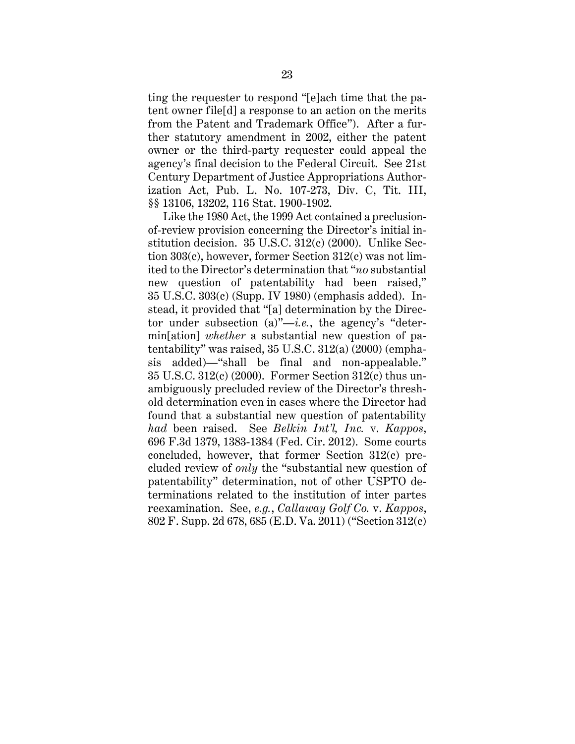ting the requester to respond "[e]ach time that the patent owner file[d] a response to an action on the merits from the Patent and Trademark Office"). After a further statutory amendment in 2002, either the patent owner or the third-party requester could appeal the agency's final decision to the Federal Circuit. See 21st Century Department of Justice Appropriations Authorization Act, Pub. L. No. 107-273, Div. C, Tit. III, §§ 13106, 13202, 116 Stat. 1900-1902.

Like the 1980 Act, the 1999 Act contained a preclusion-of-review provision concerning the Director's initial institution decision. 35 U.S.C. 312(c) (2000). Unlike Section 303(c), however, former Section 312(c) was not limited to the Director's determination that "*no* substantial new question of patentability had been raised," 35 U.S.C. 303(c) (Supp. IV 1980) (emphasis added). Instead, it provided that "[a] determination by the Director under subsection (a)"—*i.e.*, the agency's "determin[ation] *whether* a substantial new question of patentability" was raised, 35 U.S.C. 312(a) (2000) (emphasis added)—"shall be final and non-appealable." 35 U.S.C. 312(c) (2000). Former Section 312(c) thus unambiguously precluded review of the Director's threshold determination even in cases where the Director had found that a substantial new question of patentability *had* been raised. See *Belkin Int'l, Inc.* v. *Kappos*, 696 F.3d 1379, 1383-1384 (Fed. Cir. 2012). Some courts concluded, however, that former Section 312(c) precluded review of *only* the "substantial new question of patentability" determination, not of other USPTO determinations related to the institution of inter partes reexamination. See, *e.g.*, *Callaway Golf Co.* v. *Kappos*, 802 F. Supp. 2d 678, 685 (E.D. Va. 2011) ("Section 312(c)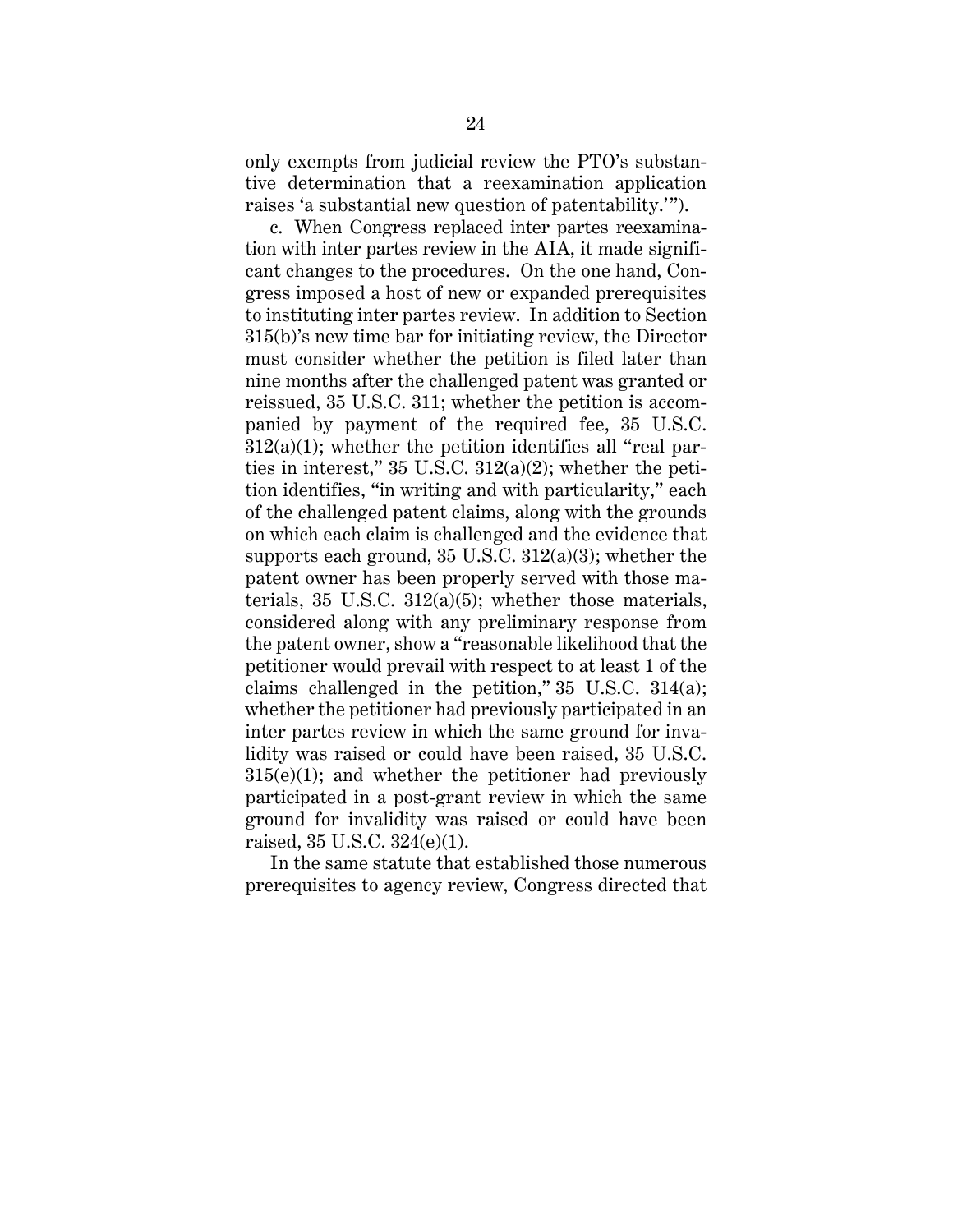only exempts from judicial review the PTO's substantive determination that a reexamination application raises 'a substantial new question of patentability.'").

c. When Congress replaced inter partes reexamination with inter partes review in the AIA, it made significant changes to the procedures. On the one hand, Congress imposed a host of new or expanded prerequisites to instituting inter partes review. In addition to Section 315(b)'s new time bar for initiating review, the Director must consider whether the petition is filed later than nine months after the challenged patent was granted or reissued, 35 U.S.C. 311; whether the petition is accompanied by payment of the required fee, 35 U.S.C. 312(a)(1); whether the petition identifies all "real parties in interest," 35 U.S.C. 312(a)(2); whether the petition identifies, "in writing and with particularity," each of the challenged patent claims, along with the grounds on which each claim is challenged and the evidence that supports each ground, 35 U.S.C. 312(a)(3); whether the patent owner has been properly served with those materials, 35 U.S.C. 312(a)(5); whether those materials, considered along with any preliminary response from the patent owner, show a "reasonable likelihood that the petitioner would prevail with respect to at least 1 of the claims challenged in the petition," 35 U.S.C. 314(a); whether the petitioner had previously participated in an inter partes review in which the same ground for invalidity was raised or could have been raised, 35 U.S.C. 315(e)(1); and whether the petitioner had previously participated in a post-grant review in which the same ground for invalidity was raised or could have been raised, 35 U.S.C. 324(e)(1).

In the same statute that established those numerous prerequisites to agency review, Congress directed that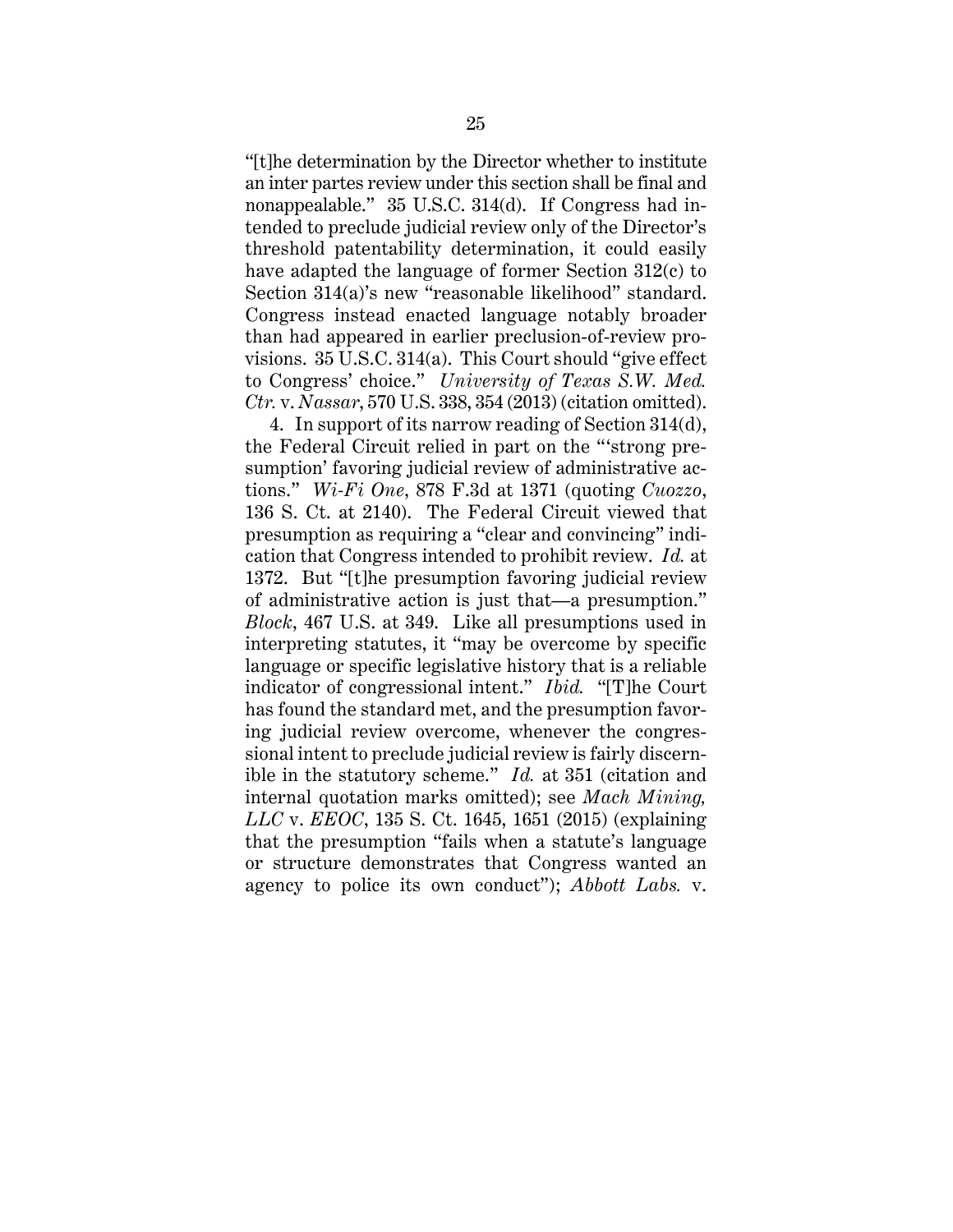"[t]he determination by the Director whether to institute an inter partes review under this section shall be final and nonappealable." 35 U.S.C. 314(d). If Congress had intended to preclude judicial review only of the Director's threshold patentability determination, it could easily have adapted the language of former Section 312(c) to Section 314(a)'s new "reasonable likelihood" standard. Congress instead enacted language notably broader than had appeared in earlier preclusion-of-review provisions. 35 U.S.C. 314(a). This Court should "give effect to Congress' choice." *University of Texas S.W. Med. Ctr.* v. *Nassar*, 570 U.S. 338, 354 (2013) (citation omitted).

4. In support of its narrow reading of Section 314(d), the Federal Circuit relied in part on the "'strong presumption' favoring judicial review of administrative actions." *Wi-Fi One*, 878 F.3d at 1371 (quoting *Cuozzo*, 136 S. Ct. at 2140). The Federal Circuit viewed that presumption as requiring a "clear and convincing" indication that Congress intended to prohibit review. *Id.* at 1372. But "[t]he presumption favoring judicial review of administrative action is just that—a presumption." *Block*, 467 U.S. at 349. Like all presumptions used in interpreting statutes, it "may be overcome by specific language or specific legislative history that is a reliable indicator of congressional intent." *Ibid.* "[T]he Court has found the standard met, and the presumption favoring judicial review overcome, whenever the congressional intent to preclude judicial review is fairly discernible in the statutory scheme." *Id.* at 351 (citation and internal quotation marks omitted); see *Mach Mining, LLC* v. *EEOC*, 135 S. Ct. 1645, 1651 (2015) (explaining that the presumption "fails when a statute's language or structure demonstrates that Congress wanted an agency to police its own conduct"); *Abbott Labs.* v.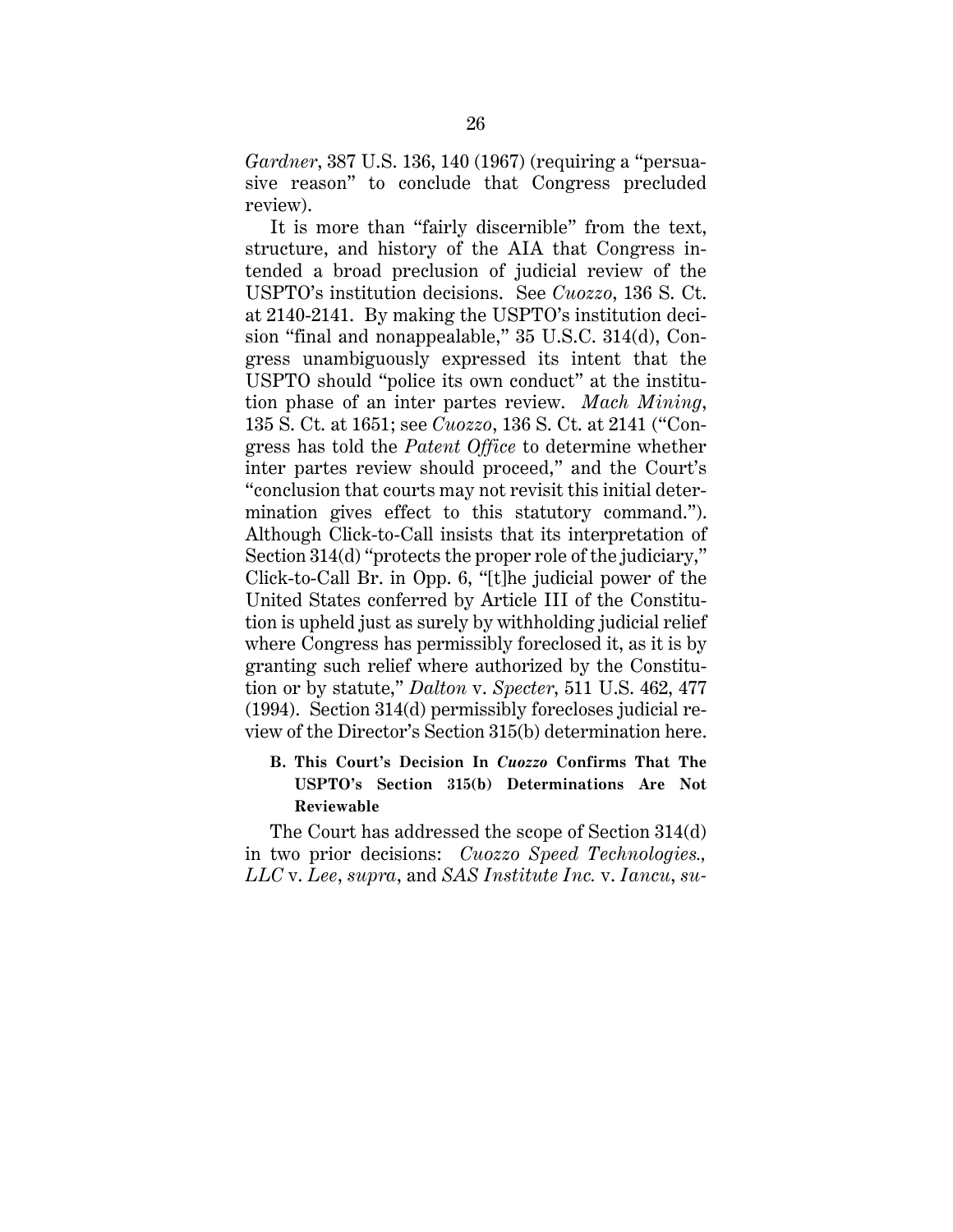*Gardner*, 387 U.S. 136, 140 (1967) (requiring a "persuasive reason" to conclude that Congress precluded review).

It is more than "fairly discernible" from the text, structure, and history of the AIA that Congress intended a broad preclusion of judicial review of the USPTO's institution decisions. See *Cuozzo*, 136 S. Ct. at 2140-2141. By making the USPTO's institution decision "final and nonappealable," 35 U.S.C. 314(d), Congress unambiguously expressed its intent that the USPTO should "police its own conduct" at the institution phase of an inter partes review. *Mach Mining*, 135 S. Ct. at 1651; see *Cuozzo*, 136 S. Ct. at 2141 ("Congress has told the *Patent Office* to determine whether inter partes review should proceed," and the Court's "conclusion that courts may not revisit this initial determination gives effect to this statutory command."). Although Click-to-Call insists that its interpretation of Section 314(d) "protects the proper role of the judiciary," Click-to-Call Br. in Opp. 6, "[t]he judicial power of the United States conferred by Article III of the Constitution is upheld just as surely by withholding judicial relief where Congress has permissibly foreclosed it, as it is by granting such relief where authorized by the Constitution or by statute," *Dalton* v. *Specter*, 511 U.S. 462, 477 (1994). Section 314(d) permissibly forecloses judicial review of the Director's Section 315(b) determination here.

### B. This Court's Decision In *Cuozzo* Confirms That The USPTO's Section 315(b) Determinations Are Not Reviewable

The Court has addressed the scope of Section 314(d) in two prior decisions: *Cuozzo Speed Technologies., LLC* v. *Lee*, *supra*, and *SAS Institute Inc.* v. *Iancu*, *su-*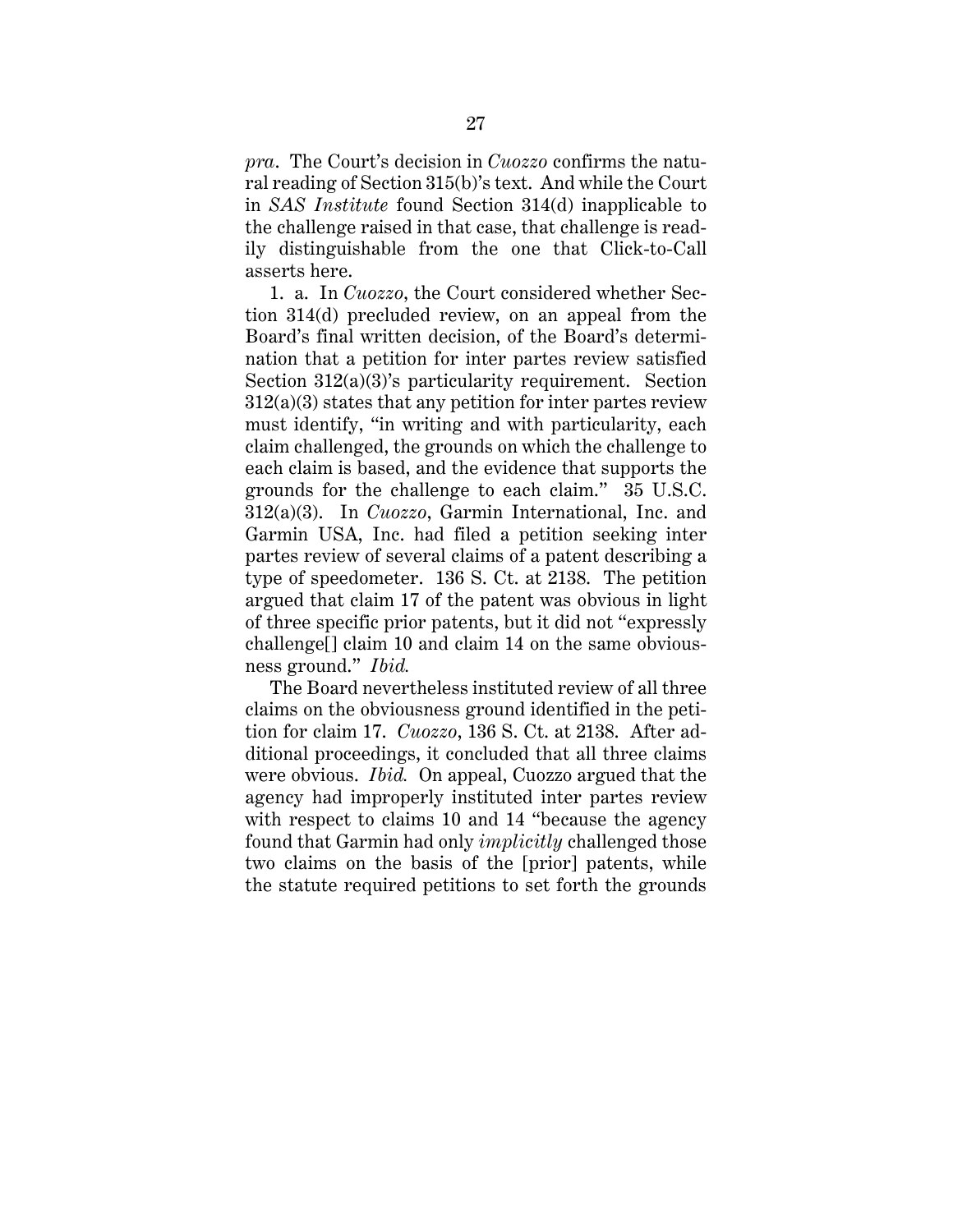*pra*. The Court's decision in *Cuozzo* confirms the natural reading of Section 315(b)'s text. And while the Court in *SAS Institute* found Section 314(d) inapplicable to the challenge raised in that case, that challenge is readily distinguishable from the one that Click-to-Call asserts here.

1. a. In *Cuozzo*, the Court considered whether Section 314(d) precluded review, on an appeal from the Board's final written decision, of the Board's determination that a petition for inter partes review satisfied Section 312(a)(3)'s particularity requirement. Section 312(a)(3) states that any petition for inter partes review must identify, "in writing and with particularity, each claim challenged, the grounds on which the challenge to each claim is based, and the evidence that supports the grounds for the challenge to each claim." 35 U.S.C. 312(a)(3). In *Cuozzo*, Garmin International, Inc. and Garmin USA, Inc. had filed a petition seeking inter partes review of several claims of a patent describing a type of speedometer. 136 S. Ct. at 2138. The petition argued that claim 17 of the patent was obvious in light of three specific prior patents, but it did not "expressly challenge[] claim 10 and claim 14 on the same obviousness ground." *Ibid.*

The Board nevertheless instituted review of all three claims on the obviousness ground identified in the petition for claim 17. *Cuozzo*, 136 S. Ct. at 2138. After additional proceedings, it concluded that all three claims were obvious. *Ibid.* On appeal, Cuozzo argued that the agency had improperly instituted inter partes review with respect to claims 10 and 14 "because the agency found that Garmin had only *implicitly* challenged those two claims on the basis of the [prior] patents, while the statute required petitions to set forth the grounds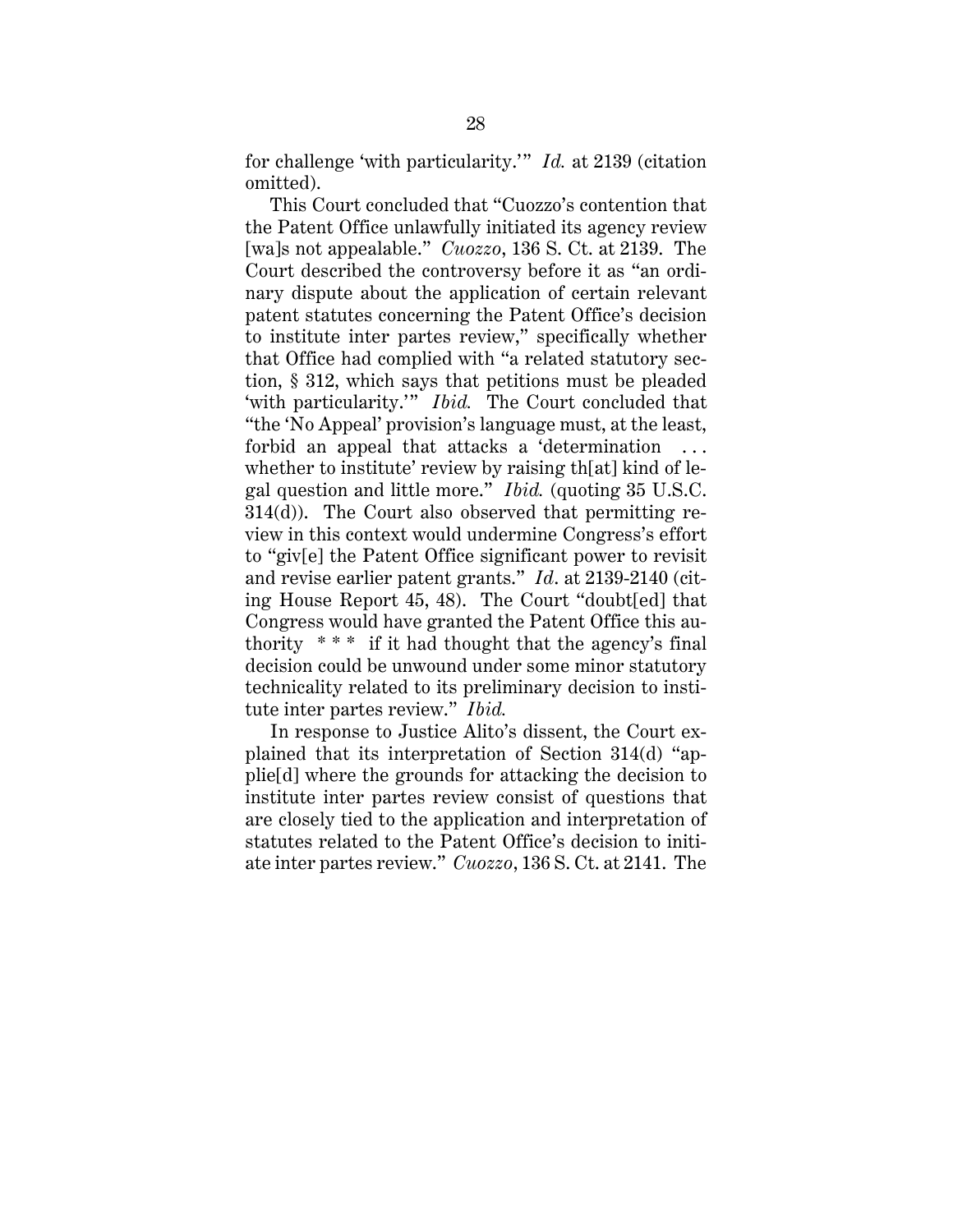for challenge 'with particularity.'" *Id.* at 2139 (citation omitted).

This Court concluded that "Cuozzo's contention that the Patent Office unlawfully initiated its agency review [wa]s not appealable." *Cuozzo*, 136 S. Ct. at 2139. The Court described the controversy before it as "an ordinary dispute about the application of certain relevant patent statutes concerning the Patent Office's decision to institute inter partes review," specifically whether that Office had complied with "a related statutory section, § 312, which says that petitions must be pleaded 'with particularity.'" *Ibid.* The Court concluded that "the 'No Appeal' provision's language must, at the least, forbid an appeal that attacks a 'determination . . . whether to institute' review by raising th[at] kind of legal question and little more." *Ibid.* (quoting 35 U.S.C. 314(d)). The Court also observed that permitting review in this context would undermine Congress's effort to "giv[e] the Patent Office significant power to revisit and revise earlier patent grants." *Id*. at 2139-2140 (citing House Report 45, 48). The Court "doubt[ed] that Congress would have granted the Patent Office this authority * * * if it had thought that the agency's final decision could be unwound under some minor statutory technicality related to its preliminary decision to institute inter partes review." *Ibid.*

In response to Justice Alito's dissent, the Court explained that its interpretation of Section 314(d) "applie[d] where the grounds for attacking the decision to institute inter partes review consist of questions that are closely tied to the application and interpretation of statutes related to the Patent Office's decision to initiate inter partes review." *Cuozzo*, 136 S. Ct. at 2141. The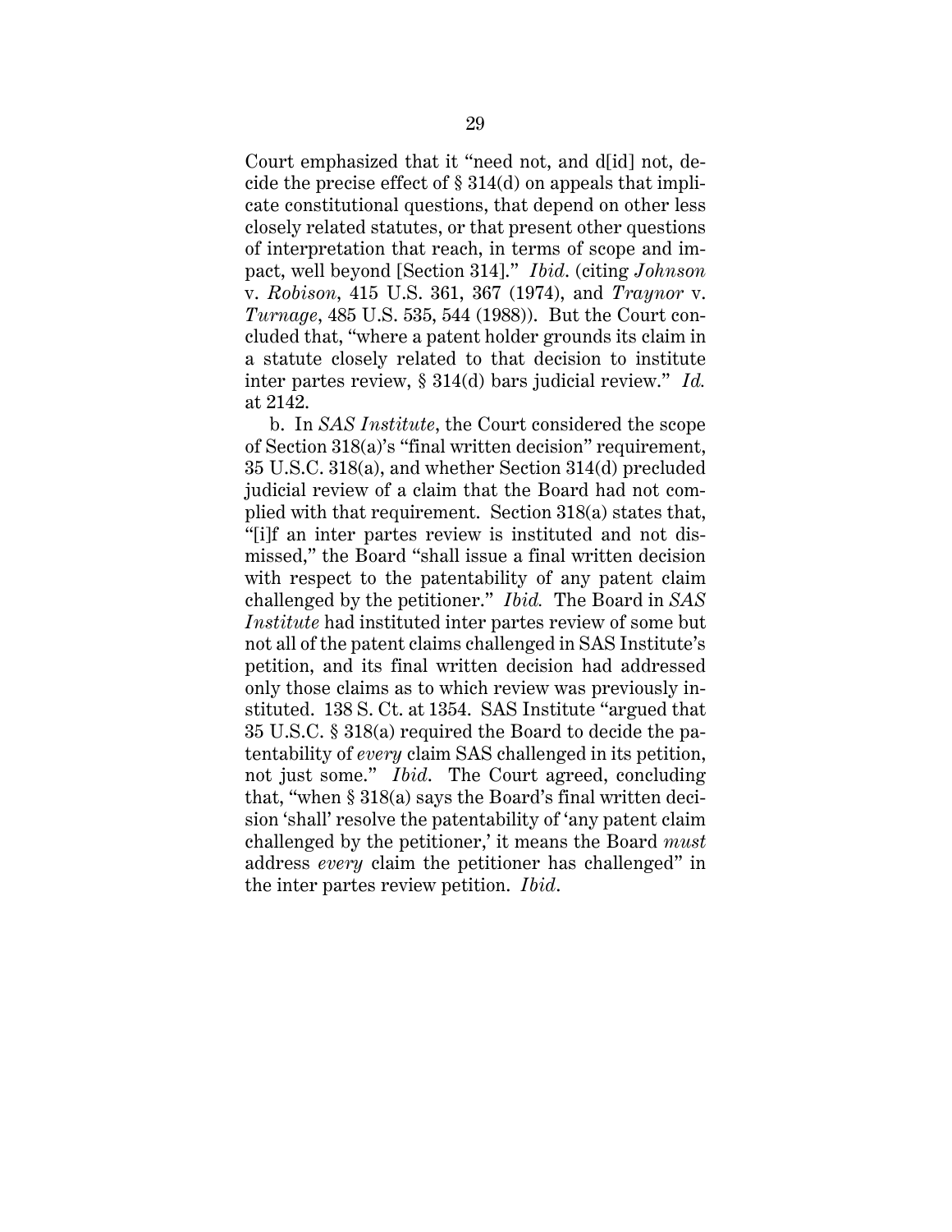Court emphasized that it "need not, and d[id] not, decide the precise effect of § 314(d) on appeals that implicate constitutional questions, that depend on other less closely related statutes, or that present other questions of interpretation that reach, in terms of scope and impact, well beyond [Section 314]." *Ibid*. (citing *Johnson* v. *Robison*, 415 U.S. 361, 367 (1974), and *Traynor* v. *Turnage*, 485 U.S. 535, 544 (1988)). But the Court concluded that, "where a patent holder grounds its claim in a statute closely related to that decision to institute inter partes review, § 314(d) bars judicial review." *Id.* at 2142.

b. In *SAS Institute*, the Court considered the scope of Section 318(a)'s "final written decision" requirement, 35 U.S.C. 318(a), and whether Section 314(d) precluded judicial review of a claim that the Board had not complied with that requirement. Section 318(a) states that, "[i]f an inter partes review is instituted and not dismissed," the Board "shall issue a final written decision with respect to the patentability of any patent claim challenged by the petitioner." *Ibid.* The Board in *SAS Institute* had instituted inter partes review of some but not all of the patent claims challenged in SAS Institute's petition, and its final written decision had addressed only those claims as to which review was previously instituted. 138 S. Ct. at 1354. SAS Institute "argued that 35 U.S.C. § 318(a) required the Board to decide the patentability of *every* claim SAS challenged in its petition, not just some." *Ibid*. The Court agreed, concluding that, "when § 318(a) says the Board's final written decision 'shall' resolve the patentability of 'any patent claim challenged by the petitioner,' it means the Board *must* address *every* claim the petitioner has challenged" in the inter partes review petition. *Ibid*.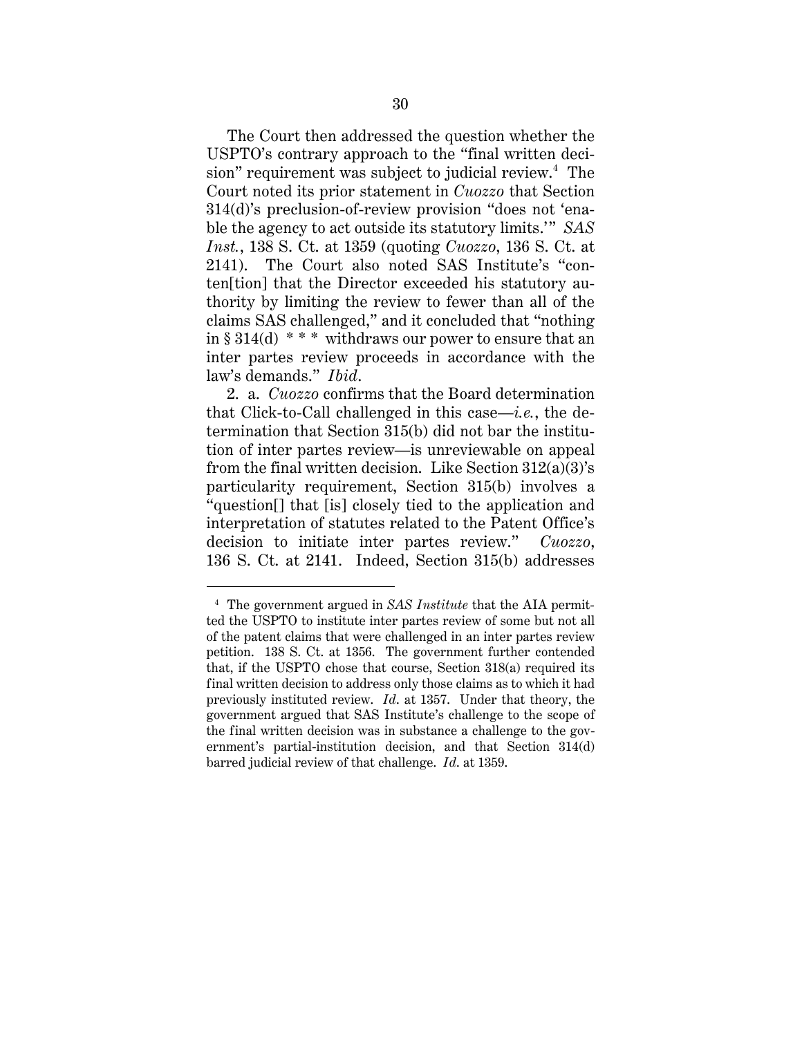The Court then addressed the question whether the USPTO's contrary approach to the "final written decision" requirement was subject to judicial review.[4] The Court noted its prior statement in *Cuozzo* that Section 314(d)'s preclusion-of-review provision "does not 'enable the agency to act outside its statutory limits.'" *SAS Inst.*, 138 S. Ct. at 1359 (quoting *Cuozzo*, 136 S. Ct. at 2141). The Court also noted SAS Institute's "conten[tion] that the Director exceeded his statutory authority by limiting the review to fewer than all of the claims SAS challenged," and it concluded that "nothing in § 314(d) * * * withdraws our power to ensure that an inter partes review proceeds in accordance with the law's demands." *Ibid.*

2. a. *Cuozzo* confirms that the Board determination that Click-to-Call challenged in this case—*i.e.*, the determination that Section 315(b) did not bar the institution of inter partes review—is unreviewable on appeal from the final written decision. Like Section 312(a)(3)'s particularity requirement, Section 315(b) involves a "question[] that [is] closely tied to the application and interpretation of statutes related to the Patent Office's decision to initiate inter partes review." *Cuozzo*, 136 S. Ct. at 2141. Indeed, Section 315(b) addresses

---

[4] The government argued in *SAS Institute* that the AIA permitted the USPTO to institute inter partes review of some but not all of the patent claims that were challenged in an inter partes review petition. 138 S. Ct. at 1356. The government further contended that, if the USPTO chose that course, Section 318(a) required its final written decision to address only those claims as to which it had previously instituted review. *Id.* at 1357. Under that theory, the government argued that SAS Institute's challenge to the scope of the final written decision was in substance a challenge to the government's partial-institution decision, and that Section 314(d) barred judicial review of that challenge. *Id.* at 1359.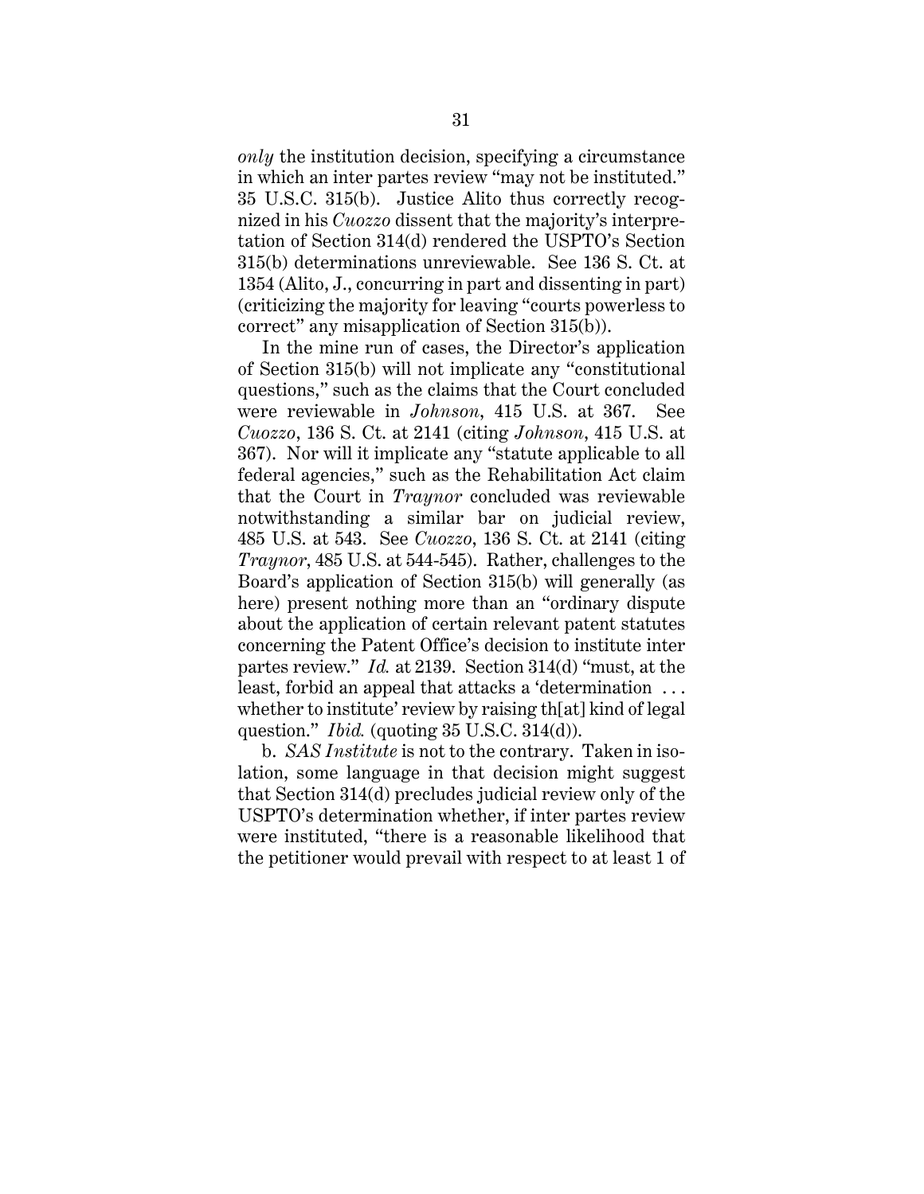*only* the institution decision, specifying a circumstance in which an inter partes review "may not be instituted." 35 U.S.C. 315(b). Justice Alito thus correctly recognized in his *Cuozzo* dissent that the majority's interpretation of Section 314(d) rendered the USPTO's Section 315(b) determinations unreviewable. See 136 S. Ct. at 1354 (Alito, J., concurring in part and dissenting in part) (criticizing the majority for leaving "courts powerless to correct" any misapplication of Section 315(b)).

In the mine run of cases, the Director's application of Section 315(b) will not implicate any "constitutional questions," such as the claims that the Court concluded were reviewable in *Johnson*, 415 U.S. at 367. See *Cuozzo*, 136 S. Ct. at 2141 (citing *Johnson*, 415 U.S. at 367). Nor will it implicate any "statute applicable to all federal agencies," such as the Rehabilitation Act claim that the Court in *Traynor* concluded was reviewable notwithstanding a similar bar on judicial review, 485 U.S. at 543. See *Cuozzo*, 136 S. Ct. at 2141 (citing *Traynor*, 485 U.S. at 544-545). Rather, challenges to the Board's application of Section 315(b) will generally (as here) present nothing more than an "ordinary dispute about the application of certain relevant patent statutes concerning the Patent Office's decision to institute inter partes review." *Id.* at 2139. Section 314(d) "must, at the least, forbid an appeal that attacks a 'determination . . . whether to institute' review by raising th[at] kind of legal question." *Ibid.* (quoting 35 U.S.C. 314(d)).

b. *SAS Institute* is not to the contrary. Taken in isolation, some language in that decision might suggest that Section 314(d) precludes judicial review only of the USPTO's determination whether, if inter partes review were instituted, "there is a reasonable likelihood that the petitioner would prevail with respect to at least 1 of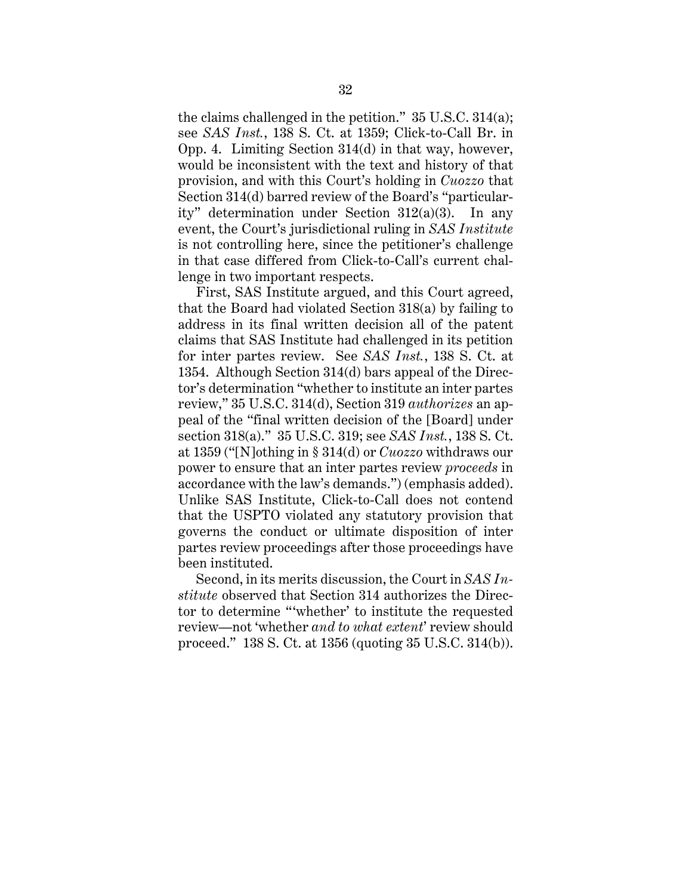the claims challenged in the petition." 35 U.S.C. 314(a); see *SAS Inst.*, 138 S. Ct. at 1359; Click-to-Call Br. in Opp. 4. Limiting Section 314(d) in that way, however, would be inconsistent with the text and history of that provision, and with this Court's holding in *Cuozzo* that Section 314(d) barred review of the Board's "particularity" determination under Section 312(a)(3). In any event, the Court's jurisdictional ruling in *SAS Institute* is not controlling here, since the petitioner's challenge in that case differed from Click-to-Call's current challenge in two important respects.

First, SAS Institute argued, and this Court agreed, that the Board had violated Section 318(a) by failing to address in its final written decision all of the patent claims that SAS Institute had challenged in its petition for inter partes review. See *SAS Inst.*, 138 S. Ct. at 1354. Although Section 314(d) bars appeal of the Director's determination "whether to institute an inter partes review," 35 U.S.C. 314(d), Section 319 *authorizes* an appeal of the "final written decision of the [Board] under section 318(a)." 35 U.S.C. 319; see *SAS Inst.*, 138 S. Ct. at 1359 ("[N]othing in § 314(d) or *Cuozzo* withdraws our power to ensure that an inter partes review *proceeds* in accordance with the law's demands.") (emphasis added). Unlike SAS Institute, Click-to-Call does not contend that the USPTO violated any statutory provision that governs the conduct or ultimate disposition of inter partes review proceedings after those proceedings have been instituted.

Second, in its merits discussion, the Court in *SAS Institute* observed that Section 314 authorizes the Director to determine "'whether' to institute the requested review—not 'whether *and to what extent*' review should proceed." 138 S. Ct. at 1356 (quoting 35 U.S.C. 314(b)).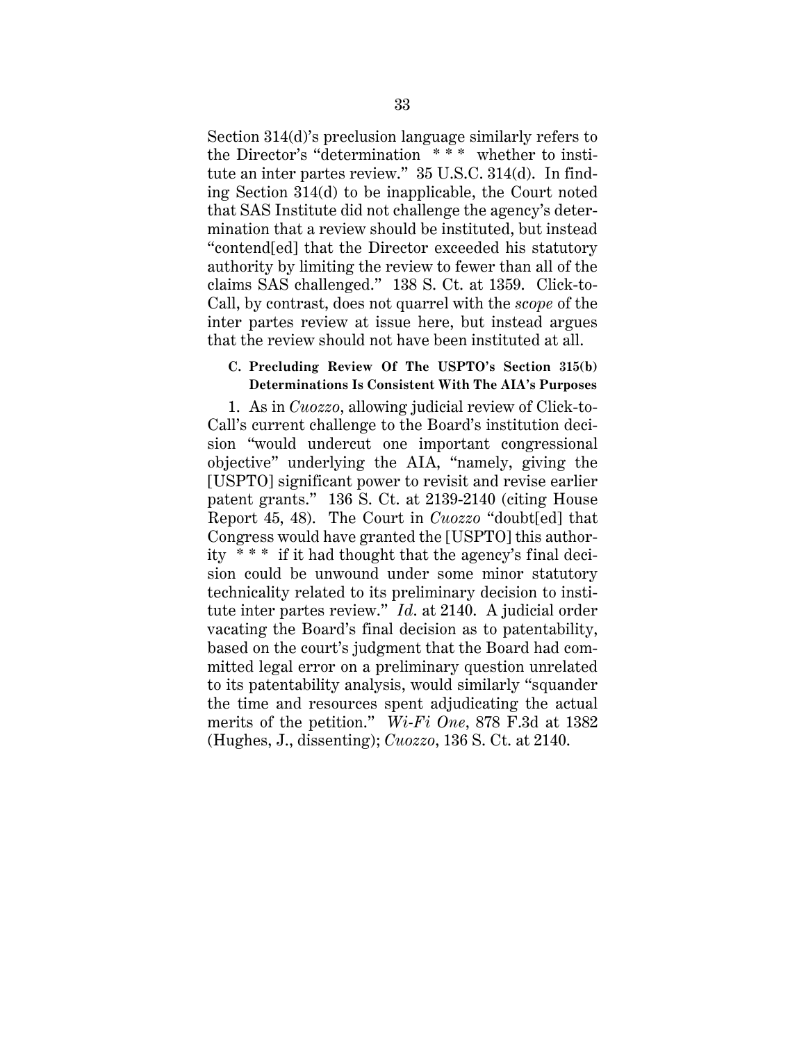Section 314(d)'s preclusion language similarly refers to the Director's "determination * * * whether to institute an inter partes review." 35 U.S.C. 314(d). In finding Section 314(d) to be inapplicable, the Court noted that SAS Institute did not challenge the agency's determination that a review should be instituted, but instead "contend[ed] that the Director exceeded his statutory authority by limiting the review to fewer than all of the claims SAS challenged." 138 S. Ct. at 1359. Click-to-Call, by contrast, does not quarrel with the *scope* of the inter partes review at issue here, but instead argues that the review should not have been instituted at all.

#### C. Precluding Review Of The USPTO's Section 315(b) Determinations Is Consistent With The AIA's Purposes

1. As in *Cuozzo*, allowing judicial review of Click-to-Call's current challenge to the Board's institution decision "would undercut one important congressional objective" underlying the AIA, "namely, giving the [USPTO] significant power to revisit and revise earlier patent grants." 136 S. Ct. at 2139-2140 (citing House Report 45, 48). The Court in *Cuozzo* "doubt[ed] that Congress would have granted the [USPTO] this authority * * * if it had thought that the agency's final decision could be unwound under some minor statutory technicality related to its preliminary decision to institute inter partes review." *Id.* at 2140. A judicial order vacating the Board's final decision as to patentability, based on the court's judgment that the Board had committed legal error on a preliminary question unrelated to its patentability analysis, would similarly "squander the time and resources spent adjudicating the actual merits of the petition." *Wi-Fi One*, 878 F.3d at 1382 (Hughes, J., dissenting); *Cuozzo*, 136 S. Ct. at 2140.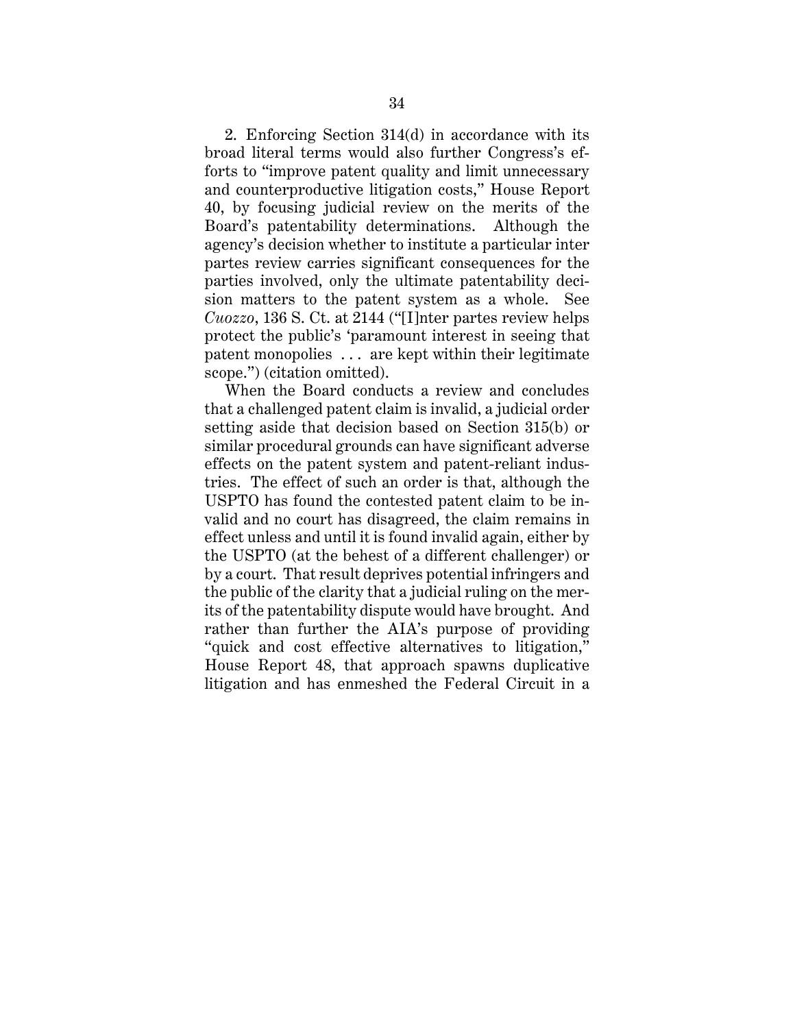2. Enforcing Section 314(d) in accordance with its broad literal terms would also further Congress's efforts to "improve patent quality and limit unnecessary and counterproductive litigation costs," House Report 40, by focusing judicial review on the merits of the Board's patentability determinations. Although the agency's decision whether to institute a particular inter partes review carries significant consequences for the parties involved, only the ultimate patentability decision matters to the patent system as a whole. See *Cuozzo*, 136 S. Ct. at 2144 ("[I]nter partes review helps protect the public's 'paramount interest in seeing that patent monopolies . . . are kept within their legitimate scope.") (citation omitted).

When the Board conducts a review and concludes that a challenged patent claim is invalid, a judicial order setting aside that decision based on Section 315(b) or similar procedural grounds can have significant adverse effects on the patent system and patent-reliant industries. The effect of such an order is that, although the USPTO has found the contested patent claim to be invalid and no court has disagreed, the claim remains in effect unless and until it is found invalid again, either by the USPTO (at the behest of a different challenger) or by a court. That result deprives potential infringers and the public of the clarity that a judicial ruling on the merits of the patentability dispute would have brought. And rather than further the AIA's purpose of providing "quick and cost effective alternatives to litigation," House Report 48, that approach spawns duplicative litigation and has enmeshed the Federal Circuit in a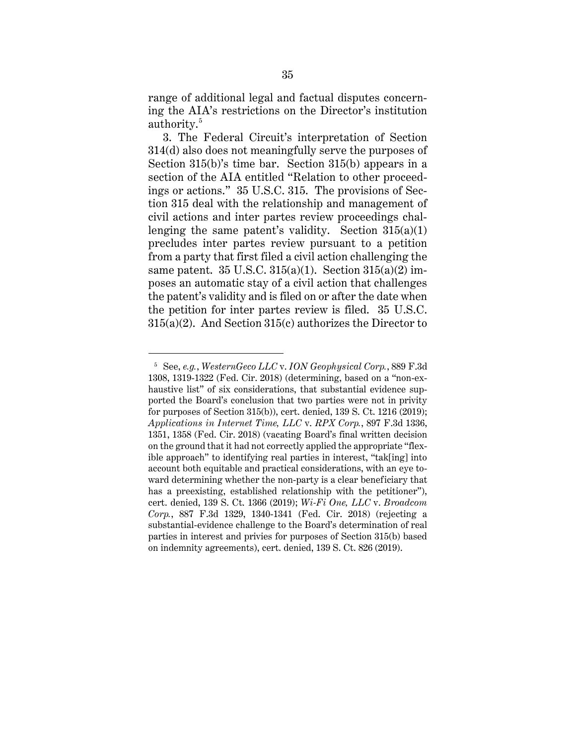range of additional legal and factual disputes concerning the AIA's restrictions on the Director's institution authority.[5]

3. The Federal Circuit's interpretation of Section 314(d) also does not meaningfully serve the purposes of Section 315(b)'s time bar. Section 315(b) appears in a section of the AIA entitled "Relation to other proceedings or actions." 35 U.S.C. 315. The provisions of Section 315 deal with the relationship and management of civil actions and inter partes review proceedings challenging the same patent's validity. Section 315(a)(1) precludes inter partes review pursuant to a petition from a party that first filed a civil action challenging the same patent. 35 U.S.C. 315(a)(1). Section 315(a)(2) imposes an automatic stay of a civil action that challenges the patent's validity and is filed on or after the date when the petition for inter partes review is filed. 35 U.S.C. 315(a)(2). And Section 315(c) authorizes the Director to

---

[5] See, *e.g.*, *WesternGeco LLC* v. *ION Geophysical Corp.*, 889 F.3d 1308, 1319-1322 (Fed. Cir. 2018) (determining, based on a "non-exhaustive list" of six considerations, that substantial evidence supported the Board's conclusion that two parties were not in privity for purposes of Section 315(b)), cert. denied, 139 S. Ct. 1216 (2019); *Applications in Internet Time, LLC* v. *RPX Corp.*, 897 F.3d 1336, 1351, 1358 (Fed. Cir. 2018) (vacating Board's final written decision on the ground that it had not correctly applied the appropriate "flexible approach" to identifying real parties in interest, "tak[ing] into account both equitable and practical considerations, with an eye toward determining whether the non-party is a clear beneficiary that has a preexisting, established relationship with the petitioner"), cert. denied, 139 S. Ct. 1366 (2019); *Wi-Fi One, LLC* v. *Broadcom Corp.*, 887 F.3d 1329, 1340-1341 (Fed. Cir. 2018) (rejecting a substantial-evidence challenge to the Board's determination of real parties in interest and privies for purposes of Section 315(b) based on indemnity agreements), cert. denied, 139 S. Ct. 826 (2019).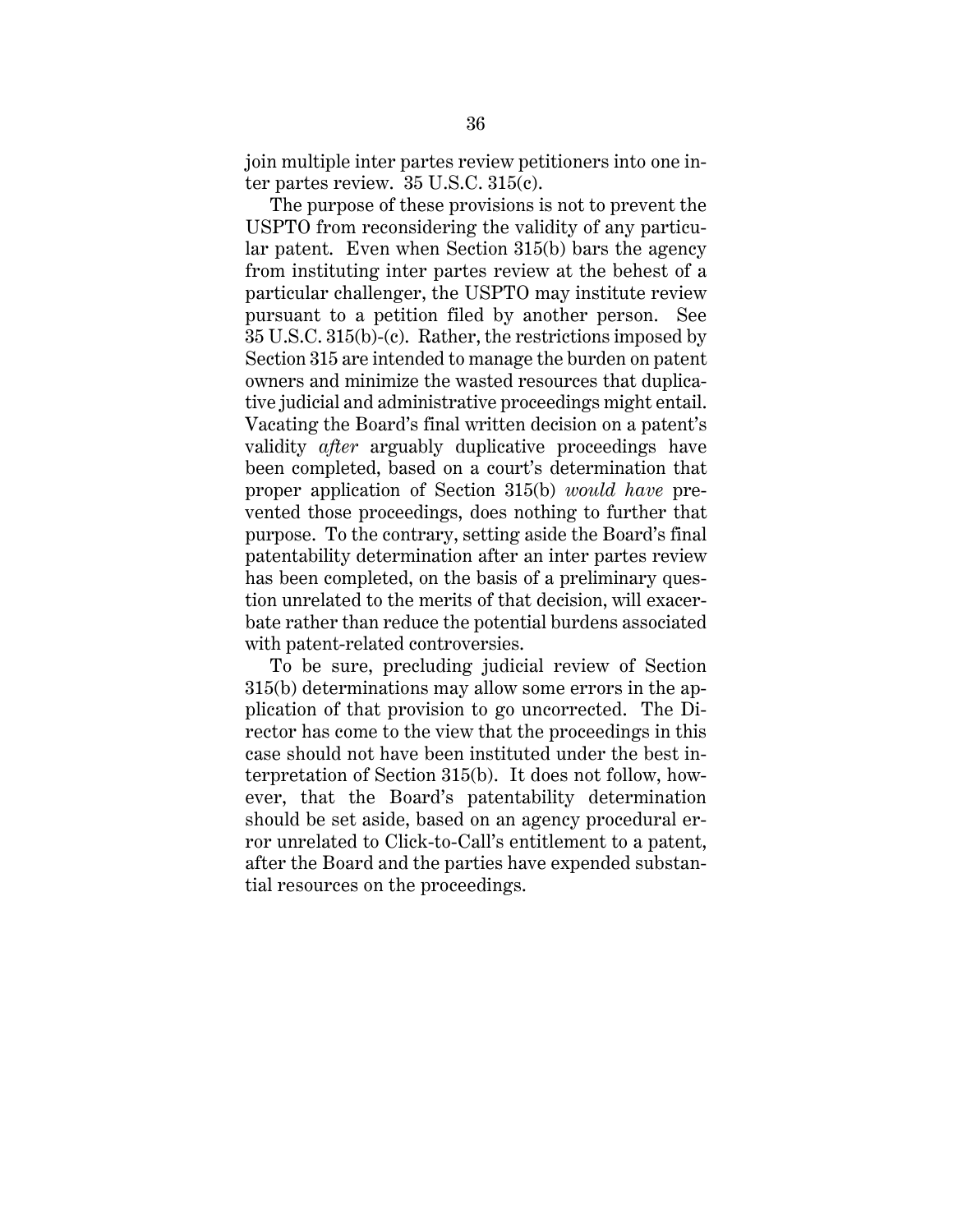join multiple inter partes review petitioners into one inter partes review. 35 U.S.C. 315(c).

The purpose of these provisions is not to prevent the USPTO from reconsidering the validity of any particular patent. Even when Section 315(b) bars the agency from instituting inter partes review at the behest of a particular challenger, the USPTO may institute review pursuant to a petition filed by another person. See 35 U.S.C. 315(b)-(c). Rather, the restrictions imposed by Section 315 are intended to manage the burden on patent owners and minimize the wasted resources that duplicative judicial and administrative proceedings might entail. Vacating the Board's final written decision on a patent's validity *after* arguably duplicative proceedings have been completed, based on a court's determination that proper application of Section 315(b) *would have* prevented those proceedings, does nothing to further that purpose. To the contrary, setting aside the Board's final patentability determination after an inter partes review has been completed, on the basis of a preliminary question unrelated to the merits of that decision, will exacerbate rather than reduce the potential burdens associated with patent-related controversies.

To be sure, precluding judicial review of Section 315(b) determinations may allow some errors in the application of that provision to go uncorrected. The Director has come to the view that the proceedings in this case should not have been instituted under the best interpretation of Section 315(b). It does not follow, however, that the Board's patentability determination should be set aside, based on an agency procedural error unrelated to Click-to-Call's entitlement to a patent, after the Board and the parties have expended substantial resources on the proceedings.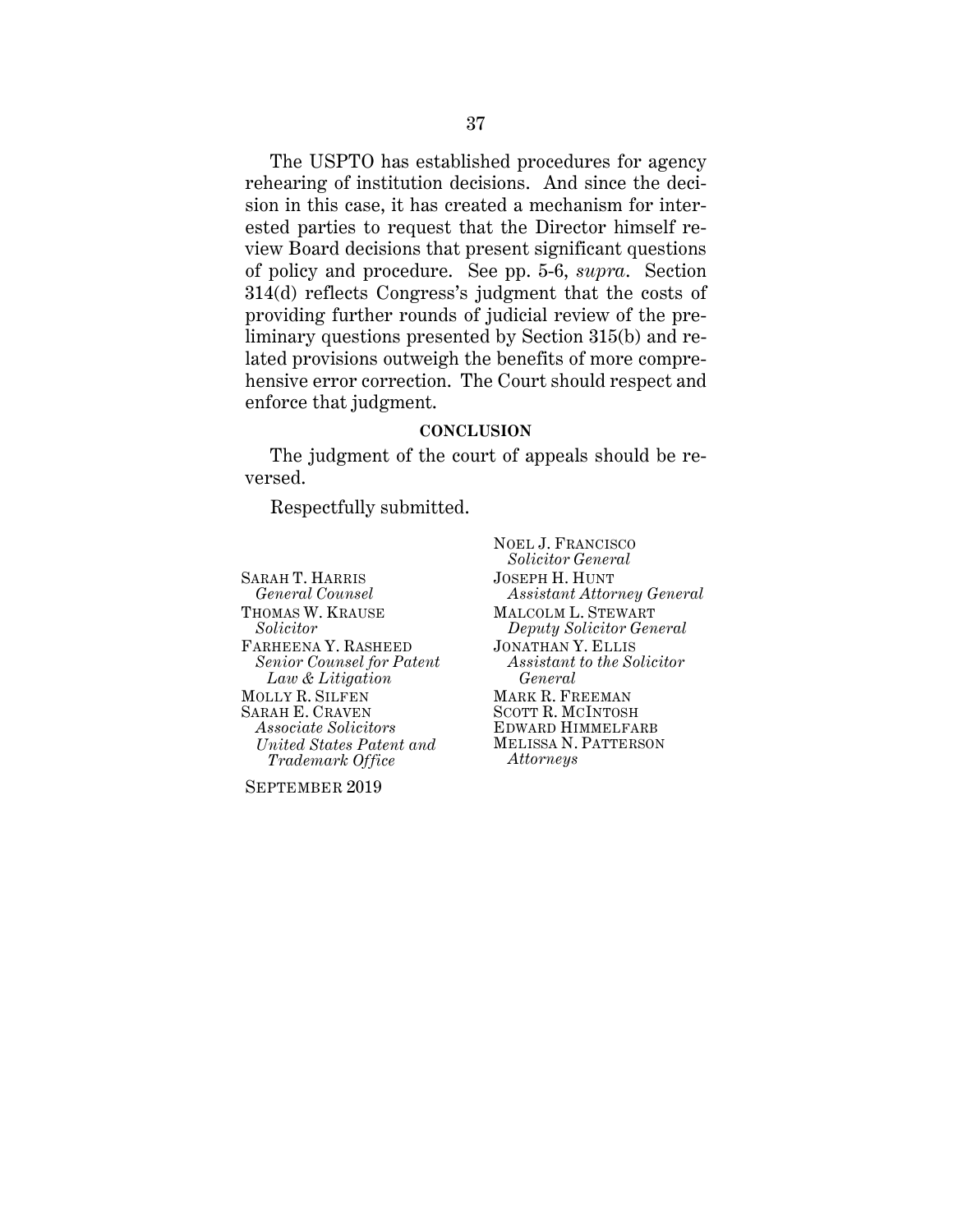The USPTO has established procedures for agency rehearing of institution decisions. And since the decision in this case, it has created a mechanism for interested parties to request that the Director himself review Board decisions that present significant questions of policy and procedure. See pp. 5-6, *supra*. Section 314(d) reflects Congress's judgment that the costs of providing further rounds of judicial review of the preliminary questions presented by Section 315(b) and related provisions outweigh the benefits of more comprehensive error correction. The Court should respect and enforce that judgment.

## CONCLUSION

The judgment of the court of appeals should be reversed.

Respectfully submitted.

NOEL J. FRANCISCO
*Solicitor General*
JOSEPH H. HUNT
*Assistant Attorney General*
MALCOLM L. STEWART
*Deputy Solicitor General*
JONATHAN Y. ELLIS
*Assistant to the Solicitor General*
MARK R. FREEMAN
SCOTT R. MCINTOSH
EDWARD HIMMELFARB
MELISSA N. PATTERSON
*Attorneys*

SARAH T. HARRIS
*General Counsel*
THOMAS W. KRAUSE
*Solicitor*
FARHEENA Y. RASHEED
*Senior Counsel for Patent Law & Litigation*
MOLLY R. SILFEN
SARAH E. CRAVEN
*Associate Solicitors*
*United States Patent and Trademark Office*

SEPTEMBER 2019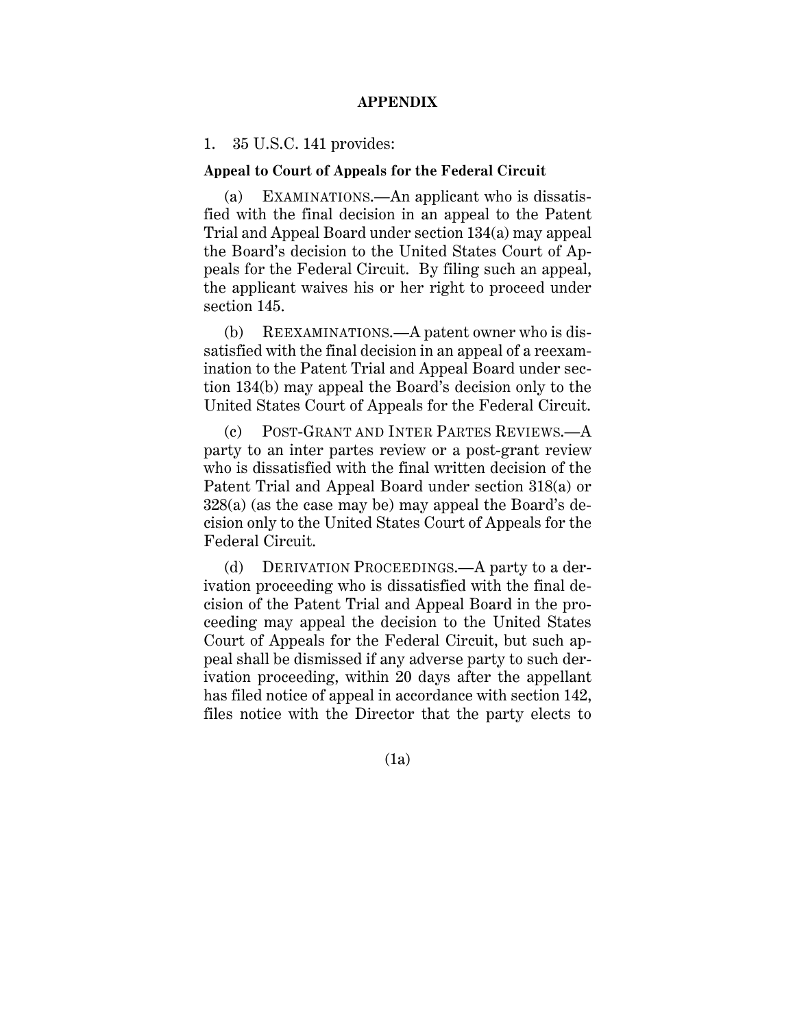# APPENDIX

1. 35 U.S.C. 141 provides:

**Appeal to Court of Appeals for the Federal Circuit**

(a) EXAMINATIONS.—An applicant who is dissatisfied with the final decision in an appeal to the Patent Trial and Appeal Board under section 134(a) may appeal the Board's decision to the United States Court of Appeals for the Federal Circuit. By filing such an appeal, the applicant waives his or her right to proceed under section 145.

(b) REEXAMINATIONS.—A patent owner who is dissatisfied with the final decision in an appeal of a reexamination to the Patent Trial and Appeal Board under section 134(b) may appeal the Board's decision only to the United States Court of Appeals for the Federal Circuit.

(c) POST-GRANT AND INTER PARTES REVIEWS.—A party to an inter partes review or a post-grant review who is dissatisfied with the final written decision of the Patent Trial and Appeal Board under section 318(a) or 328(a) (as the case may be) may appeal the Board's decision only to the United States Court of Appeals for the Federal Circuit.

(d) DERIVATION PROCEEDINGS.—A party to a derivation proceeding who is dissatisfied with the final decision of the Patent Trial and Appeal Board in the proceeding may appeal the decision to the United States Court of Appeals for the Federal Circuit, but such appeal shall be dismissed if any adverse party to such derivation proceeding, within 20 days after the appellant has filed notice of appeal in accordance with section 142, files notice with the Director that the party elects to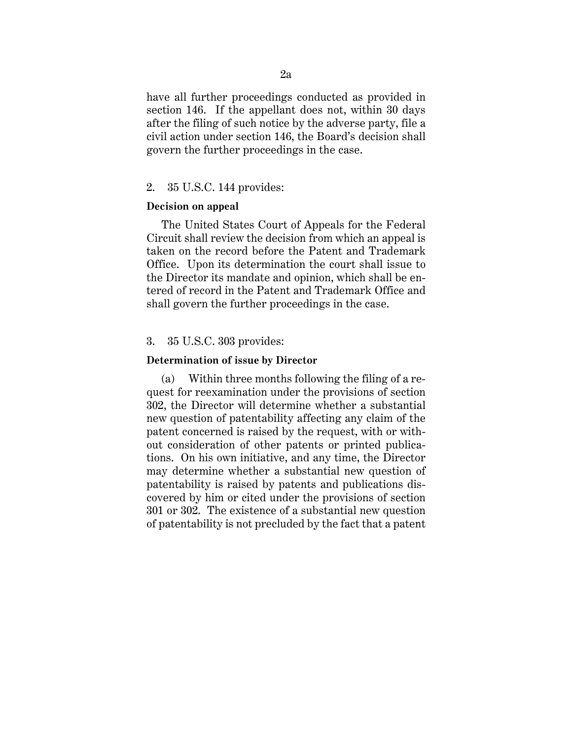have all further proceedings conducted as provided in section 146. If the appellant does not, within 30 days after the filing of such notice by the adverse party, file a civil action under section 146, the Board's decision shall govern the further proceedings in the case.

2. 35 U.S.C. 144 provides:

**Decision on appeal**

The United States Court of Appeals for the Federal Circuit shall review the decision from which an appeal is taken on the record before the Patent and Trademark Office. Upon its determination the court shall issue to the Director its mandate and opinion, which shall be entered of record in the Patent and Trademark Office and shall govern the further proceedings in the case.

3. 35 U.S.C. 303 provides:

**Determination of issue by Director**

(a) Within three months following the filing of a request for reexamination under the provisions of section 302, the Director will determine whether a substantial new question of patentability affecting any claim of the patent concerned is raised by the request, with or without consideration of other patents or printed publications. On his own initiative, and any time, the Director may determine whether a substantial new question of patentability is raised by patents and publications discovered by him or cited under the provisions of section 301 or 302. The existence of a substantial new question of patentability is not precluded by the fact that a patent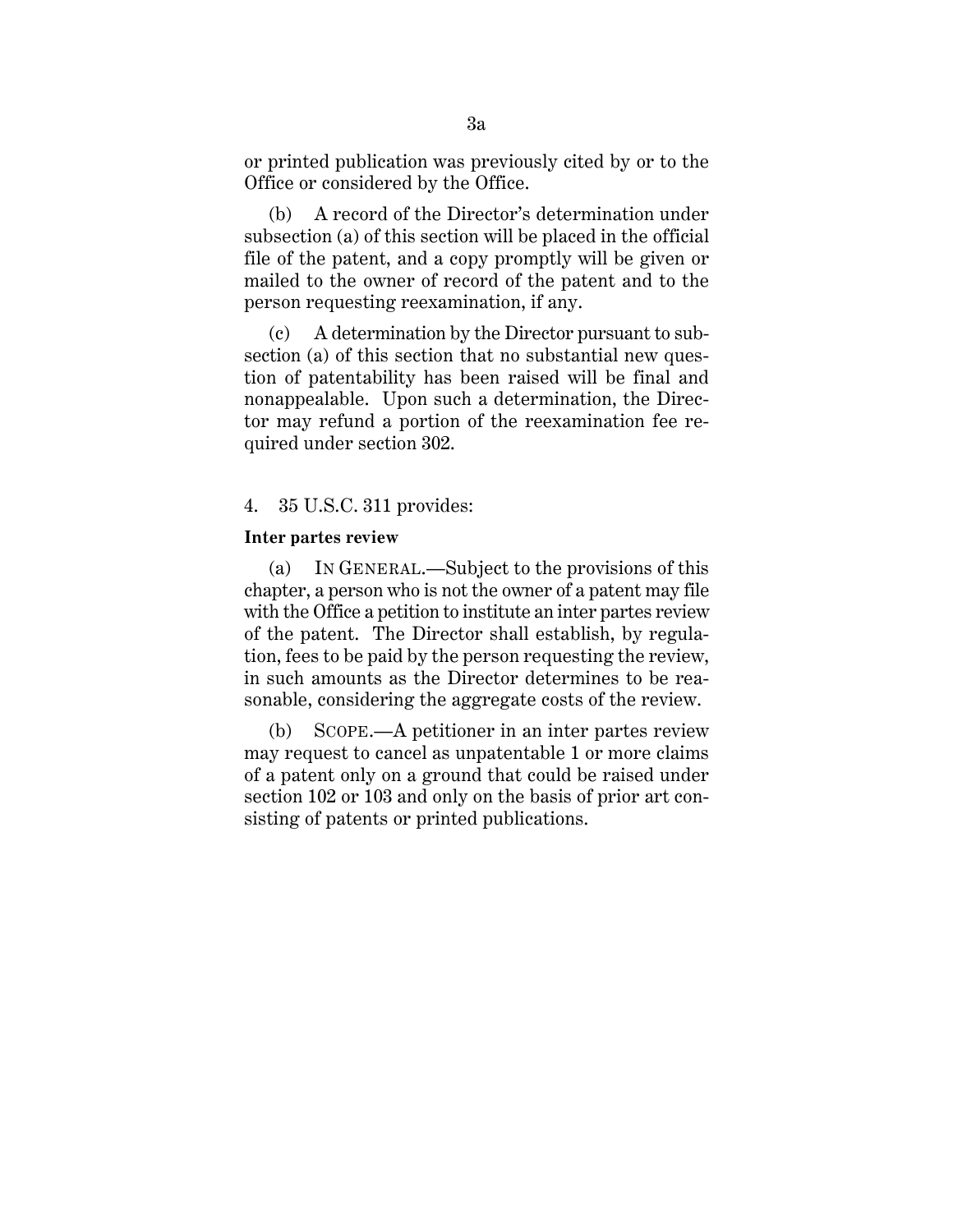or printed publication was previously cited by or to the Office or considered by the Office.

(b) A record of the Director's determination under subsection (a) of this section will be placed in the official file of the patent, and a copy promptly will be given or mailed to the owner of record of the patent and to the person requesting reexamination, if any.

(c) A determination by the Director pursuant to subsection (a) of this section that no substantial new question of patentability has been raised will be final and nonappealable. Upon such a determination, the Director may refund a portion of the reexamination fee required under section 302.

4. 35 U.S.C. 311 provides:

**Inter partes review**

(a) IN GENERAL.—Subject to the provisions of this chapter, a person who is not the owner of a patent may file with the Office a petition to institute an inter partes review of the patent. The Director shall establish, by regulation, fees to be paid by the person requesting the review, in such amounts as the Director determines to be reasonable, considering the aggregate costs of the review.

(b) SCOPE.—A petitioner in an inter partes review may request to cancel as unpatentable 1 or more claims of a patent only on a ground that could be raised under section 102 or 103 and only on the basis of prior art consisting of patents or printed publications.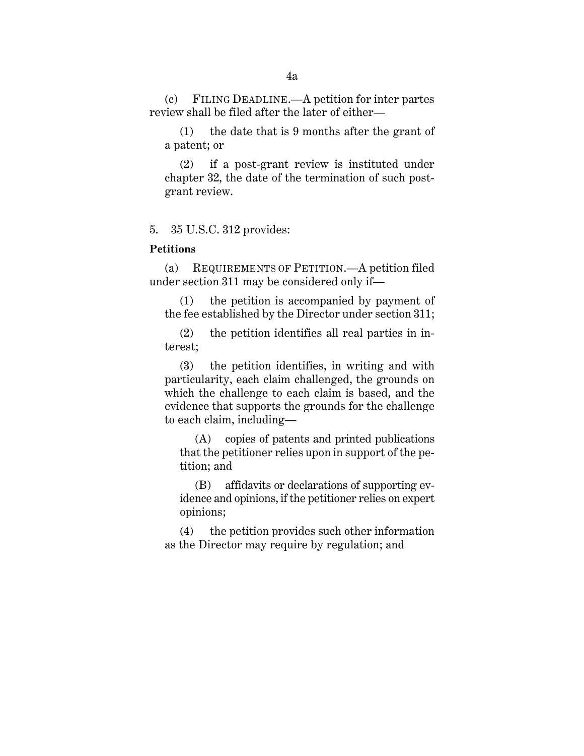(c) FILING DEADLINE.—A petition for inter partes review shall be filed after the later of either—

(1) the date that is 9 months after the grant of a patent; or

(2) if a post-grant review is instituted under chapter 32, the date of the termination of such post-grant review.

5. 35 U.S.C. 312 provides:

**Petitions**

(a) REQUIREMENTS OF PETITION.—A petition filed under section 311 may be considered only if—

(1) the petition is accompanied by payment of the fee established by the Director under section 311;

(2) the petition identifies all real parties in interest;

(3) the petition identifies, in writing and with particularity, each claim challenged, the grounds on which the challenge to each claim is based, and the evidence that supports the grounds for the challenge to each claim, including—

(A) copies of patents and printed publications that the petitioner relies upon in support of the petition; and

(B) affidavits or declarations of supporting evidence and opinions, if the petitioner relies on expert opinions;

(4) the petition provides such other information as the Director may require by regulation; and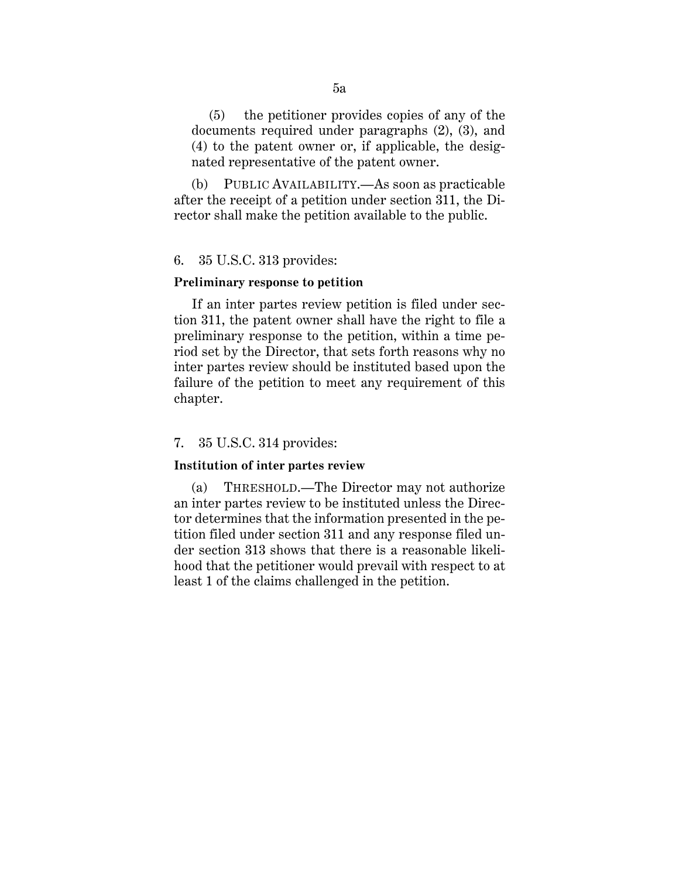(5) the petitioner provides copies of any of the documents required under paragraphs (2), (3), and (4) to the patent owner or, if applicable, the designated representative of the patent owner.

(b) PUBLIC AVAILABILITY.—As soon as practicable after the receipt of a petition under section 311, the Director shall make the petition available to the public.

6. 35 U.S.C. 313 provides:

**Preliminary response to petition**

If an inter partes review petition is filed under section 311, the patent owner shall have the right to file a preliminary response to the petition, within a time period set by the Director, that sets forth reasons why no inter partes review should be instituted based upon the failure of the petition to meet any requirement of this chapter.

7. 35 U.S.C. 314 provides:

**Institution of inter partes review**

(a) THRESHOLD.—The Director may not authorize an inter partes review to be instituted unless the Director determines that the information presented in the petition filed under section 311 and any response filed under section 313 shows that there is a reasonable likelihood that the petitioner would prevail with respect to at least 1 of the claims challenged in the petition.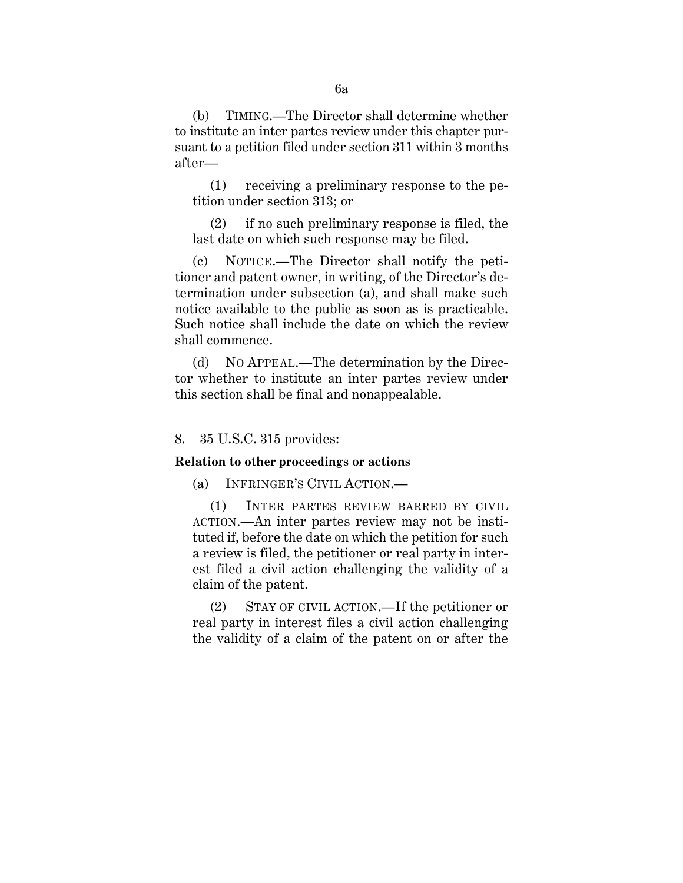(b) TIMING.—The Director shall determine whether to institute an inter partes review under this chapter pursuant to a petition filed under section 311 within 3 months after—

(1) receiving a preliminary response to the petition under section 313; or

(2) if no such preliminary response is filed, the last date on which such response may be filed.

(c) NOTICE.—The Director shall notify the petitioner and patent owner, in writing, of the Director's determination under subsection (a), and shall make such notice available to the public as soon as is practicable. Such notice shall include the date on which the review shall commence.

(d) NO APPEAL.—The determination by the Director whether to institute an inter partes review under this section shall be final and nonappealable.

8. 35 U.S.C. 315 provides:

**Relation to other proceedings or actions**

(a) INFRINGER'S CIVIL ACTION.—

(1) INTER PARTES REVIEW BARRED BY CIVIL ACTION.—An inter partes review may not be instituted if, before the date on which the petition for such a review is filed, the petitioner or real party in interest filed a civil action challenging the validity of a claim of the patent.

(2) STAY OF CIVIL ACTION.—If the petitioner or real party in interest files a civil action challenging the validity of a claim of the patent on or after the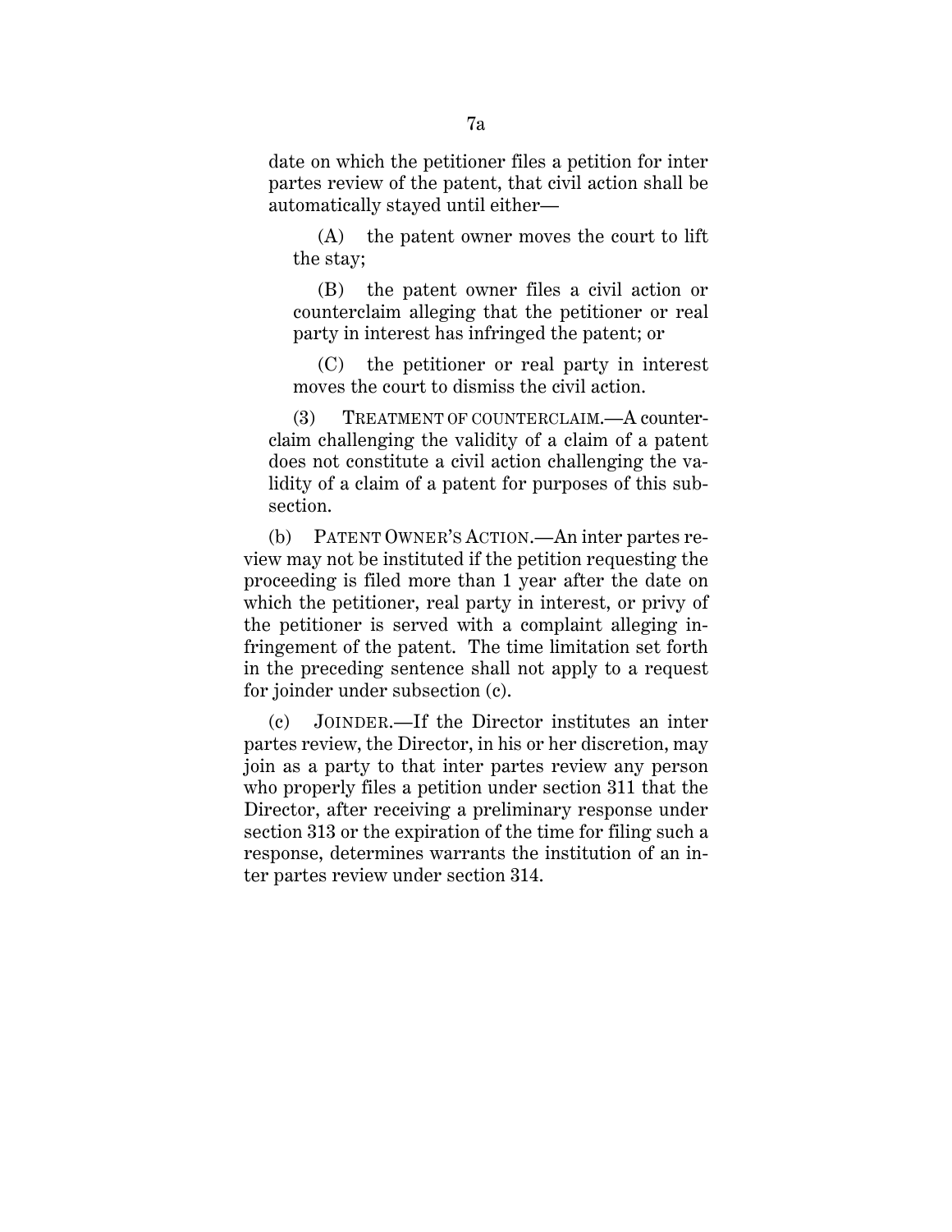date on which the petitioner files a petition for inter partes review of the patent, that civil action shall be automatically stayed until either—

(A) the patent owner moves the court to lift the stay;

(B) the patent owner files a civil action or counterclaim alleging that the petitioner or real party in interest has infringed the patent; or

(C) the petitioner or real party in interest moves the court to dismiss the civil action.

(3) TREATMENT OF COUNTERCLAIM.—A counterclaim challenging the validity of a claim of a patent does not constitute a civil action challenging the validity of a claim of a patent for purposes of this subsection.

(b) PATENT OWNER'S ACTION.—An inter partes review may not be instituted if the petition requesting the proceeding is filed more than 1 year after the date on which the petitioner, real party in interest, or privy of the petitioner is served with a complaint alleging infringement of the patent. The time limitation set forth in the preceding sentence shall not apply to a request for joinder under subsection (c).

(c) JOINDER.—If the Director institutes an inter partes review, the Director, in his or her discretion, may join as a party to that inter partes review any person who properly files a petition under section 311 that the Director, after receiving a preliminary response under section 313 or the expiration of the time for filing such a response, determines warrants the institution of an inter partes review under section 314.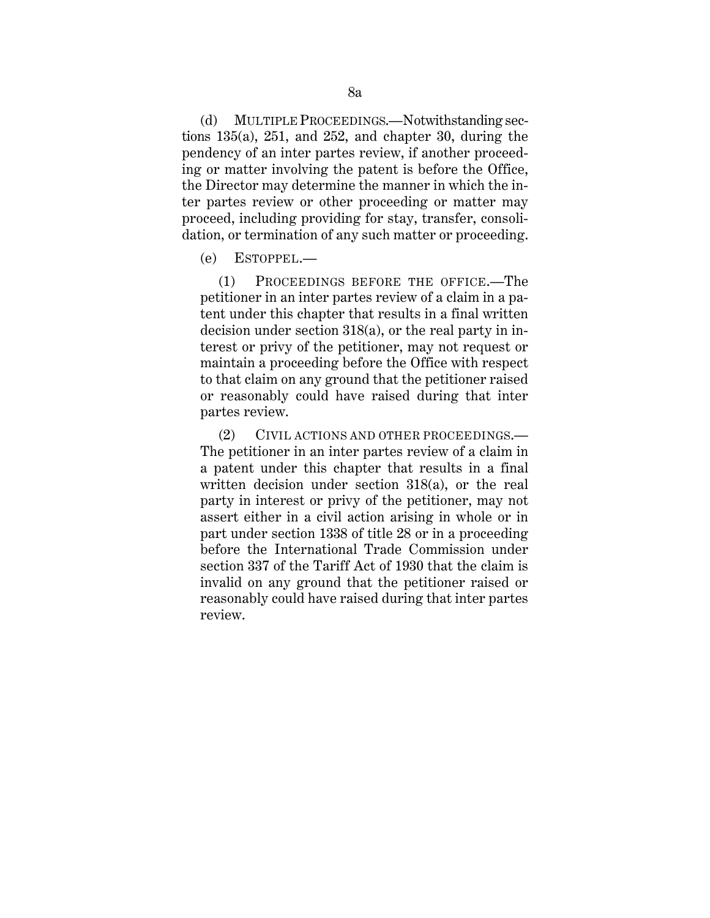(d) MULTIPLE PROCEEDINGS.—Notwithstanding sections 135(a), 251, and 252, and chapter 30, during the pendency of an inter partes review, if another proceeding or matter involving the patent is before the Office, the Director may determine the manner in which the inter partes review or other proceeding or matter may proceed, including providing for stay, transfer, consolidation, or termination of any such matter or proceeding.

(e) ESTOPPEL.—

(1) PROCEEDINGS BEFORE THE OFFICE.—The petitioner in an inter partes review of a claim in a patent under this chapter that results in a final written decision under section 318(a), or the real party in interest or privy of the petitioner, may not request or maintain a proceeding before the Office with respect to that claim on any ground that the petitioner raised or reasonably could have raised during that inter partes review.

(2) CIVIL ACTIONS AND OTHER PROCEEDINGS.—The petitioner in an inter partes review of a claim in a patent under this chapter that results in a final written decision under section 318(a), or the real party in interest or privy of the petitioner, may not assert either in a civil action arising in whole or in part under section 1338 of title 28 or in a proceeding before the International Trade Commission under section 337 of the Tariff Act of 1930 that the claim is invalid on any ground that the petitioner raised or reasonably could have raised during that inter partes review.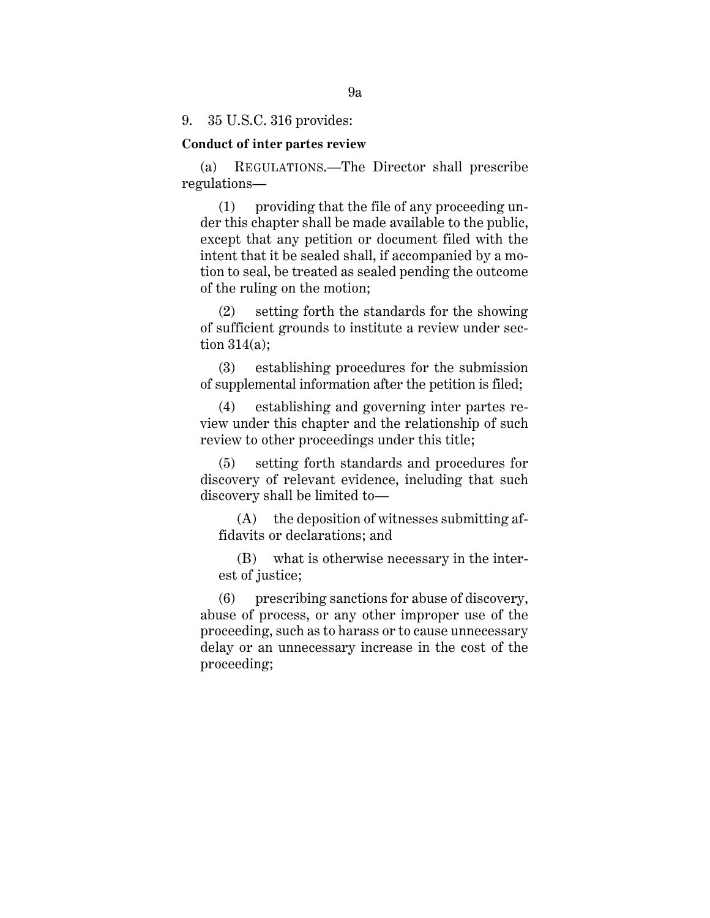9. 35 U.S.C. 316 provides:

**Conduct of inter partes review**

(a) REGULATIONS.—The Director shall prescribe regulations—

(1) providing that the file of any proceeding under this chapter shall be made available to the public, except that any petition or document filed with the intent that it be sealed shall, if accompanied by a motion to seal, be treated as sealed pending the outcome of the ruling on the motion;

(2) setting forth the standards for the showing of sufficient grounds to institute a review under section 314(a);

(3) establishing procedures for the submission of supplemental information after the petition is filed;

(4) establishing and governing inter partes review under this chapter and the relationship of such review to other proceedings under this title;

(5) setting forth standards and procedures for discovery of relevant evidence, including that such discovery shall be limited to—

(A) the deposition of witnesses submitting affidavits or declarations; and

(B) what is otherwise necessary in the interest of justice;

(6) prescribing sanctions for abuse of discovery, abuse of process, or any other improper use of the proceeding, such as to harass or to cause unnecessary delay or an unnecessary increase in the cost of the proceeding;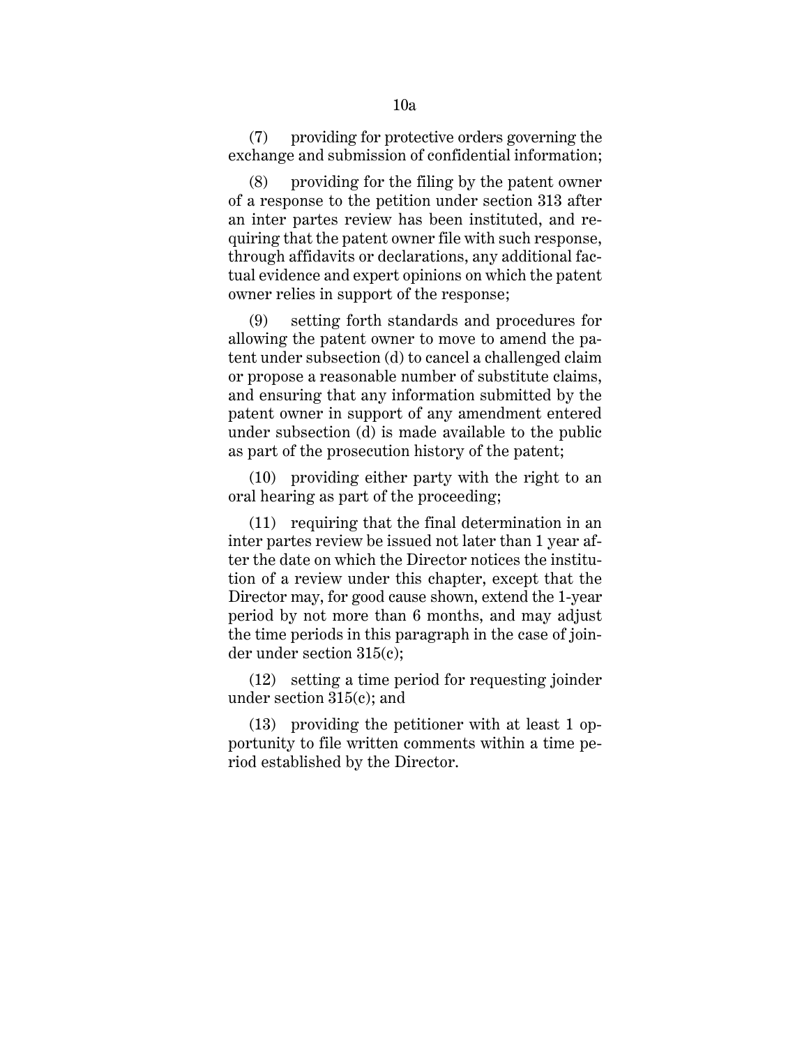(7) providing for protective orders governing the exchange and submission of confidential information;

(8) providing for the filing by the patent owner of a response to the petition under section 313 after an inter partes review has been instituted, and requiring that the patent owner file with such response, through affidavits or declarations, any additional factual evidence and expert opinions on which the patent owner relies in support of the response;

(9) setting forth standards and procedures for allowing the patent owner to move to amend the patent under subsection (d) to cancel a challenged claim or propose a reasonable number of substitute claims, and ensuring that any information submitted by the patent owner in support of any amendment entered under subsection (d) is made available to the public as part of the prosecution history of the patent;

(10) providing either party with the right to an oral hearing as part of the proceeding;

(11) requiring that the final determination in an inter partes review be issued not later than 1 year after the date on which the Director notices the institution of a review under this chapter, except that the Director may, for good cause shown, extend the 1-year period by not more than 6 months, and may adjust the time periods in this paragraph in the case of joinder under section 315(c);

(12) setting a time period for requesting joinder under section 315(c); and

(13) providing the petitioner with at least 1 opportunity to file written comments within a time period established by the Director.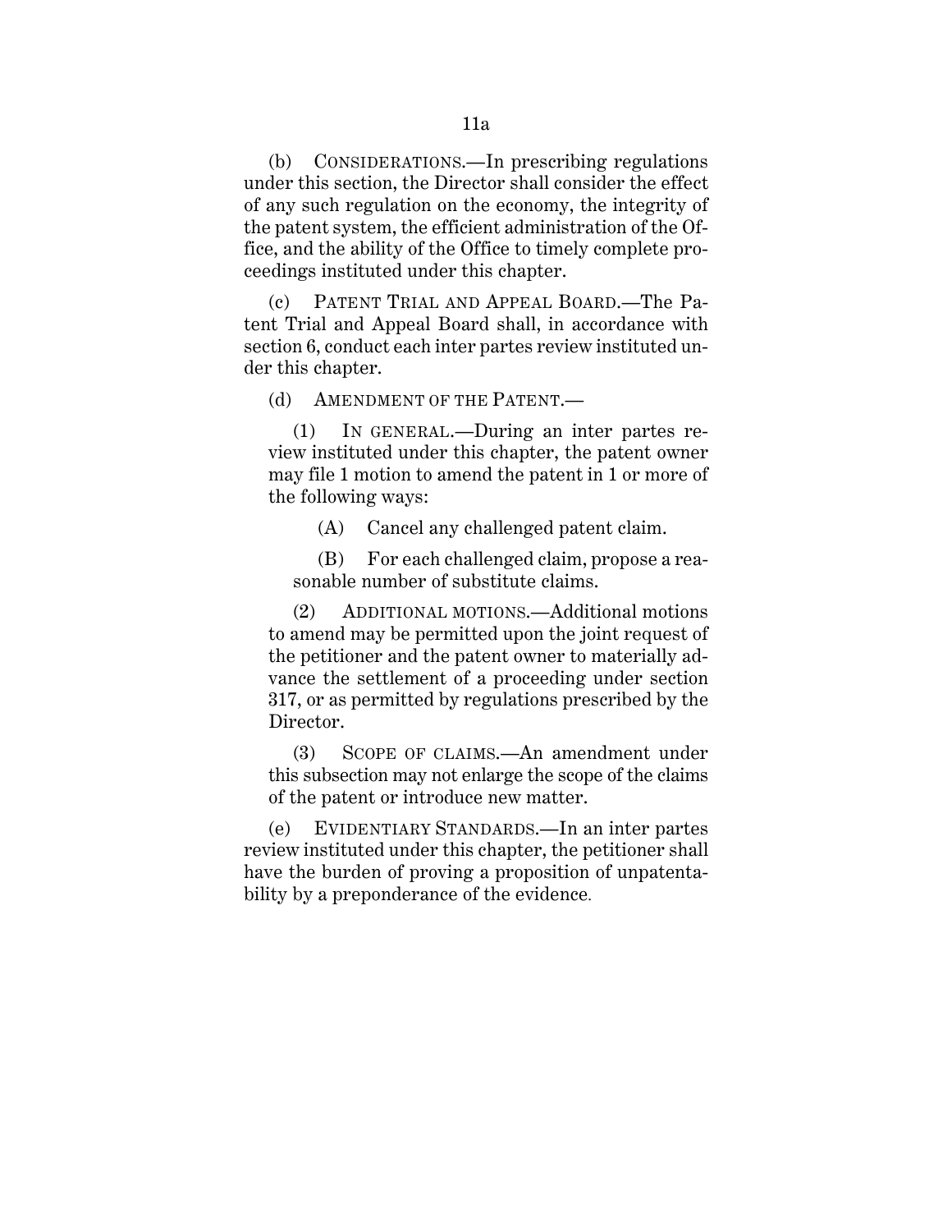(b) CONSIDERATIONS.—In prescribing regulations under this section, the Director shall consider the effect of any such regulation on the economy, the integrity of the patent system, the efficient administration of the Office, and the ability of the Office to timely complete proceedings instituted under this chapter.

(c) PATENT TRIAL AND APPEAL BOARD.—The Patent Trial and Appeal Board shall, in accordance with section 6, conduct each inter partes review instituted under this chapter.

(d) AMENDMENT OF THE PATENT.—

(1) IN GENERAL.—During an inter partes review instituted under this chapter, the patent owner may file 1 motion to amend the patent in 1 or more of the following ways:

(A) Cancel any challenged patent claim.

(B) For each challenged claim, propose a reasonable number of substitute claims.

(2) ADDITIONAL MOTIONS.—Additional motions to amend may be permitted upon the joint request of the petitioner and the patent owner to materially advance the settlement of a proceeding under section 317, or as permitted by regulations prescribed by the Director.

(3) SCOPE OF CLAIMS.—An amendment under this subsection may not enlarge the scope of the claims of the patent or introduce new matter.

(e) EVIDENTIARY STANDARDS.—In an inter partes review instituted under this chapter, the petitioner shall have the burden of proving a proposition of unpatentability by a preponderance of the evidence.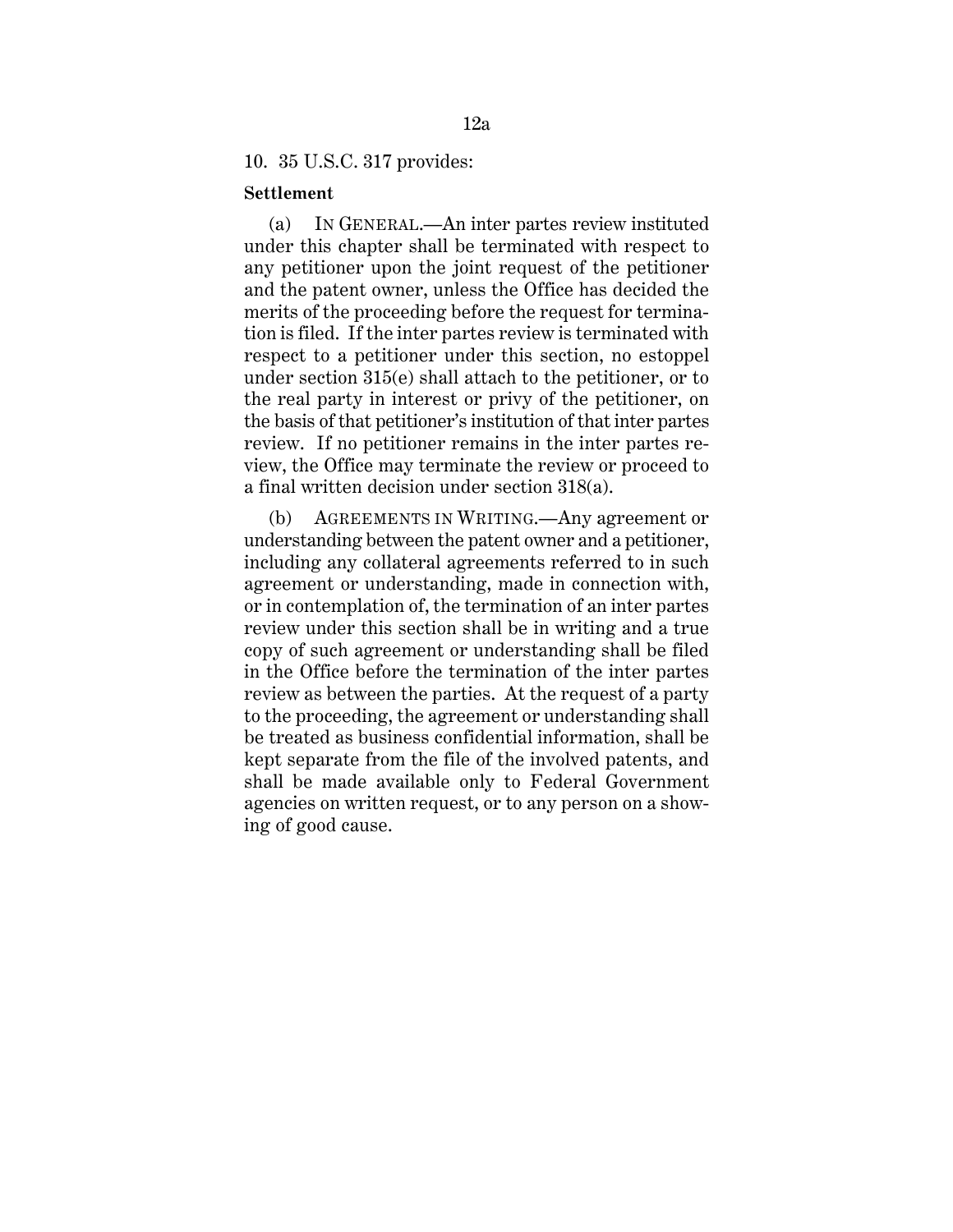10. 35 U.S.C. 317 provides:

**Settlement**

(a) IN GENERAL.—An inter partes review instituted under this chapter shall be terminated with respect to any petitioner upon the joint request of the petitioner and the patent owner, unless the Office has decided the merits of the proceeding before the request for termination is filed. If the inter partes review is terminated with respect to a petitioner under this section, no estoppel under section 315(e) shall attach to the petitioner, or to the real party in interest or privy of the petitioner, on the basis of that petitioner's institution of that inter partes review. If no petitioner remains in the inter partes review, the Office may terminate the review or proceed to a final written decision under section 318(a).

(b) AGREEMENTS IN WRITING.—Any agreement or understanding between the patent owner and a petitioner, including any collateral agreements referred to in such agreement or understanding, made in connection with, or in contemplation of, the termination of an inter partes review under this section shall be in writing and a true copy of such agreement or understanding shall be filed in the Office before the termination of the inter partes review as between the parties. At the request of a party to the proceeding, the agreement or understanding shall be treated as business confidential information, shall be kept separate from the file of the involved patents, and shall be made available only to Federal Government agencies on written request, or to any person on a showing of good cause.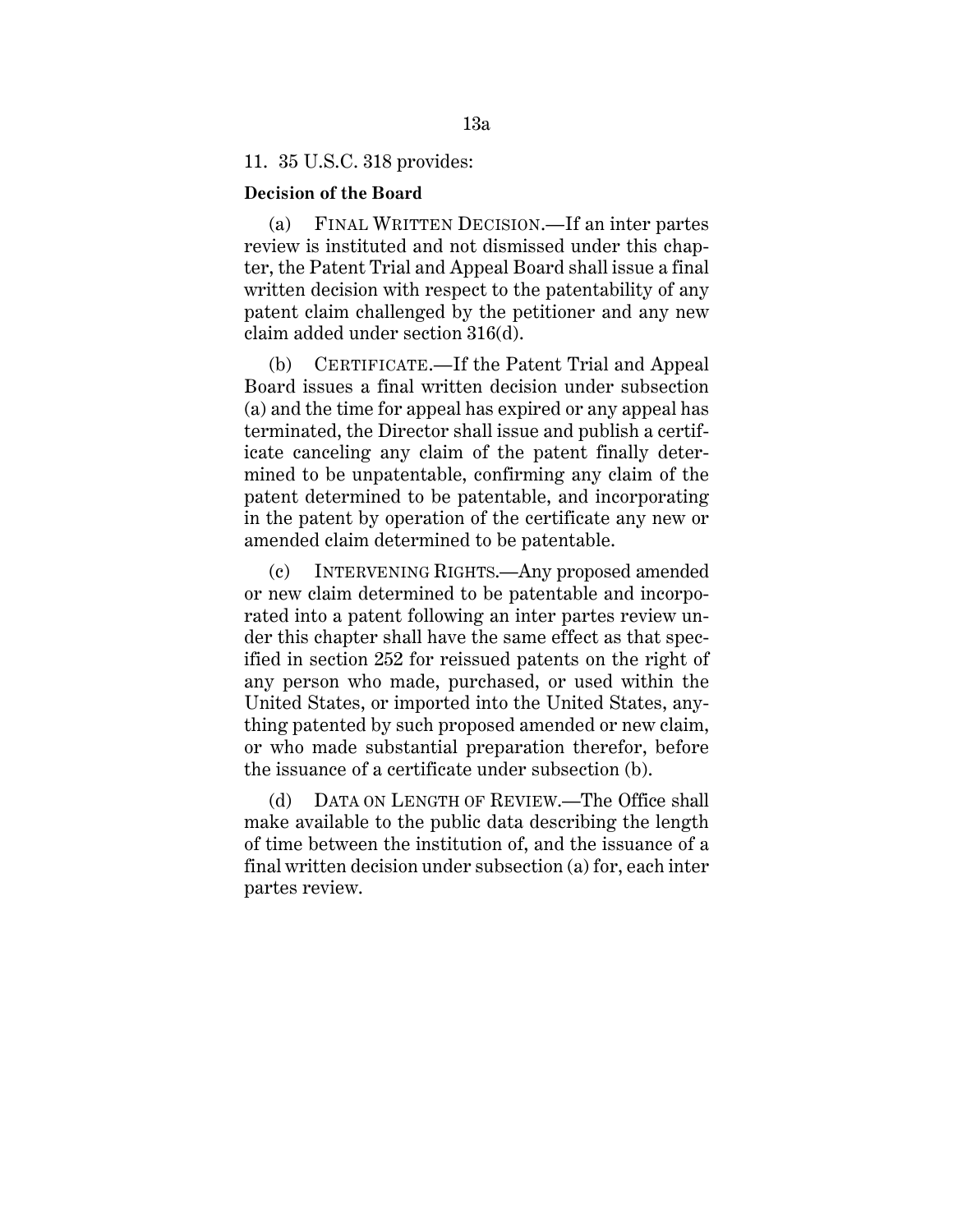11. 35 U.S.C. 318 provides:

**Decision of the Board**

(a) FINAL WRITTEN DECISION.—If an inter partes review is instituted and not dismissed under this chapter, the Patent Trial and Appeal Board shall issue a final written decision with respect to the patentability of any patent claim challenged by the petitioner and any new claim added under section 316(d).

(b) CERTIFICATE.—If the Patent Trial and Appeal Board issues a final written decision under subsection (a) and the time for appeal has expired or any appeal has terminated, the Director shall issue and publish a certificate canceling any claim of the patent finally determined to be unpatentable, confirming any claim of the patent determined to be patentable, and incorporating in the patent by operation of the certificate any new or amended claim determined to be patentable.

(c) INTERVENING RIGHTS.—Any proposed amended or new claim determined to be patentable and incorporated into a patent following an inter partes review under this chapter shall have the same effect as that specified in section 252 for reissued patents on the right of any person who made, purchased, or used within the United States, or imported into the United States, anything patented by such proposed amended or new claim, or who made substantial preparation therefor, before the issuance of a certificate under subsection (b).

(d) DATA ON LENGTH OF REVIEW.—The Office shall make available to the public data describing the length of time between the institution of, and the issuance of a final written decision under subsection (a) for, each inter partes review.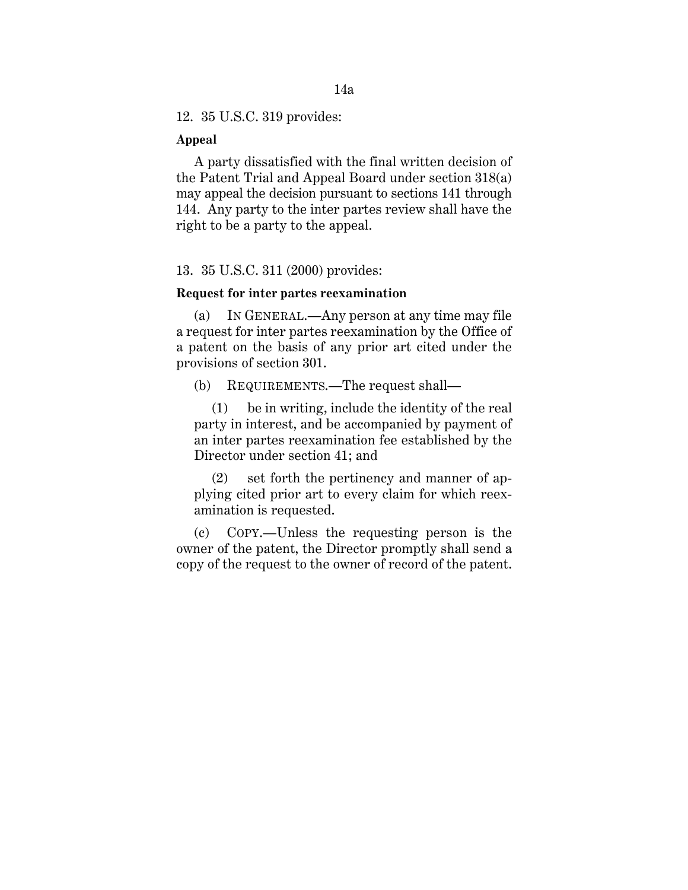12. 35 U.S.C. 319 provides:

**Appeal**

A party dissatisfied with the final written decision of the Patent Trial and Appeal Board under section 318(a) may appeal the decision pursuant to sections 141 through 144. Any party to the inter partes review shall have the right to be a party to the appeal.

13. 35 U.S.C. 311 (2000) provides:

**Request for inter partes reexamination**

(a) IN GENERAL.—Any person at any time may file a request for inter partes reexamination by the Office of a patent on the basis of any prior art cited under the provisions of section 301.

(b) REQUIREMENTS.—The request shall—

(1) be in writing, include the identity of the real party in interest, and be accompanied by payment of an inter partes reexamination fee established by the Director under section 41; and

(2) set forth the pertinency and manner of applying cited prior art to every claim for which reexamination is requested.

(c) COPY.—Unless the requesting person is the owner of the patent, the Director promptly shall send a copy of the request to the owner of record of the patent.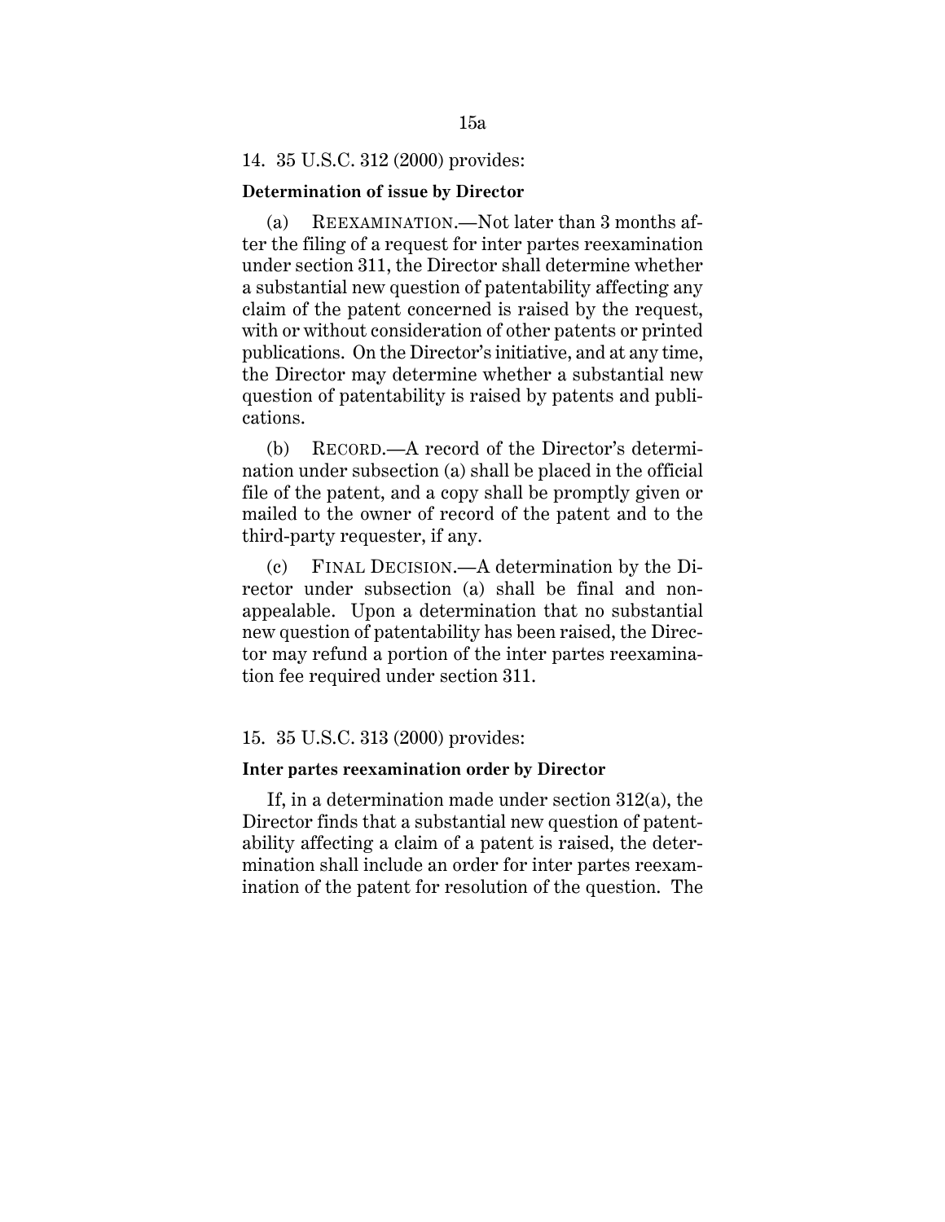14. 35 U.S.C. 312 (2000) provides:

**Determination of issue by Director**

(a) REEXAMINATION.—Not later than 3 months after the filing of a request for inter partes reexamination under section 311, the Director shall determine whether a substantial new question of patentability affecting any claim of the patent concerned is raised by the request, with or without consideration of other patents or printed publications. On the Director's initiative, and at any time, the Director may determine whether a substantial new question of patentability is raised by patents and publications.

(b) RECORD.—A record of the Director's determination under subsection (a) shall be placed in the official file of the patent, and a copy shall be promptly given or mailed to the owner of record of the patent and to the third-party requester, if any.

(c) FINAL DECISION.—A determination by the Director under subsection (a) shall be final and non-appealable. Upon a determination that no substantial new question of patentability has been raised, the Director may refund a portion of the inter partes reexamination fee required under section 311.

15. 35 U.S.C. 313 (2000) provides:

**Inter partes reexamination order by Director**

If, in a determination made under section 312(a), the Director finds that a substantial new question of patentability affecting a claim of a patent is raised, the determination shall include an order for inter partes reexamination of the patent for resolution of the question. The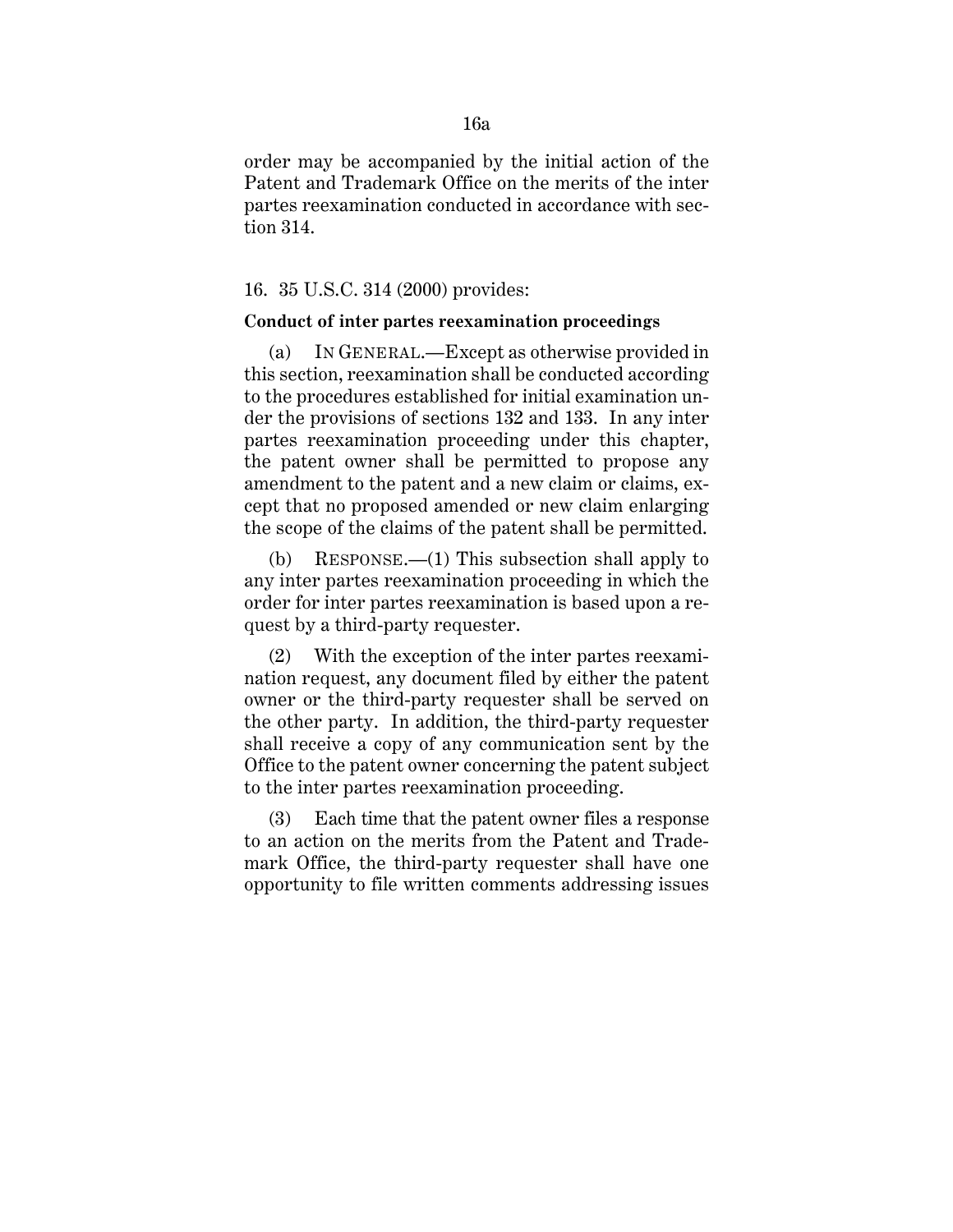order may be accompanied by the initial action of the Patent and Trademark Office on the merits of the inter partes reexamination conducted in accordance with section 314.

16. 35 U.S.C. 314 (2000) provides:

**Conduct of inter partes reexamination proceedings**

(a) IN GENERAL.—Except as otherwise provided in this section, reexamination shall be conducted according to the procedures established for initial examination under the provisions of sections 132 and 133. In any inter partes reexamination proceeding under this chapter, the patent owner shall be permitted to propose any amendment to the patent and a new claim or claims, except that no proposed amended or new claim enlarging the scope of the claims of the patent shall be permitted.

(b) RESPONSE.—(1) This subsection shall apply to any inter partes reexamination proceeding in which the order for inter partes reexamination is based upon a request by a third-party requester.

(2) With the exception of the inter partes reexamination request, any document filed by either the patent owner or the third-party requester shall be served on the other party. In addition, the third-party requester shall receive a copy of any communication sent by the Office to the patent owner concerning the patent subject to the inter partes reexamination proceeding.

(3) Each time that the patent owner files a response to an action on the merits from the Patent and Trademark Office, the third-party requester shall have one opportunity to file written comments addressing issues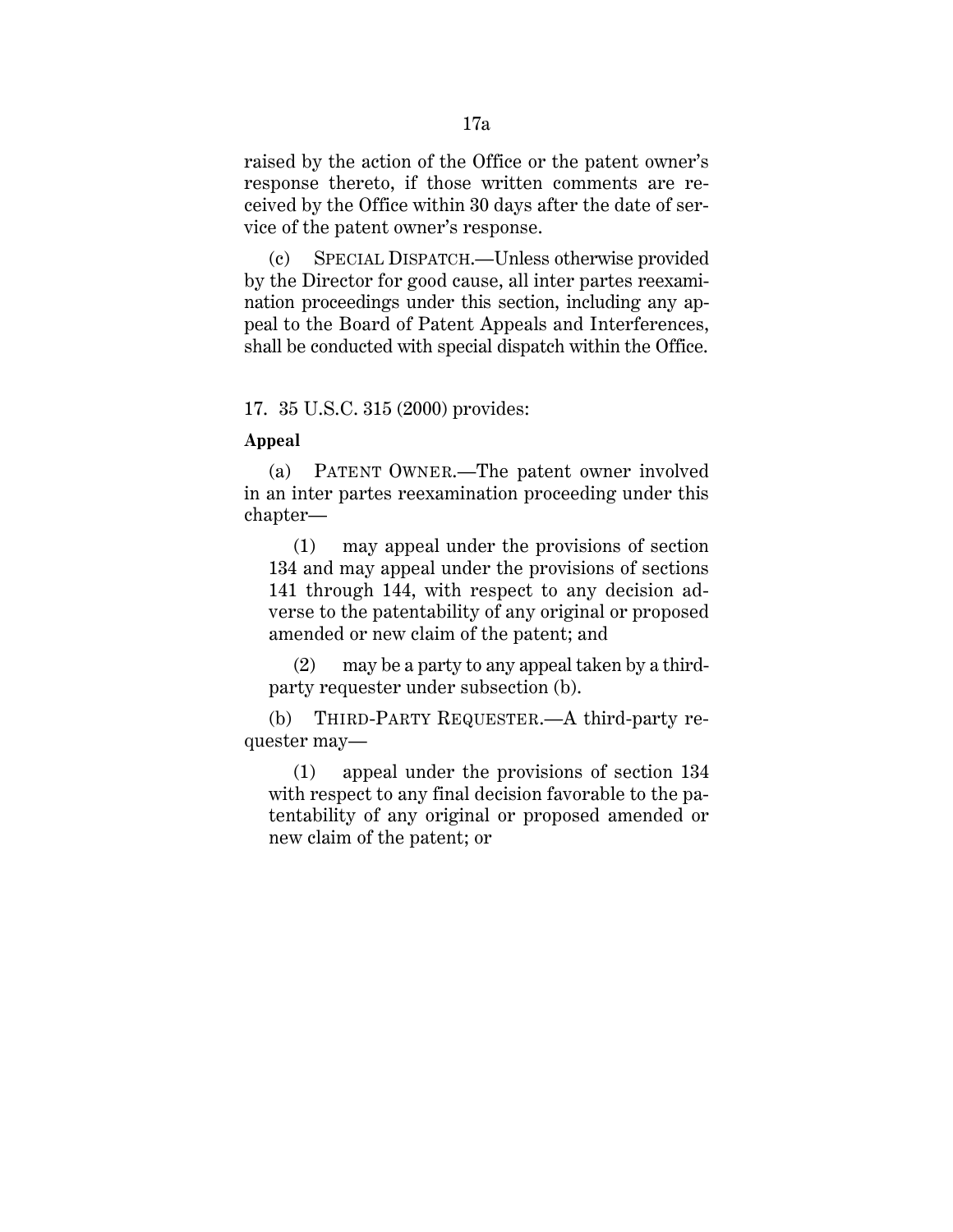raised by the action of the Office or the patent owner's response thereto, if those written comments are received by the Office within 30 days after the date of service of the patent owner's response.

(c) SPECIAL DISPATCH.—Unless otherwise provided by the Director for good cause, all inter partes reexamination proceedings under this section, including any appeal to the Board of Patent Appeals and Interferences, shall be conducted with special dispatch within the Office.

17. 35 U.S.C. 315 (2000) provides:

**Appeal**

(a) PATENT OWNER.—The patent owner involved in an inter partes reexamination proceeding under this chapter—

(1) may appeal under the provisions of section 134 and may appeal under the provisions of sections 141 through 144, with respect to any decision adverse to the patentability of any original or proposed amended or new claim of the patent; and

(2) may be a party to any appeal taken by a third-party requester under subsection (b).

(b) THIRD-PARTY REQUESTER.—A third-party requester may—

(1) appeal under the provisions of section 134 with respect to any final decision favorable to the patentability of any original or proposed amended or new claim of the patent; or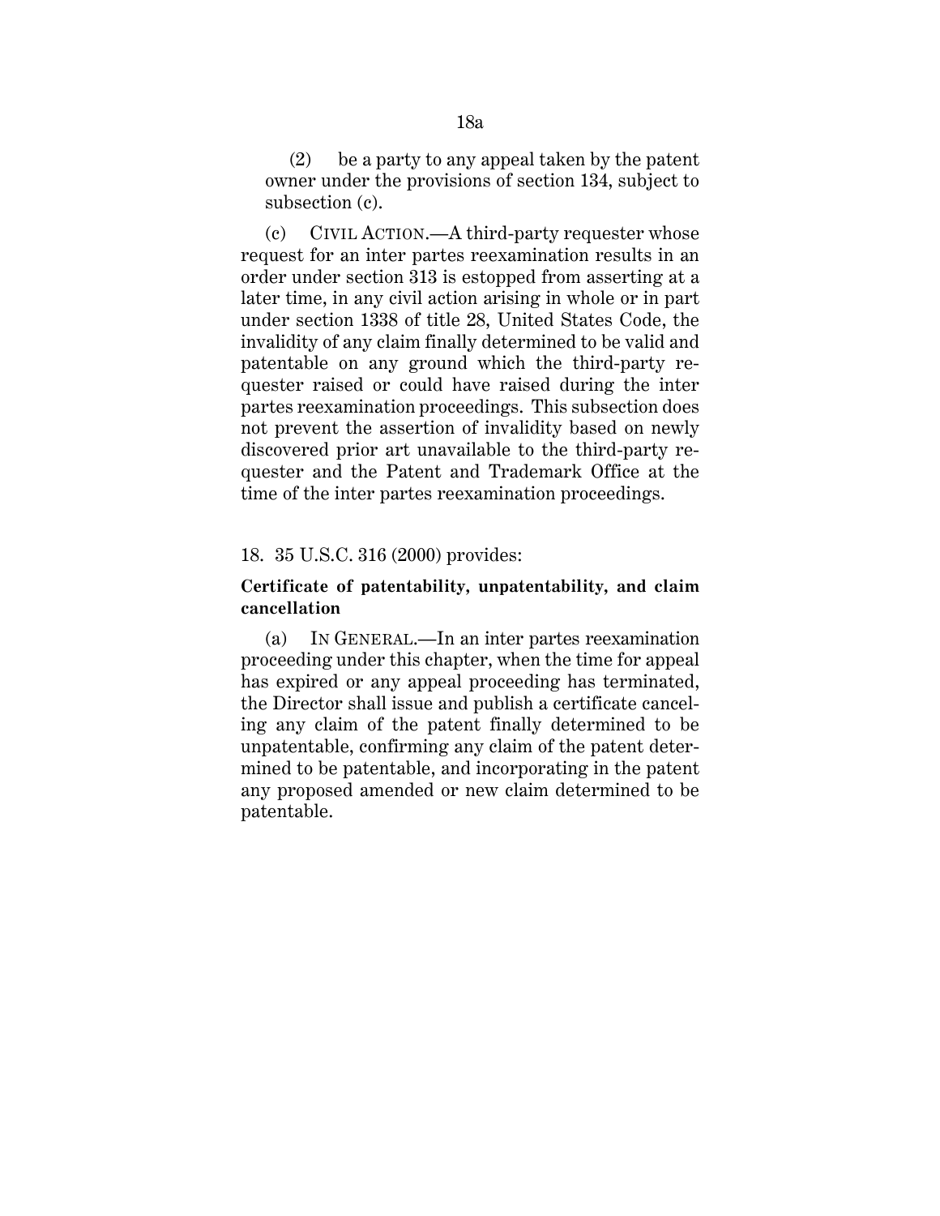(2) be a party to any appeal taken by the patent owner under the provisions of section 134, subject to subsection (c).

(c) CIVIL ACTION.—A third-party requester whose request for an inter partes reexamination results in an order under section 313 is estopped from asserting at a later time, in any civil action arising in whole or in part under section 1338 of title 28, United States Code, the invalidity of any claim finally determined to be valid and patentable on any ground which the third-party requester raised or could have raised during the inter partes reexamination proceedings. This subsection does not prevent the assertion of invalidity based on newly discovered prior art unavailable to the third-party requester and the Patent and Trademark Office at the time of the inter partes reexamination proceedings.

18. 35 U.S.C. 316 (2000) provides:

**Certificate of patentability, unpatentability, and claim cancellation**

(a) IN GENERAL.—In an inter partes reexamination proceeding under this chapter, when the time for appeal has expired or any appeal proceeding has terminated, the Director shall issue and publish a certificate canceling any claim of the patent finally determined to be unpatentable, confirming any claim of the patent determined to be patentable, and incorporating in the patent any proposed amended or new claim determined to be patentable.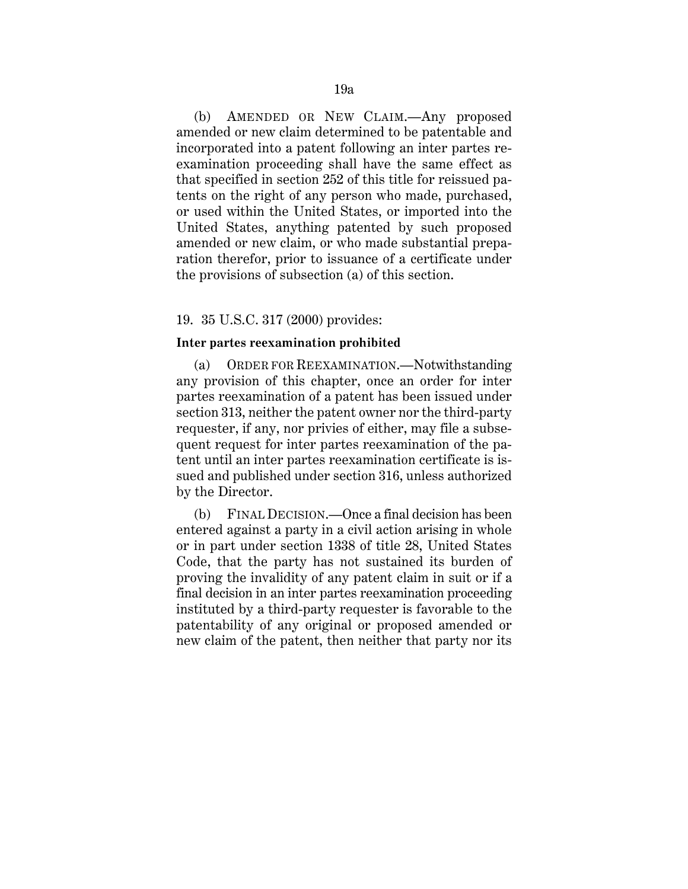(b) AMENDED OR NEW CLAIM.—Any proposed amended or new claim determined to be patentable and incorporated into a patent following an inter partes reexamination proceeding shall have the same effect as that specified in section 252 of this title for reissued patents on the right of any person who made, purchased, or used within the United States, or imported into the United States, anything patented by such proposed amended or new claim, or who made substantial preparation therefor, prior to issuance of a certificate under the provisions of subsection (a) of this section.

19. 35 U.S.C. 317 (2000) provides:

**Inter partes reexamination prohibited**

(a) ORDER FOR REEXAMINATION.—Notwithstanding any provision of this chapter, once an order for inter partes reexamination of a patent has been issued under section 313, neither the patent owner nor the third-party requester, if any, nor privies of either, may file a subsequent request for inter partes reexamination of the patent until an inter partes reexamination certificate is issued and published under section 316, unless authorized by the Director.

(b) FINAL DECISION.—Once a final decision has been entered against a party in a civil action arising in whole or in part under section 1338 of title 28, United States Code, that the party has not sustained its burden of proving the invalidity of any patent claim in suit or if a final decision in an inter partes reexamination proceeding instituted by a third-party requester is favorable to the patentability of any original or proposed amended or new claim of the patent, then neither that party nor its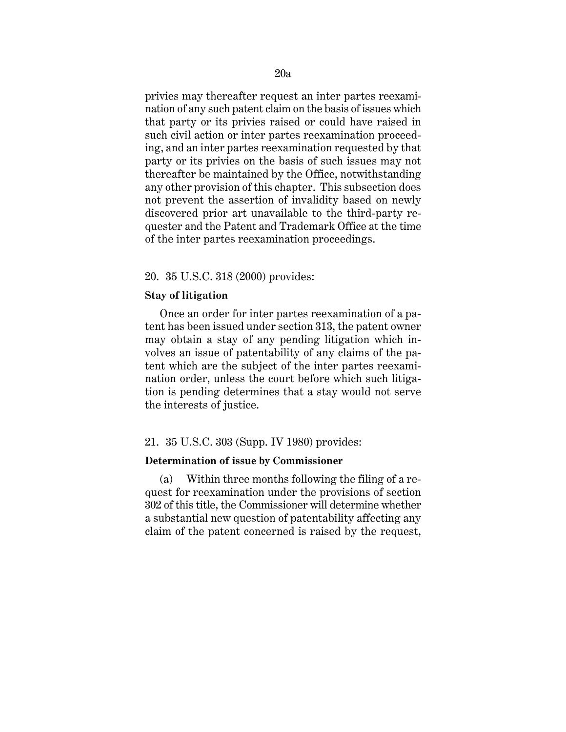privies may thereafter request an inter partes reexamination of any such patent claim on the basis of issues which that party or its privies raised or could have raised in such civil action or inter partes reexamination proceeding, and an inter partes reexamination requested by that party or its privies on the basis of such issues may not thereafter be maintained by the Office, notwithstanding any other provision of this chapter. This subsection does not prevent the assertion of invalidity based on newly discovered prior art unavailable to the third-party requester and the Patent and Trademark Office at the time of the inter partes reexamination proceedings.

20. 35 U.S.C. 318 (2000) provides:

**Stay of litigation**

Once an order for inter partes reexamination of a patent has been issued under section 313, the patent owner may obtain a stay of any pending litigation which involves an issue of patentability of any claims of the patent which are the subject of the inter partes reexamination order, unless the court before which such litigation is pending determines that a stay would not serve the interests of justice.

21. 35 U.S.C. 303 (Supp. IV 1980) provides:

**Determination of issue by Commissioner**

(a) Within three months following the filing of a request for reexamination under the provisions of section 302 of this title, the Commissioner will determine whether a substantial new question of patentability affecting any claim of the patent concerned is raised by the request,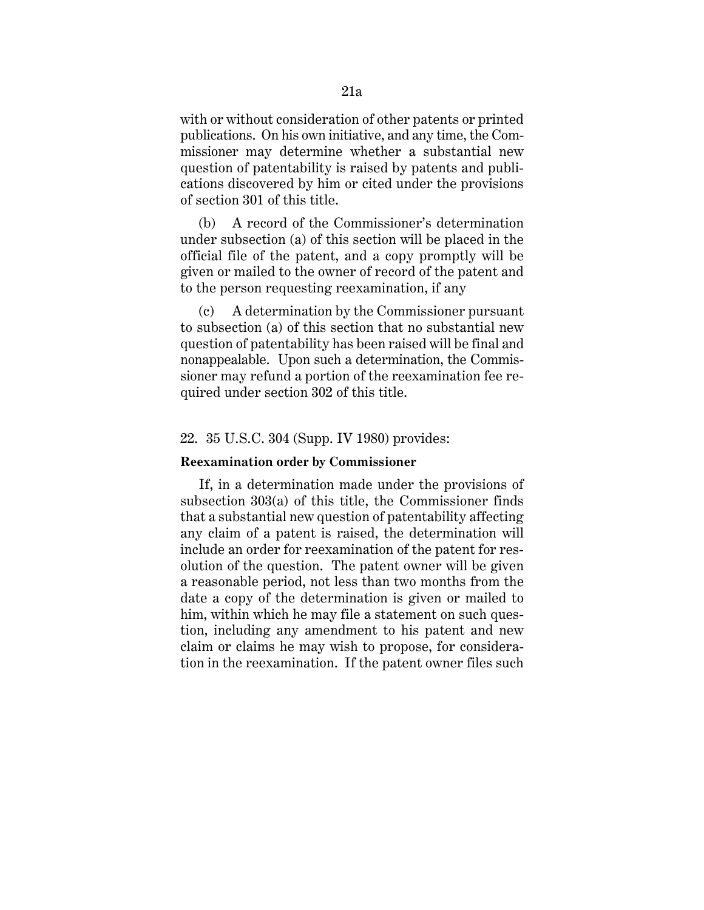with or without consideration of other patents or printed publications. On his own initiative, and any time, the Commissioner may determine whether a substantial new question of patentability is raised by patents and publications discovered by him or cited under the provisions of section 301 of this title.

(b) A record of the Commissioner's determination under subsection (a) of this section will be placed in the official file of the patent, and a copy promptly will be given or mailed to the owner of record of the patent and to the person requesting reexamination, if any

(c) A determination by the Commissioner pursuant to subsection (a) of this section that no substantial new question of patentability has been raised will be final and nonappealable. Upon such a determination, the Commissioner may refund a portion of the reexamination fee required under section 302 of this title.

22. 35 U.S.C. 304 (Supp. IV 1980) provides:

**Reexamination order by Commissioner**

If, in a determination made under the provisions of subsection 303(a) of this title, the Commissioner finds that a substantial new question of patentability affecting any claim of a patent is raised, the determination will include an order for reexamination of the patent for resolution of the question. The patent owner will be given a reasonable period, not less than two months from the date a copy of the determination is given or mailed to him, within which he may file a statement on such question, including any amendment to his patent and new claim or claims he may wish to propose, for consideration in the reexamination. If the patent owner files such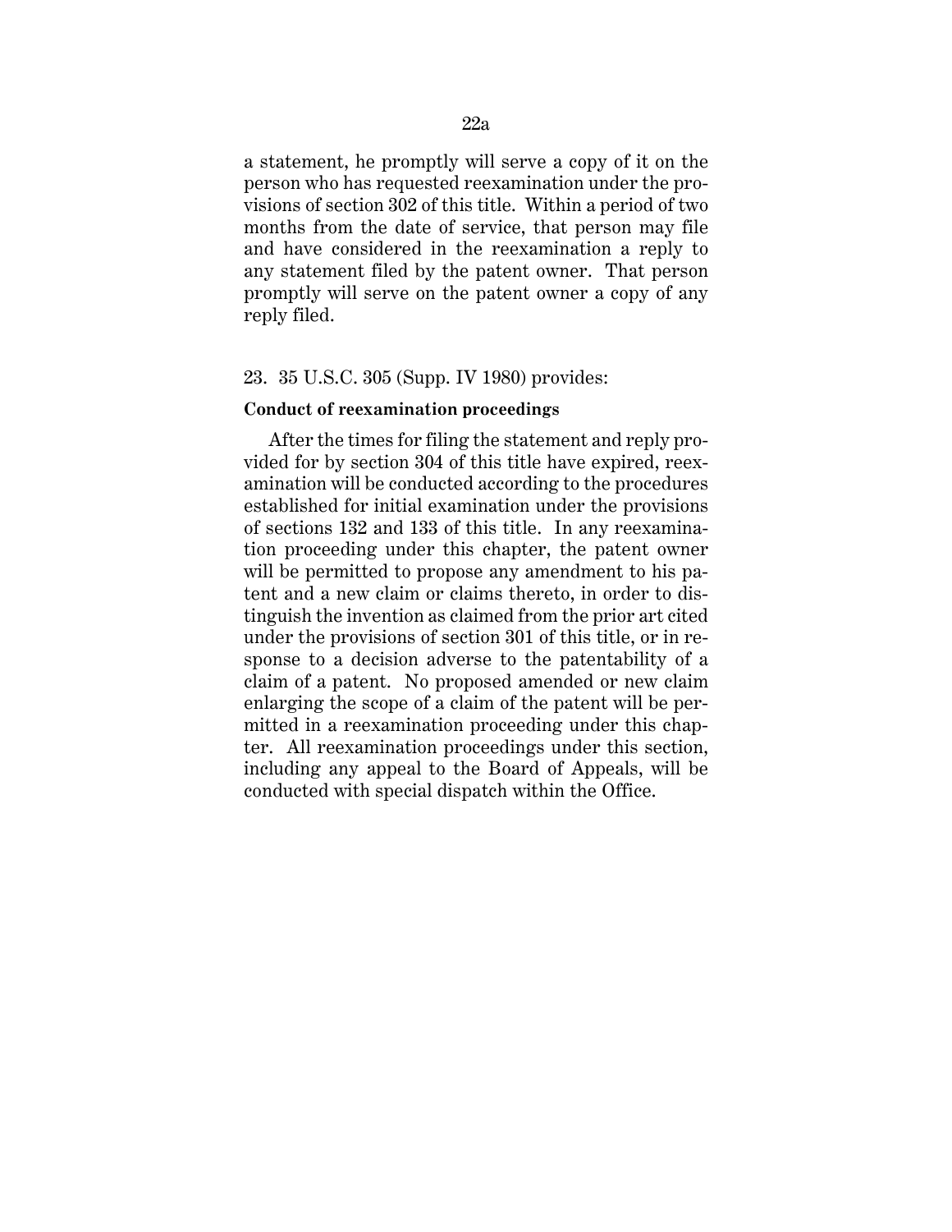a statement, he promptly will serve a copy of it on the person who has requested reexamination under the provisions of section 302 of this title. Within a period of two months from the date of service, that person may file and have considered in the reexamination a reply to any statement filed by the patent owner. That person promptly will serve on the patent owner a copy of any reply filed.

23. 35 U.S.C. 305 (Supp. IV 1980) provides:

**Conduct of reexamination proceedings**

After the times for filing the statement and reply provided for by section 304 of this title have expired, reexamination will be conducted according to the procedures established for initial examination under the provisions of sections 132 and 133 of this title. In any reexamination proceeding under this chapter, the patent owner will be permitted to propose any amendment to his patent and a new claim or claims thereto, in order to distinguish the invention as claimed from the prior art cited under the provisions of section 301 of this title, or in response to a decision adverse to the patentability of a claim of a patent. No proposed amended or new claim enlarging the scope of a claim of the patent will be permitted in a reexamination proceeding under this chapter. All reexamination proceedings under this section, including any appeal to the Board of Appeals, will be conducted with special dispatch within the Office.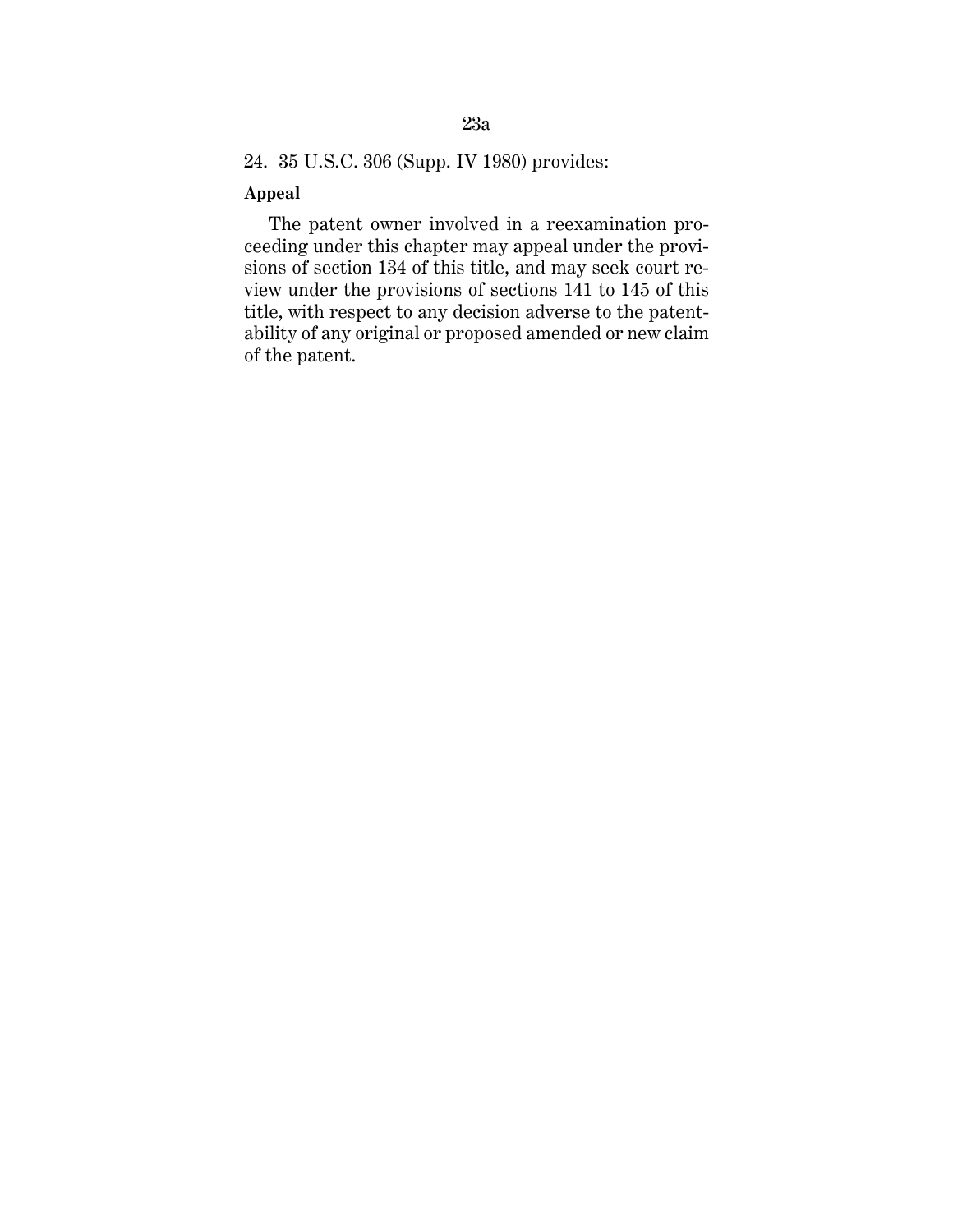24. 35 U.S.C. 306 (Supp. IV 1980) provides:

**Appeal**

The patent owner involved in a reexamination proceeding under this chapter may appeal under the provisions of section 134 of this title, and may seek court review under the provisions of sections 141 to 145 of this title, with respect to any decision adverse to the patentability of any original or proposed amended or new claim of the patent.